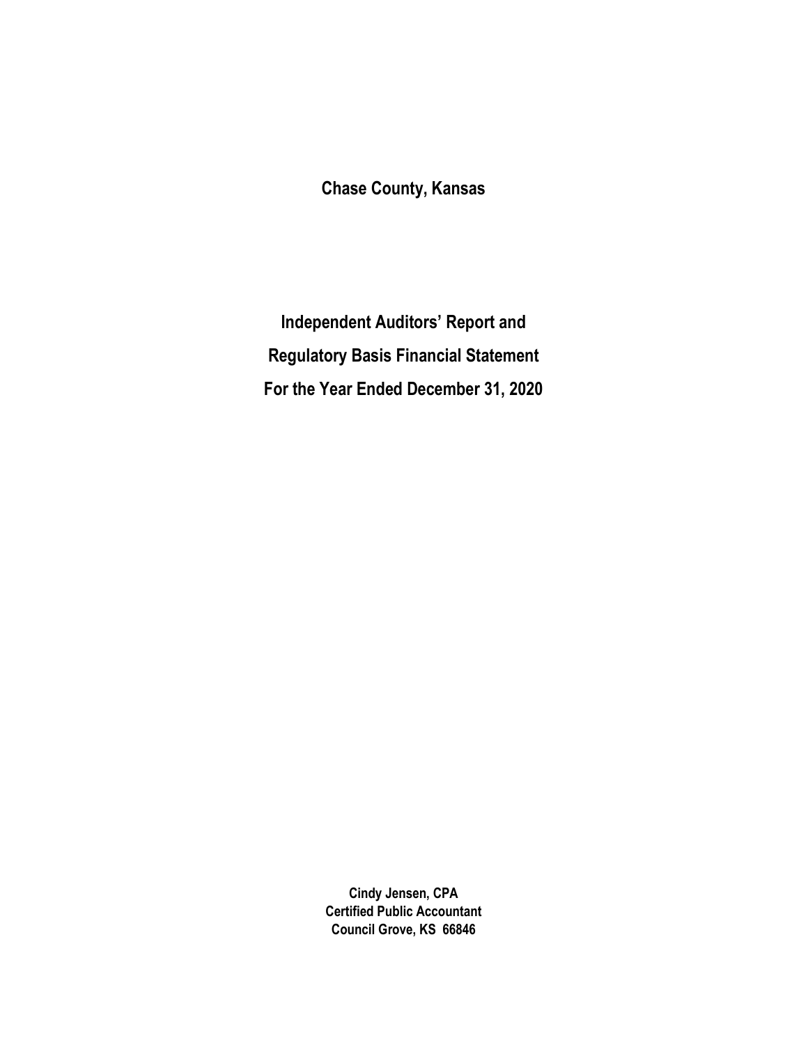# Chase County, Kansas

## Independent Auditors' Report and

## Regulatory Basis Financial Statement

## For the Year Ended December 31, 2020

**Cindy Jensen, CPA**
**Certified Public Accountant**
**Council Grove, KS 66846**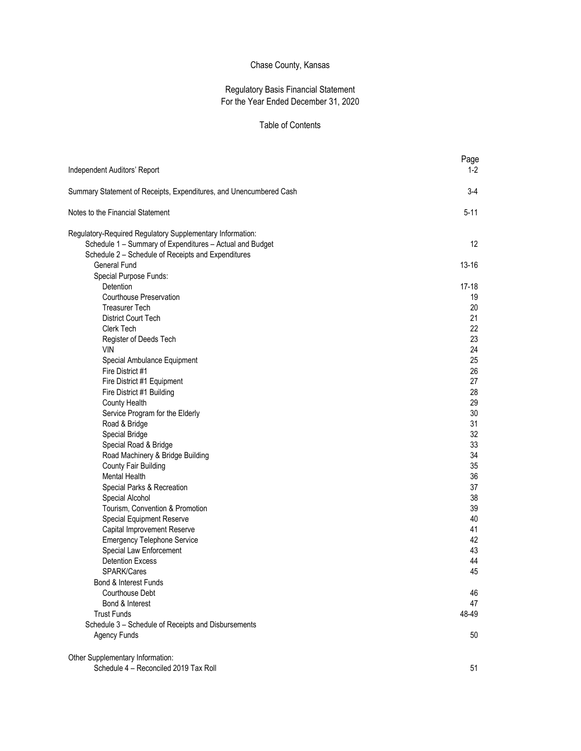Chase County, Kansas

Regulatory Basis Financial Statement
For the Year Ended December 31, 2020

Table of Contents

| | Page |
|---|---|
| Independent Auditors' Report | 1-2 |
| Summary Statement of Receipts, Expenditures, and Unencumbered Cash | 3-4 |
| Notes to the Financial Statement | 5-11 |
| Regulatory-Required Regulatory Supplementary Information: | |
| Schedule 1 – Summary of Expenditures – Actual and Budget | 12 |
| Schedule 2 – Schedule of Receipts and Expenditures | |
| General Fund | 13-16 |
| Special Purpose Funds: | |
| Detention | 17-18 |
| Courthouse Preservation | 19 |
| Treasurer Tech | 20 |
| District Court Tech | 21 |
| Clerk Tech | 22 |
| Register of Deeds Tech | 23 |
| VIN | 24 |
| Special Ambulance Equipment | 25 |
| Fire District #1 | 26 |
| Fire District #1 Equipment | 27 |
| Fire District #1 Building | 28 |
| County Health | 29 |
| Service Program for the Elderly | 30 |
| Road & Bridge | 31 |
| Special Bridge | 32 |
| Special Road & Bridge | 33 |
| Road Machinery & Bridge Building | 34 |
| County Fair Building | 35 |
| Mental Health | 36 |
| Special Parks & Recreation | 37 |
| Special Alcohol | 38 |
| Tourism, Convention & Promotion | 39 |
| Special Equipment Reserve | 40 |
| Capital Improvement Reserve | 41 |
| Emergency Telephone Service | 42 |
| Special Law Enforcement | 43 |
| Detention Excess | 44 |
| SPARK/Cares | 45 |
| Bond & Interest Funds | |
| Courthouse Debt | 46 |
| Bond & Interest | 47 |
| Trust Funds | 48-49 |
| Schedule 3 – Schedule of Receipts and Disbursements | |
| Agency Funds | 50 |
| Other Supplementary Information: | |
| Schedule 4 – Reconciled 2019 Tax Roll | 51 |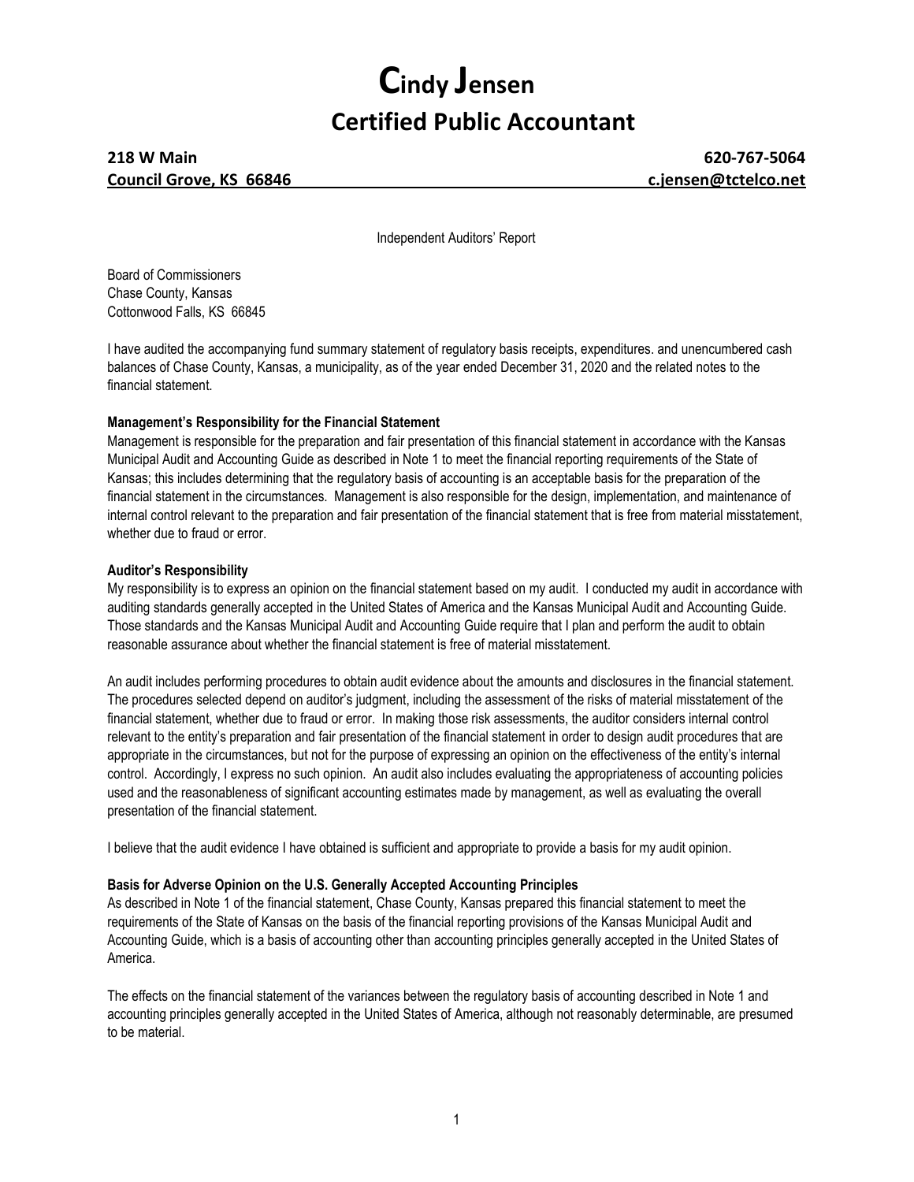# Cindy Jensen
## Certified Public Accountant

**218 W Main** **620-767-5064**
**Council Grove, KS 66846** **c.jensen@tctelco.net**

Independent Auditors' Report

Board of Commissioners
Chase County, Kansas
Cottonwood Falls, KS 66845

I have audited the accompanying fund summary statement of regulatory basis receipts, expenditures. and unencumbered cash balances of Chase County, Kansas, a municipality, as of the year ended December 31, 2020 and the related notes to the financial statement.

**Management's Responsibility for the Financial Statement**
Management is responsible for the preparation and fair presentation of this financial statement in accordance with the Kansas Municipal Audit and Accounting Guide as described in Note 1 to meet the financial reporting requirements of the State of Kansas; this includes determining that the regulatory basis of accounting is an acceptable basis for the preparation of the financial statement in the circumstances. Management is also responsible for the design, implementation, and maintenance of internal control relevant to the preparation and fair presentation of the financial statement that is free from material misstatement, whether due to fraud or error.

**Auditor's Responsibility**
My responsibility is to express an opinion on the financial statement based on my audit. I conducted my audit in accordance with auditing standards generally accepted in the United States of America and the Kansas Municipal Audit and Accounting Guide. Those standards and the Kansas Municipal Audit and Accounting Guide require that I plan and perform the audit to obtain reasonable assurance about whether the financial statement is free of material misstatement.

An audit includes performing procedures to obtain audit evidence about the amounts and disclosures in the financial statement. The procedures selected depend on auditor's judgment, including the assessment of the risks of material misstatement of the financial statement, whether due to fraud or error. In making those risk assessments, the auditor considers internal control relevant to the entity's preparation and fair presentation of the financial statement in order to design audit procedures that are appropriate in the circumstances, but not for the purpose of expressing an opinion on the effectiveness of the entity's internal control. Accordingly, I express no such opinion. An audit also includes evaluating the appropriateness of accounting policies used and the reasonableness of significant accounting estimates made by management, as well as evaluating the overall presentation of the financial statement.

I believe that the audit evidence I have obtained is sufficient and appropriate to provide a basis for my audit opinion.

**Basis for Adverse Opinion on the U.S. Generally Accepted Accounting Principles**
As described in Note 1 of the financial statement, Chase County, Kansas prepared this financial statement to meet the requirements of the State of Kansas on the basis of the financial reporting provisions of the Kansas Municipal Audit and Accounting Guide, which is a basis of accounting other than accounting principles generally accepted in the United States of America.

The effects on the financial statement of the variances between the regulatory basis of accounting described in Note 1 and accounting principles generally accepted in the United States of America, although not reasonably determinable, are presumed to be material.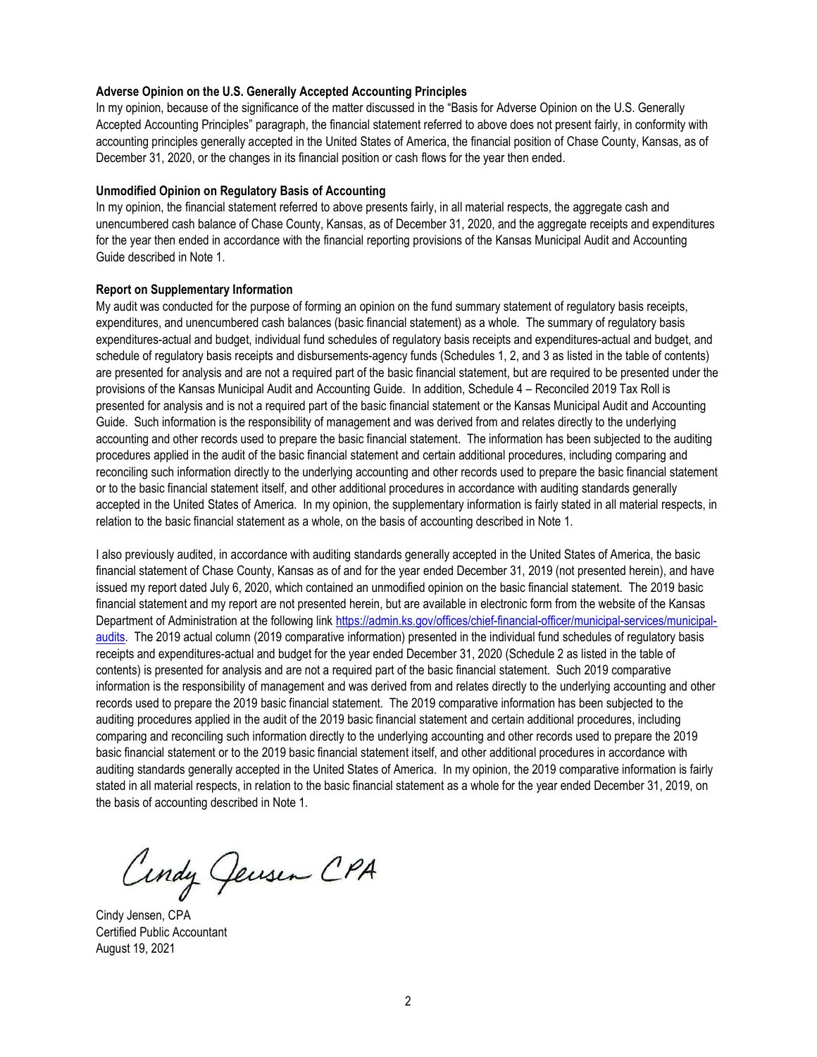**Adverse Opinion on the U.S. Generally Accepted Accounting Principles**

In my opinion, because of the significance of the matter discussed in the "Basis for Adverse Opinion on the U.S. Generally Accepted Accounting Principles" paragraph, the financial statement referred to above does not present fairly, in conformity with accounting principles generally accepted in the United States of America, the financial position of Chase County, Kansas, as of December 31, 2020, or the changes in its financial position or cash flows for the year then ended.

**Unmodified Opinion on Regulatory Basis of Accounting**

In my opinion, the financial statement referred to above presents fairly, in all material respects, the aggregate cash and unencumbered cash balance of Chase County, Kansas, as of December 31, 2020, and the aggregate receipts and expenditures for the year then ended in accordance with the financial reporting provisions of the Kansas Municipal Audit and Accounting Guide described in Note 1.

**Report on Supplementary Information**

My audit was conducted for the purpose of forming an opinion on the fund summary statement of regulatory basis receipts, expenditures, and unencumbered cash balances (basic financial statement) as a whole. The summary of regulatory basis expenditures-actual and budget, individual fund schedules of regulatory basis receipts and expenditures-actual and budget, and schedule of regulatory basis receipts and disbursements-agency funds (Schedules 1, 2, and 3 as listed in the table of contents) are presented for analysis and are not a required part of the basic financial statement, but are required to be presented under the provisions of the Kansas Municipal Audit and Accounting Guide. In addition, Schedule 4 – Reconciled 2019 Tax Roll is presented for analysis and is not a required part of the basic financial statement or the Kansas Municipal Audit and Accounting Guide. Such information is the responsibility of management and was derived from and relates directly to the underlying accounting and other records used to prepare the basic financial statement. The information has been subjected to the auditing procedures applied in the audit of the basic financial statement and certain additional procedures, including comparing and reconciling such information directly to the underlying accounting and other records used to prepare the basic financial statement or to the basic financial statement itself, and other additional procedures in accordance with auditing standards generally accepted in the United States of America. In my opinion, the supplementary information is fairly stated in all material respects, in relation to the basic financial statement as a whole, on the basis of accounting described in Note 1.

I also previously audited, in accordance with auditing standards generally accepted in the United States of America, the basic financial statement of Chase County, Kansas as of and for the year ended December 31, 2019 (not presented herein), and have issued my report dated July 6, 2020, which contained an unmodified opinion on the basic financial statement. The 2019 basic financial statement and my report are not presented herein, but are available in electronic form from the website of the Kansas Department of Administration at the following link https://admin.ks.gov/offices/chief-financial-officer/municipal-services/municipal-audits. The 2019 actual column (2019 comparative information) presented in the individual fund schedules of regulatory basis receipts and expenditures-actual and budget for the year ended December 31, 2020 (Schedule 2 as listed in the table of contents) is presented for analysis and are not a required part of the basic financial statement. Such 2019 comparative information is the responsibility of management and was derived from and relates directly to the underlying accounting and other records used to prepare the 2019 basic financial statement. The 2019 comparative information has been subjected to the auditing procedures applied in the audit of the 2019 basic financial statement and certain additional procedures, including comparing and reconciling such information directly to the underlying accounting and other records used to prepare the 2019 basic financial statement or to the 2019 basic financial statement itself, and other additional procedures in accordance with auditing standards generally accepted in the United States of America. In my opinion, the 2019 comparative information is fairly stated in all material respects, in relation to the basic financial statement as a whole for the year ended December 31, 2019, on the basis of accounting described in Note 1.

Cindy Jensen CPA

Cindy Jensen, CPA
Certified Public Accountant
August 19, 2021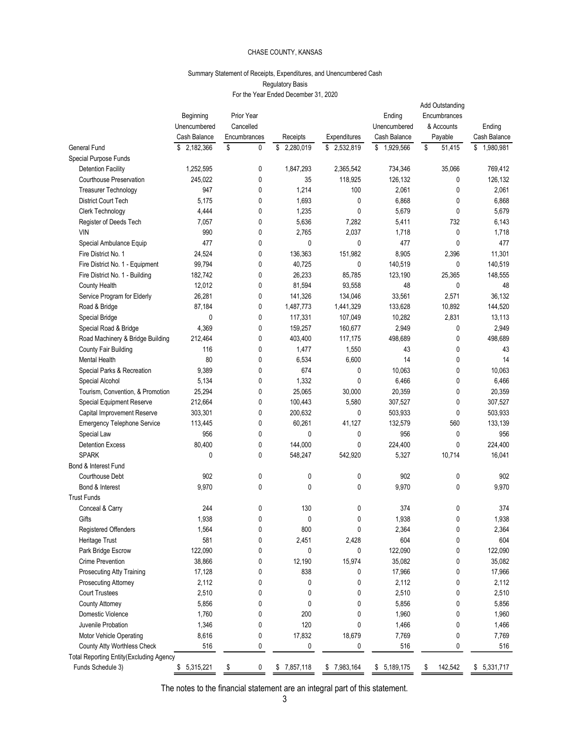# CHASE COUNTY, KANSAS

## Summary Statement of Receipts, Expenditures, and Unencumbered Cash
Regulatory Basis
For the Year Ended December 31, 2020

| | Beginning Unencumbered Cash Balance | Prior Year Cancelled Encumbrances | Receipts | Expenditures | Ending Unencumbered Cash Balance | Add Outstanding Encumbrances & Accounts Payable | Ending Cash Balance |
|---|---|---|---|---|---|---|---|
| General Fund | $ 2,182,366 | $ 0 | $ 2,280,019 | $ 2,532,819 | $ 1,929,566 | $ 51,415 | $ 1,980,981 |
| Special Purpose Funds | | | | | | | |
| Detention Facility | 1,252,595 | 0 | 1,847,293 | 2,365,542 | 734,346 | 35,066 | 769,412 |
| Courthouse Preservation | 245,022 | 0 | 35 | 118,925 | 126,132 | 0 | 126,132 |
| Treasurer Technology | 947 | 0 | 1,214 | 100 | 2,061 | 0 | 2,061 |
| District Court Tech | 5,175 | 0 | 1,693 | 0 | 6,868 | 0 | 6,868 |
| Clerk Technology | 4,444 | 0 | 1,235 | 0 | 5,679 | 0 | 5,679 |
| Register of Deeds Tech | 7,057 | 0 | 5,636 | 7,282 | 5,411 | 732 | 6,143 |
| VIN | 990 | 0 | 2,765 | 2,037 | 1,718 | 0 | 1,718 |
| Special Ambulance Equip | 477 | 0 | 0 | 0 | 477 | 0 | 477 |
| Fire District No. 1 | 24,524 | 0 | 136,363 | 151,982 | 8,905 | 2,396 | 11,301 |
| Fire District No. 1 - Equipment | 99,794 | 0 | 40,725 | 0 | 140,519 | 0 | 140,519 |
| Fire District No. 1 - Building | 182,742 | 0 | 26,233 | 85,785 | 123,190 | 25,365 | 148,555 |
| County Health | 12,012 | 0 | 81,594 | 93,558 | 48 | 0 | 48 |
| Service Program for Elderly | 26,281 | 0 | 141,326 | 134,046 | 33,561 | 2,571 | 36,132 |
| Road & Bridge | 87,184 | 0 | 1,487,773 | 1,441,329 | 133,628 | 10,892 | 144,520 |
| Special Bridge | 0 | 0 | 117,331 | 107,049 | 10,282 | 2,831 | 13,113 |
| Special Road & Bridge | 4,369 | 0 | 159,257 | 160,677 | 2,949 | 0 | 2,949 |
| Road Machinery & Bridge Building | 212,464 | 0 | 403,400 | 117,175 | 498,689 | 0 | 498,689 |
| County Fair Building | 116 | 0 | 1,477 | 1,550 | 43 | 0 | 43 |
| Mental Health | 80 | 0 | 6,534 | 6,600 | 14 | 0 | 14 |
| Special Parks & Recreation | 9,389 | 0 | 674 | 0 | 10,063 | 0 | 10,063 |
| Special Alcohol | 5,134 | 0 | 1,332 | 0 | 6,466 | 0 | 6,466 |
| Tourism, Convention, & Promotion | 25,294 | 0 | 25,065 | 30,000 | 20,359 | 0 | 20,359 |
| Special Equipment Reserve | 212,664 | 0 | 100,443 | 5,580 | 307,527 | 0 | 307,527 |
| Capital Improvement Reserve | 303,301 | 0 | 200,632 | 0 | 503,933 | 0 | 503,933 |
| Emergency Telephone Service | 113,445 | 0 | 60,261 | 41,127 | 132,579 | 560 | 133,139 |
| Special Law | 956 | 0 | 0 | 0 | 956 | 0 | 956 |
| Detention Excess | 80,400 | 0 | 144,000 | 0 | 224,400 | 0 | 224,400 |
| SPARK | 0 | 0 | 548,247 | 542,920 | 5,327 | 10,714 | 16,041 |
| Bond & Interest Fund | | | | | | | |
| Courthouse Debt | 902 | 0 | 0 | 0 | 902 | 0 | 902 |
| Bond & Interest | 9,970 | 0 | 0 | 0 | 9,970 | 0 | 9,970 |
| Trust Funds | | | | | | | |
| Conceal & Carry | 244 | 0 | 130 | 0 | 374 | 0 | 374 |
| Gifts | 1,938 | 0 | 0 | 0 | 1,938 | 0 | 1,938 |
| Registered Offenders | 1,564 | 0 | 800 | 0 | 2,364 | 0 | 2,364 |
| Heritage Trust | 581 | 0 | 2,451 | 2,428 | 604 | 0 | 604 |
| Park Bridge Escrow | 122,090 | 0 | 0 | 0 | 122,090 | 0 | 122,090 |
| Crime Prevention | 38,866 | 0 | 12,190 | 15,974 | 35,082 | 0 | 35,082 |
| Prosecuting Atty Training | 17,128 | 0 | 838 | 0 | 17,966 | 0 | 17,966 |
| Prosecuting Attorney | 2,112 | 0 | 0 | 0 | 2,112 | 0 | 2,112 |
| Court Trustees | 2,510 | 0 | 0 | 0 | 2,510 | 0 | 2,510 |
| County Attorney | 5,856 | 0 | 0 | 0 | 5,856 | 0 | 5,856 |
| Domestic Violence | 1,760 | 0 | 200 | 0 | 1,960 | 0 | 1,960 |
| Juvenile Probation | 1,346 | 0 | 120 | 0 | 1,466 | 0 | 1,466 |
| Motor Vehicle Operating | 8,616 | 0 | 17,832 | 18,679 | 7,769 | 0 | 7,769 |
| County Atty Worthless Check | 516 | 0 | 0 | 0 | 516 | 0 | 516 |
| Total Reporting Entity(Excluding Agency Funds Schedule 3) | $ 5,315,221 | $ 0 | $ 7,857,118 | $ 7,983,164 | $ 5,189,175 | $ 142,542 | $ 5,331,717 |

The notes to the financial statement are an integral part of this statement.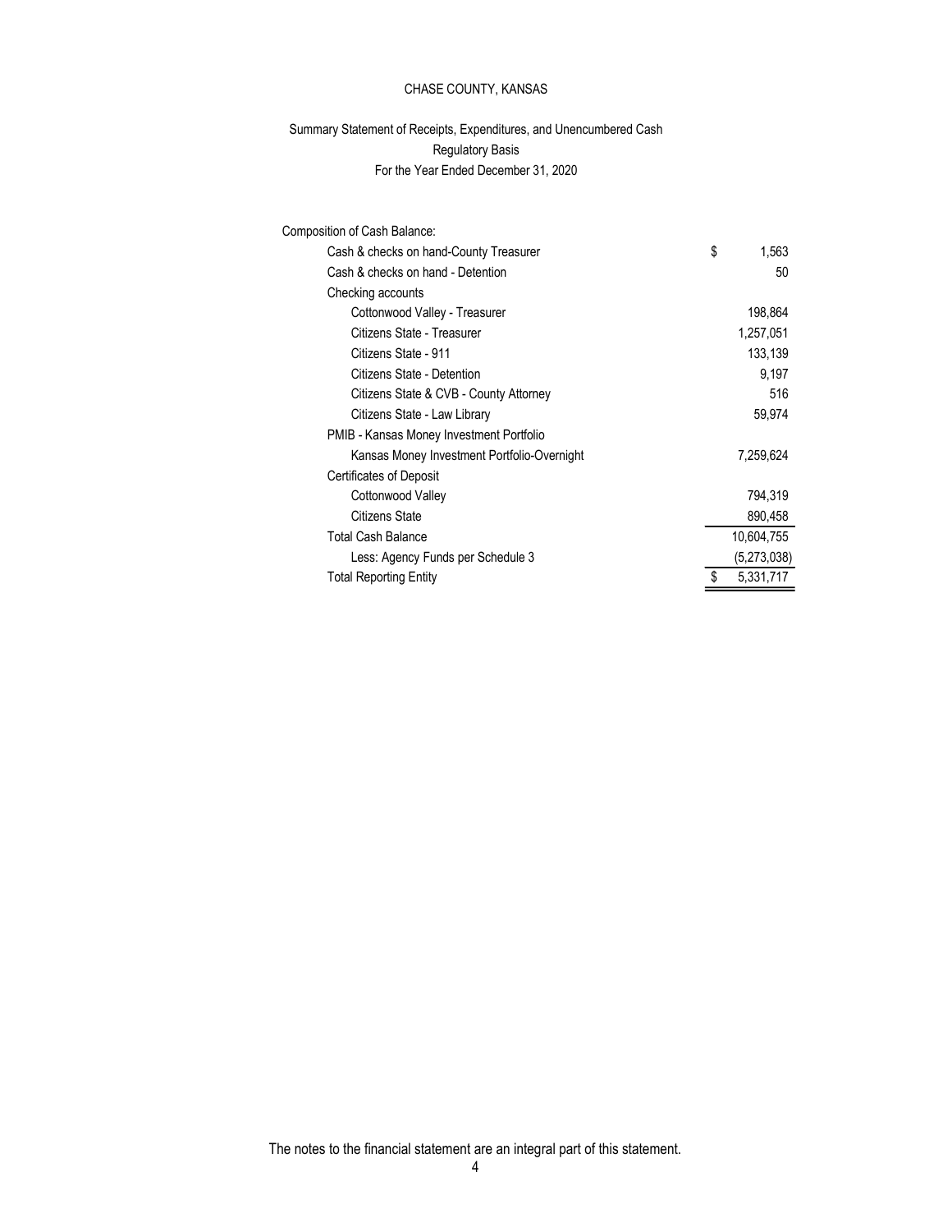# CHASE COUNTY, KANSAS

## Summary Statement of Receipts, Expenditures, and Unencumbered Cash
Regulatory Basis
For the Year Ended December 31, 2020

| Composition of Cash Balance: | |
|---|---|
| Cash & checks on hand-County Treasurer | $ 1,563 |
| Cash & checks on hand - Detention | 50 |
| Checking accounts | |
| Cottonwood Valley - Treasurer | 198,864 |
| Citizens State - Treasurer | 1,257,051 |
| Citizens State - 911 | 133,139 |
| Citizens State - Detention | 9,197 |
| Citizens State & CVB - County Attorney | 516 |
| Citizens State - Law Library | 59,974 |
| PMIB - Kansas Money Investment Portfolio | |
| Kansas Money Investment Portfolio-Overnight | 7,259,624 |
| Certificates of Deposit | |
| Cottonwood Valley | 794,319 |
| Citizens State | 890,458 |
| Total Cash Balance | 10,604,755 |
| Less: Agency Funds per Schedule 3 | (5,273,038) |
| Total Reporting Entity | $ 5,331,717 |

The notes to the financial statement are an integral part of this statement.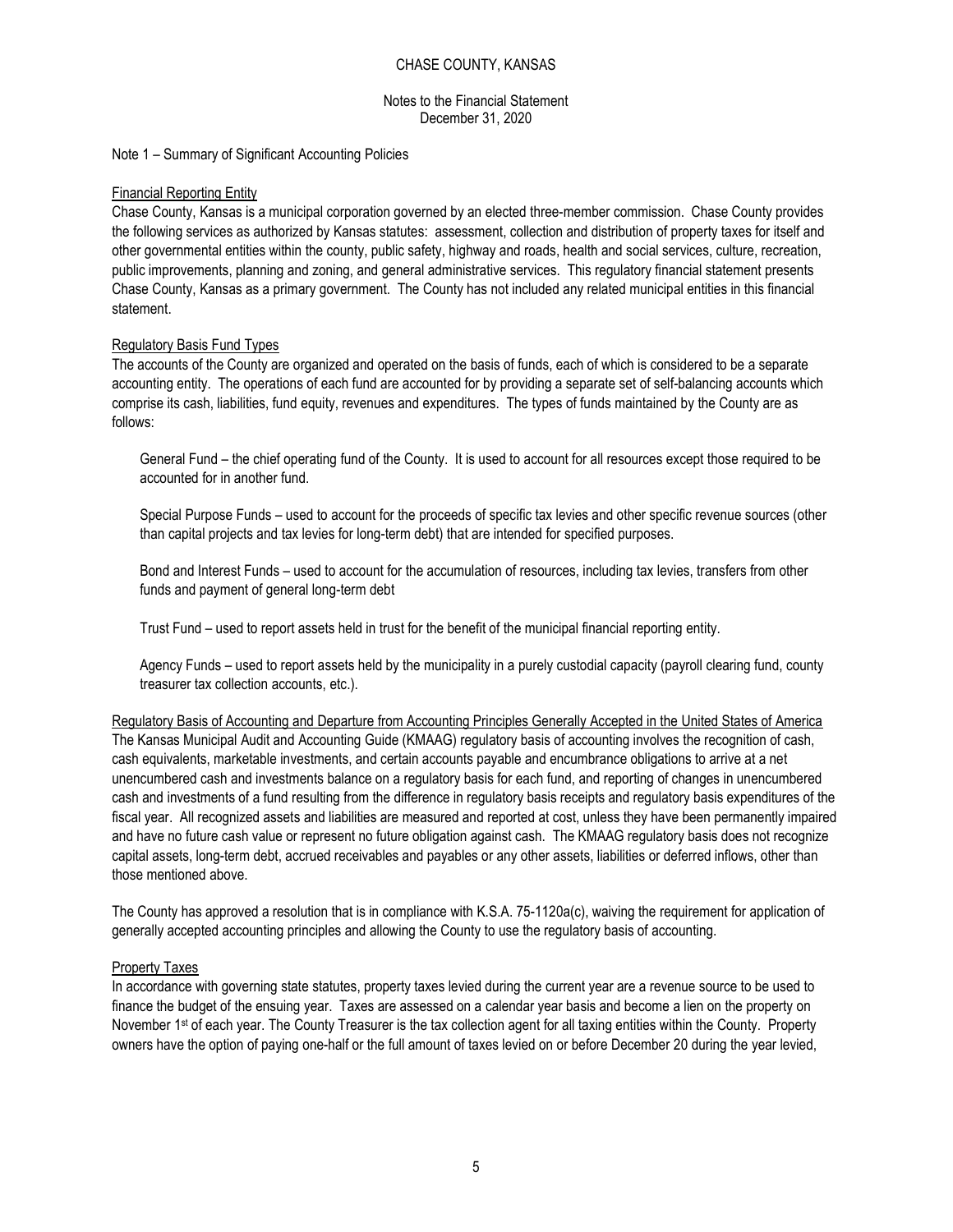CHASE COUNTY, KANSAS

Notes to the Financial Statement
December 31, 2020

Note 1 – Summary of Significant Accounting Policies

Financial Reporting Entity

Chase County, Kansas is a municipal corporation governed by an elected three-member commission. Chase County provides the following services as authorized by Kansas statutes: assessment, collection and distribution of property taxes for itself and other governmental entities within the county, public safety, highway and roads, health and social services, culture, recreation, public improvements, planning and zoning, and general administrative services. This regulatory financial statement presents Chase County, Kansas as a primary government. The County has not included any related municipal entities in this financial statement.

Regulatory Basis Fund Types

The accounts of the County are organized and operated on the basis of funds, each of which is considered to be a separate accounting entity. The operations of each fund are accounted for by providing a separate set of self-balancing accounts which comprise its cash, liabilities, fund equity, revenues and expenditures. The types of funds maintained by the County are as follows:

General Fund – the chief operating fund of the County. It is used to account for all resources except those required to be accounted for in another fund.

Special Purpose Funds – used to account for the proceeds of specific tax levies and other specific revenue sources (other than capital projects and tax levies for long-term debt) that are intended for specified purposes.

Bond and Interest Funds – used to account for the accumulation of resources, including tax levies, transfers from other funds and payment of general long-term debt

Trust Fund – used to report assets held in trust for the benefit of the municipal financial reporting entity.

Agency Funds – used to report assets held by the municipality in a purely custodial capacity (payroll clearing fund, county treasurer tax collection accounts, etc.).

Regulatory Basis of Accounting and Departure from Accounting Principles Generally Accepted in the United States of America

The Kansas Municipal Audit and Accounting Guide (KMAAG) regulatory basis of accounting involves the recognition of cash, cash equivalents, marketable investments, and certain accounts payable and encumbrance obligations to arrive at a net unencumbered cash and investments balance on a regulatory basis for each fund, and reporting of changes in unencumbered cash and investments of a fund resulting from the difference in regulatory basis receipts and regulatory basis expenditures of the fiscal year. All recognized assets and liabilities are measured and reported at cost, unless they have been permanently impaired and have no future cash value or represent no future obligation against cash. The KMAAG regulatory basis does not recognize capital assets, long-term debt, accrued receivables and payables or any other assets, liabilities or deferred inflows, other than those mentioned above.

The County has approved a resolution that is in compliance with K.S.A. 75-1120a(c), waiving the requirement for application of generally accepted accounting principles and allowing the County to use the regulatory basis of accounting.

Property Taxes

In accordance with governing state statutes, property taxes levied during the current year are a revenue source to be used to finance the budget of the ensuing year. Taxes are assessed on a calendar year basis and become a lien on the property on November 1st of each year. The County Treasurer is the tax collection agent for all taxing entities within the County. Property owners have the option of paying one-half or the full amount of taxes levied on or before December 20 during the year levied,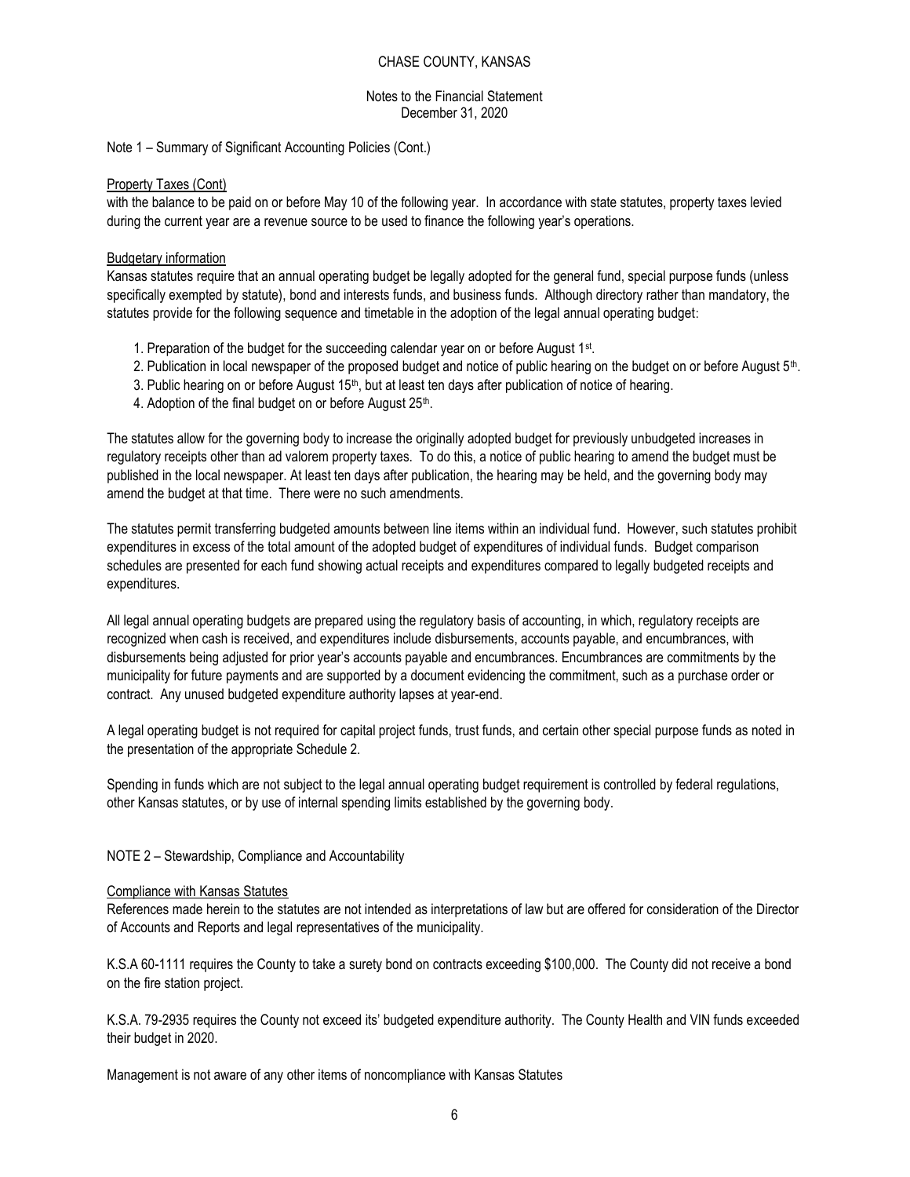CHASE COUNTY, KANSAS

Notes to the Financial Statement
December 31, 2020

Note 1 – Summary of Significant Accounting Policies (Cont.)

Property Taxes (Cont)

with the balance to be paid on or before May 10 of the following year. In accordance with state statutes, property taxes levied during the current year are a revenue source to be used to finance the following year's operations.

Budgetary information

Kansas statutes require that an annual operating budget be legally adopted for the general fund, special purpose funds (unless specifically exempted by statute), bond and interests funds, and business funds. Although directory rather than mandatory, the statutes provide for the following sequence and timetable in the adoption of the legal annual operating budget:

1. Preparation of the budget for the succeeding calendar year on or before August 1st.
2. Publication in local newspaper of the proposed budget and notice of public hearing on the budget on or before August 5th.
3. Public hearing on or before August 15th, but at least ten days after publication of notice of hearing.
4. Adoption of the final budget on or before August 25th.

The statutes allow for the governing body to increase the originally adopted budget for previously unbudgeted increases in regulatory receipts other than ad valorem property taxes. To do this, a notice of public hearing to amend the budget must be published in the local newspaper. At least ten days after publication, the hearing may be held, and the governing body may amend the budget at that time. There were no such amendments.

The statutes permit transferring budgeted amounts between line items within an individual fund. However, such statutes prohibit expenditures in excess of the total amount of the adopted budget of expenditures of individual funds. Budget comparison schedules are presented for each fund showing actual receipts and expenditures compared to legally budgeted receipts and expenditures.

All legal annual operating budgets are prepared using the regulatory basis of accounting, in which, regulatory receipts are recognized when cash is received, and expenditures include disbursements, accounts payable, and encumbrances, with disbursements being adjusted for prior year's accounts payable and encumbrances. Encumbrances are commitments by the municipality for future payments and are supported by a document evidencing the commitment, such as a purchase order or contract. Any unused budgeted expenditure authority lapses at year-end.

A legal operating budget is not required for capital project funds, trust funds, and certain other special purpose funds as noted in the presentation of the appropriate Schedule 2.

Spending in funds which are not subject to the legal annual operating budget requirement is controlled by federal regulations, other Kansas statutes, or by use of internal spending limits established by the governing body.

NOTE 2 – Stewardship, Compliance and Accountability

Compliance with Kansas Statutes

References made herein to the statutes are not intended as interpretations of law but are offered for consideration of the Director of Accounts and Reports and legal representatives of the municipality.

K.S.A 60-1111 requires the County to take a surety bond on contracts exceeding $100,000. The County did not receive a bond on the fire station project.

K.S.A. 79-2935 requires the County not exceed its' budgeted expenditure authority. The County Health and VIN funds exceeded their budget in 2020.

Management is not aware of any other items of noncompliance with Kansas Statutes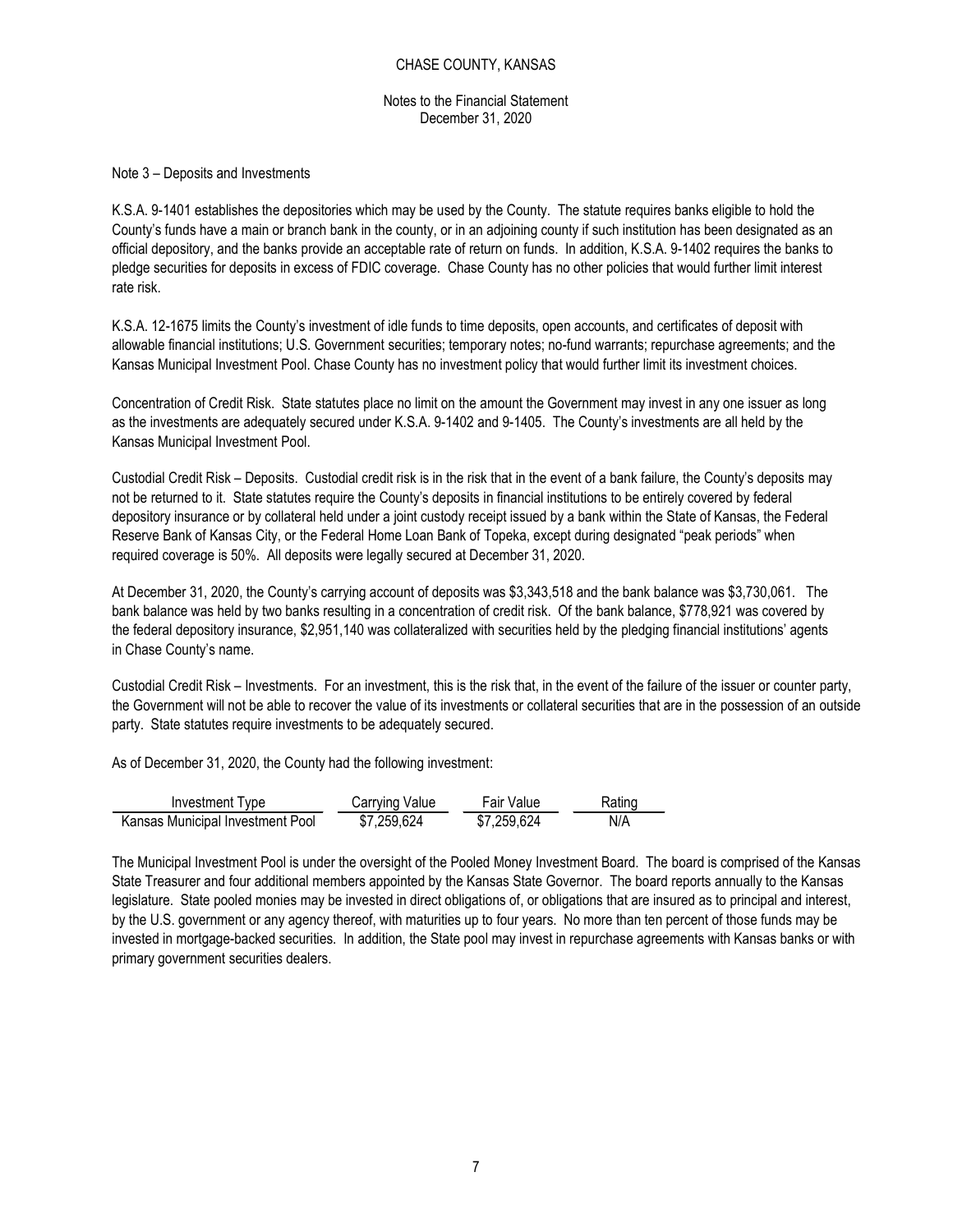# CHASE COUNTY, KANSAS

Notes to the Financial Statement
December 31, 2020

## Note 3 – Deposits and Investments

K.S.A. 9-1401 establishes the depositories which may be used by the County. The statute requires banks eligible to hold the County's funds have a main or branch bank in the county, or in an adjoining county if such institution has been designated as an official depository, and the banks provide an acceptable rate of return on funds. In addition, K.S.A. 9-1402 requires the banks to pledge securities for deposits in excess of FDIC coverage. Chase County has no other policies that would further limit interest rate risk.

K.S.A. 12-1675 limits the County's investment of idle funds to time deposits, open accounts, and certificates of deposit with allowable financial institutions; U.S. Government securities; temporary notes; no-fund warrants; repurchase agreements; and the Kansas Municipal Investment Pool. Chase County has no investment policy that would further limit its investment choices.

Concentration of Credit Risk. State statutes place no limit on the amount the Government may invest in any one issuer as long as the investments are adequately secured under K.S.A. 9-1402 and 9-1405. The County's investments are all held by the Kansas Municipal Investment Pool.

Custodial Credit Risk – Deposits. Custodial credit risk is in the risk that in the event of a bank failure, the County's deposits may not be returned to it. State statutes require the County's deposits in financial institutions to be entirely covered by federal depository insurance or by collateral held under a joint custody receipt issued by a bank within the State of Kansas, the Federal Reserve Bank of Kansas City, or the Federal Home Loan Bank of Topeka, except during designated "peak periods" when required coverage is 50%. All deposits were legally secured at December 31, 2020.

At December 31, 2020, the County's carrying account of deposits was $3,343,518 and the bank balance was $3,730,061. The bank balance was held by two banks resulting in a concentration of credit risk. Of the bank balance, $778,921 was covered by the federal depository insurance, $2,951,140 was collateralized with securities held by the pledging financial institutions' agents in Chase County's name.

Custodial Credit Risk – Investments. For an investment, this is the risk that, in the event of the failure of the issuer or counter party, the Government will not be able to recover the value of its investments or collateral securities that are in the possession of an outside party. State statutes require investments to be adequately secured.

As of December 31, 2020, the County had the following investment:

| Investment Type | Carrying Value | Fair Value | Rating |
|---|---|---|---|
| Kansas Municipal Investment Pool | $7,259,624 | $7,259,624 | N/A |

The Municipal Investment Pool is under the oversight of the Pooled Money Investment Board. The board is comprised of the Kansas State Treasurer and four additional members appointed by the Kansas State Governor. The board reports annually to the Kansas legislature. State pooled monies may be invested in direct obligations of, or obligations that are insured as to principal and interest, by the U.S. government or any agency thereof, with maturities up to four years. No more than ten percent of those funds may be invested in mortgage-backed securities. In addition, the State pool may invest in repurchase agreements with Kansas banks or with primary government securities dealers.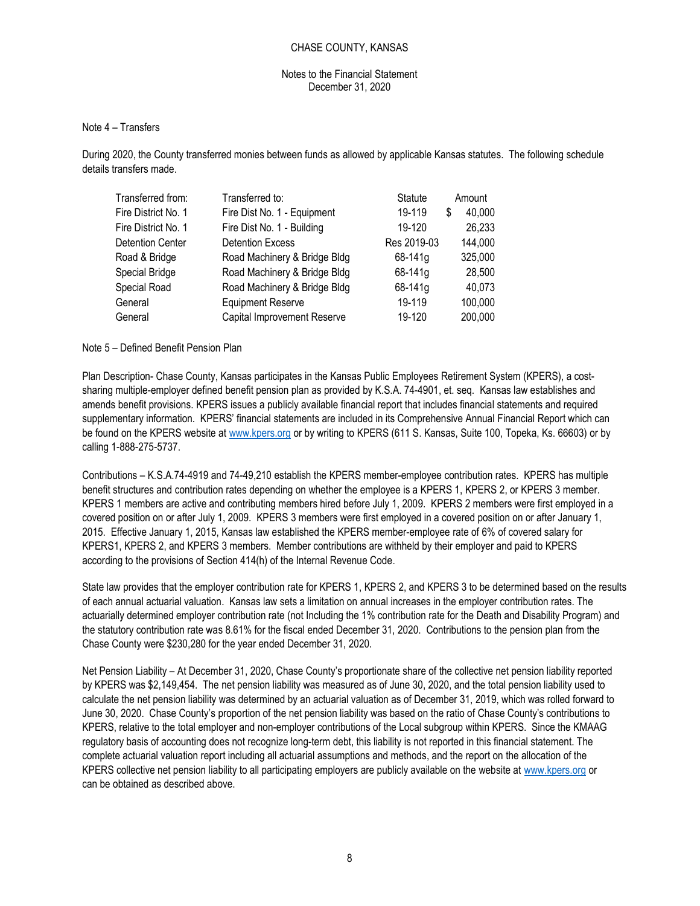CHASE COUNTY, KANSAS

Notes to the Financial Statement
December 31, 2020

Note 4 – Transfers

During 2020, the County transferred monies between funds as allowed by applicable Kansas statutes. The following schedule details transfers made.

| Transferred from: | Transferred to: | Statute | Amount |
|---|---|---|---|
| Fire District No. 1 | Fire Dist No. 1 - Equipment | 19-119 | $ 40,000 |
| Fire District No. 1 | Fire Dist No. 1 - Building | 19-120 | 26,233 |
| Detention Center | Detention Excess | Res 2019-03 | 144,000 |
| Road & Bridge | Road Machinery & Bridge Bldg | 68-141g | 325,000 |
| Special Bridge | Road Machinery & Bridge Bldg | 68-141g | 28,500 |
| Special Road | Road Machinery & Bridge Bldg | 68-141g | 40,073 |
| General | Equipment Reserve | 19-119 | 100,000 |
| General | Capital Improvement Reserve | 19-120 | 200,000 |

Note 5 – Defined Benefit Pension Plan

Plan Description- Chase County, Kansas participates in the Kansas Public Employees Retirement System (KPERS), a cost-sharing multiple-employer defined benefit pension plan as provided by K.S.A. 74-4901, et. seq. Kansas law establishes and amends benefit provisions. KPERS issues a publicly available financial report that includes financial statements and required supplementary information. KPERS' financial statements are included in its Comprehensive Annual Financial Report which can be found on the KPERS website at www.kpers.org or by writing to KPERS (611 S. Kansas, Suite 100, Topeka, Ks. 66603) or by calling 1-888-275-5737.

Contributions – K.S.A.74-4919 and 74-49,210 establish the KPERS member-employee contribution rates. KPERS has multiple benefit structures and contribution rates depending on whether the employee is a KPERS 1, KPERS 2, or KPERS 3 member. KPERS 1 members are active and contributing members hired before July 1, 2009. KPERS 2 members were first employed in a covered position on or after July 1, 2009. KPERS 3 members were first employed in a covered position on or after January 1, 2015. Effective January 1, 2015, Kansas law established the KPERS member-employee rate of 6% of covered salary for KPERS1, KPERS 2, and KPERS 3 members. Member contributions are withheld by their employer and paid to KPERS according to the provisions of Section 414(h) of the Internal Revenue Code.

State law provides that the employer contribution rate for KPERS 1, KPERS 2, and KPERS 3 to be determined based on the results of each annual actuarial valuation. Kansas law sets a limitation on annual increases in the employer contribution rates. The actuarially determined employer contribution rate (not Including the 1% contribution rate for the Death and Disability Program) and the statutory contribution rate was 8.61% for the fiscal ended December 31, 2020. Contributions to the pension plan from the Chase County were $230,280 for the year ended December 31, 2020.

Net Pension Liability – At December 31, 2020, Chase County's proportionate share of the collective net pension liability reported by KPERS was $2,149,454. The net pension liability was measured as of June 30, 2020, and the total pension liability used to calculate the net pension liability was determined by an actuarial valuation as of December 31, 2019, which was rolled forward to June 30, 2020. Chase County's proportion of the net pension liability was based on the ratio of Chase County's contributions to KPERS, relative to the total employer and non-employer contributions of the Local subgroup within KPERS. Since the KMAAG regulatory basis of accounting does not recognize long-term debt, this liability is not reported in this financial statement. The complete actuarial valuation report including all actuarial assumptions and methods, and the report on the allocation of the KPERS collective net pension liability to all participating employers are publicly available on the website at www.kpers.org or can be obtained as described above.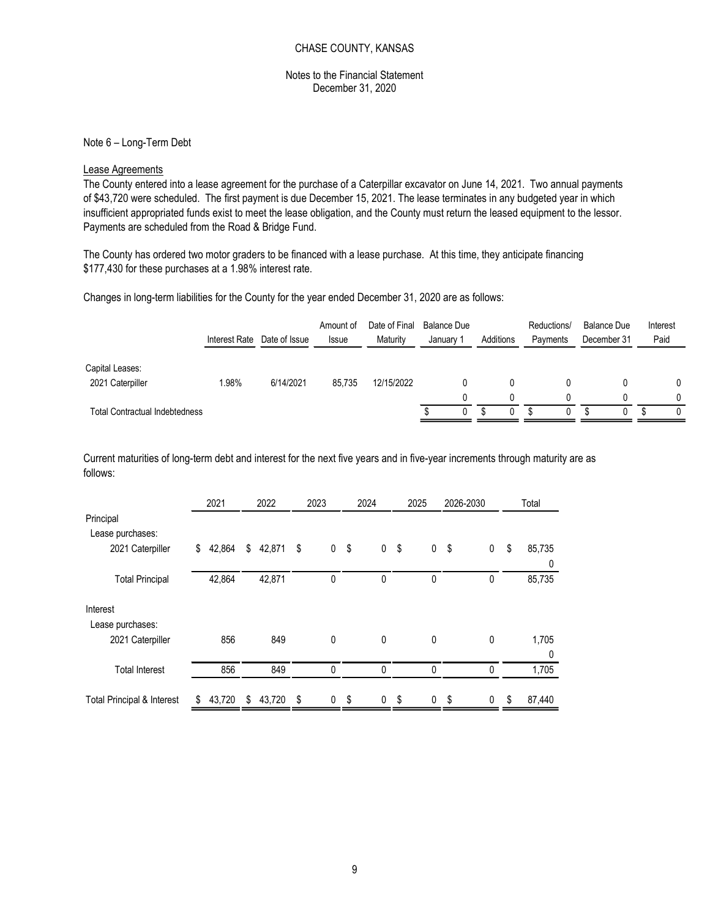CHASE COUNTY, KANSAS

Notes to the Financial Statement
December 31, 2020

Note 6 – Long-Term Debt

Lease Agreements

The County entered into a lease agreement for the purchase of a Caterpillar excavator on June 14, 2021. Two annual payments of $43,720 were scheduled. The first payment is due December 15, 2021. The lease terminates in any budgeted year in which insufficient appropriated funds exist to meet the lease obligation, and the County must return the leased equipment to the lessor. Payments are scheduled from the Road & Bridge Fund.

The County has ordered two motor graders to be financed with a lease purchase. At this time, they anticipate financing $177,430 for these purchases at a 1.98% interest rate.

Changes in long-term liabilities for the County for the year ended December 31, 2020 are as follows:

| | Interest Rate | Date of Issue | Amount of Issue | Date of Final Maturity | Balance Due January 1 | Additions | Reductions/ Payments | Balance Due December 31 | Interest Paid |
|---|---|---|---|---|---|---|---|---|---|
| Capital Leases: | | | | | | | | | |
| 2021 Caterpiller | 1.98% | 6/14/2021 | 85,735 | 12/15/2022 | 0 | 0 | 0 | 0 | 0 |
| | | | | | 0 | 0 | 0 | 0 | 0 |
| Total Contractual Indebtedness | | | | | $ 0 | $ 0 | $ 0 | $ 0 | $ 0 |

Current maturities of long-term debt and interest for the next five years and in five-year increments through maturity are as follows:

| | 2021 | 2022 | 2023 | 2024 | 2025 | 2026-2030 | Total |
|---|---|---|---|---|---|---|---|
| Principal | | | | | | | |
| Lease purchases: | | | | | | | |
| 2021 Caterpiller | $ 42,864 | $ 42,871 | $ 0 | $ 0 | $ 0 | $ 0 | $ 85,735 |
| | | | | | | | 0 |
| Total Principal | 42,864 | 42,871 | 0 | 0 | 0 | 0 | 85,735 |
| Interest | | | | | | | |
| Lease purchases: | | | | | | | |
| 2021 Caterpiller | 856 | 849 | 0 | 0 | 0 | 0 | 1,705 |
| | | | | | | | 0 |
| Total Interest | 856 | 849 | 0 | 0 | 0 | 0 | 1,705 |
| Total Principal & Interest | $ 43,720 | $ 43,720 | $ 0 | $ 0 | $ 0 | $ 0 | $ 87,440 |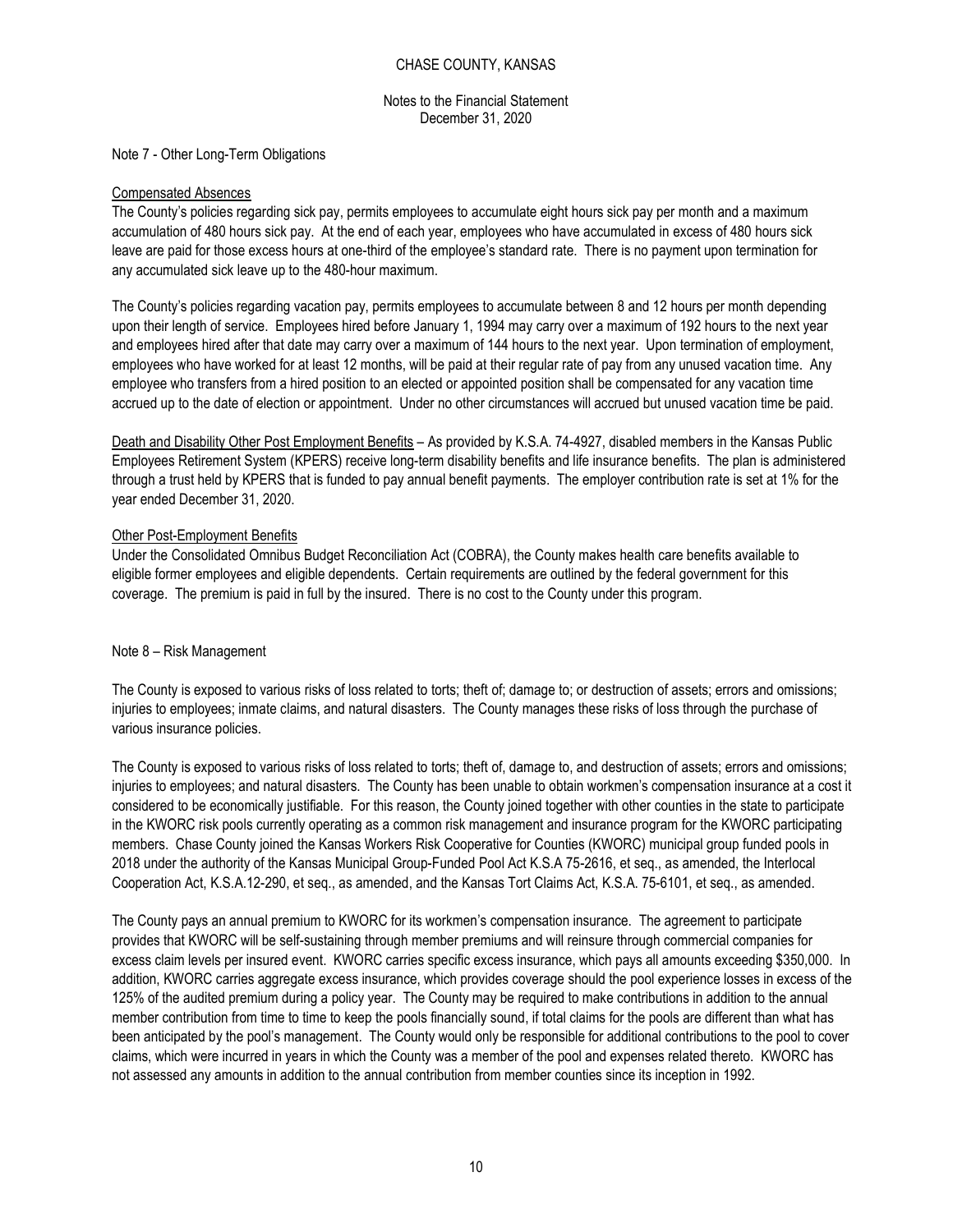CHASE COUNTY, KANSAS

Notes to the Financial Statement
December 31, 2020

Note 7 - Other Long-Term Obligations

Compensated Absences

The County's policies regarding sick pay, permits employees to accumulate eight hours sick pay per month and a maximum accumulation of 480 hours sick pay. At the end of each year, employees who have accumulated in excess of 480 hours sick leave are paid for those excess hours at one-third of the employee's standard rate. There is no payment upon termination for any accumulated sick leave up to the 480-hour maximum.

The County's policies regarding vacation pay, permits employees to accumulate between 8 and 12 hours per month depending upon their length of service. Employees hired before January 1, 1994 may carry over a maximum of 192 hours to the next year and employees hired after that date may carry over a maximum of 144 hours to the next year. Upon termination of employment, employees who have worked for at least 12 months, will be paid at their regular rate of pay from any unused vacation time. Any employee who transfers from a hired position to an elected or appointed position shall be compensated for any vacation time accrued up to the date of election or appointment. Under no other circumstances will accrued but unused vacation time be paid.

Death and Disability Other Post Employment Benefits – As provided by K.S.A. 74-4927, disabled members in the Kansas Public Employees Retirement System (KPERS) receive long-term disability benefits and life insurance benefits. The plan is administered through a trust held by KPERS that is funded to pay annual benefit payments. The employer contribution rate is set at 1% for the year ended December 31, 2020.

Other Post-Employment Benefits

Under the Consolidated Omnibus Budget Reconciliation Act (COBRA), the County makes health care benefits available to eligible former employees and eligible dependents. Certain requirements are outlined by the federal government for this coverage. The premium is paid in full by the insured. There is no cost to the County under this program.

Note 8 – Risk Management

The County is exposed to various risks of loss related to torts; theft of; damage to; or destruction of assets; errors and omissions; injuries to employees; inmate claims, and natural disasters. The County manages these risks of loss through the purchase of various insurance policies.

The County is exposed to various risks of loss related to torts; theft of, damage to, and destruction of assets; errors and omissions; injuries to employees; and natural disasters. The County has been unable to obtain workmen's compensation insurance at a cost it considered to be economically justifiable. For this reason, the County joined together with other counties in the state to participate in the KWORC risk pools currently operating as a common risk management and insurance program for the KWORC participating members. Chase County joined the Kansas Workers Risk Cooperative for Counties (KWORC) municipal group funded pools in 2018 under the authority of the Kansas Municipal Group-Funded Pool Act K.S.A 75-2616, et seq., as amended, the Interlocal Cooperation Act, K.S.A.12-290, et seq., as amended, and the Kansas Tort Claims Act, K.S.A. 75-6101, et seq., as amended.

The County pays an annual premium to KWORC for its workmen's compensation insurance. The agreement to participate provides that KWORC will be self-sustaining through member premiums and will reinsure through commercial companies for excess claim levels per insured event. KWORC carries specific excess insurance, which pays all amounts exceeding $350,000. In addition, KWORC carries aggregate excess insurance, which provides coverage should the pool experience losses in excess of the 125% of the audited premium during a policy year. The County may be required to make contributions in addition to the annual member contribution from time to time to keep the pools financially sound, if total claims for the pools are different than what has been anticipated by the pool's management. The County would only be responsible for additional contributions to the pool to cover claims, which were incurred in years in which the County was a member of the pool and expenses related thereto. KWORC has not assessed any amounts in addition to the annual contribution from member counties since its inception in 1992.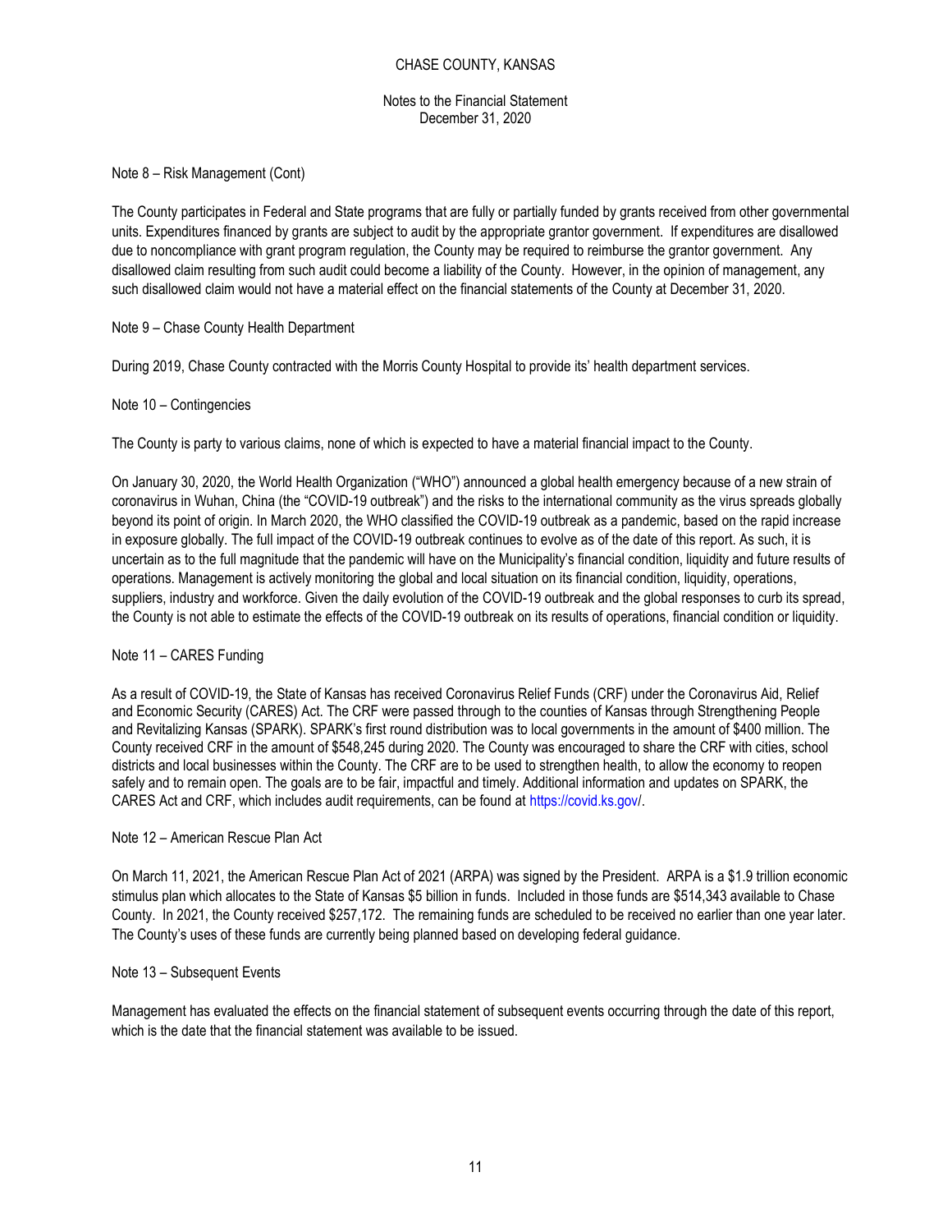Note 8 – Risk Management (Cont)

The County participates in Federal and State programs that are fully or partially funded by grants received from other governmental units. Expenditures financed by grants are subject to audit by the appropriate grantor government. If expenditures are disallowed due to noncompliance with grant program regulation, the County may be required to reimburse the grantor government. Any disallowed claim resulting from such audit could become a liability of the County. However, in the opinion of management, any such disallowed claim would not have a material effect on the financial statements of the County at December 31, 2020.

Note 9 – Chase County Health Department

During 2019, Chase County contracted with the Morris County Hospital to provide its' health department services.

Note 10 – Contingencies

The County is party to various claims, none of which is expected to have a material financial impact to the County.

On January 30, 2020, the World Health Organization ("WHO") announced a global health emergency because of a new strain of coronavirus in Wuhan, China (the "COVID-19 outbreak") and the risks to the international community as the virus spreads globally beyond its point of origin. In March 2020, the WHO classified the COVID-19 outbreak as a pandemic, based on the rapid increase in exposure globally. The full impact of the COVID-19 outbreak continues to evolve as of the date of this report. As such, it is uncertain as to the full magnitude that the pandemic will have on the Municipality's financial condition, liquidity and future results of operations. Management is actively monitoring the global and local situation on its financial condition, liquidity, operations, suppliers, industry and workforce. Given the daily evolution of the COVID-19 outbreak and the global responses to curb its spread, the County is not able to estimate the effects of the COVID-19 outbreak on its results of operations, financial condition or liquidity.

Note 11 – CARES Funding

As a result of COVID-19, the State of Kansas has received Coronavirus Relief Funds (CRF) under the Coronavirus Aid, Relief and Economic Security (CARES) Act. The CRF were passed through to the counties of Kansas through Strengthening People and Revitalizing Kansas (SPARK). SPARK's first round distribution was to local governments in the amount of $400 million. The County received CRF in the amount of $548,245 during 2020. The County was encouraged to share the CRF with cities, school districts and local businesses within the County. The CRF are to be used to strengthen health, to allow the economy to reopen safely and to remain open. The goals are to be fair, impactful and timely. Additional information and updates on SPARK, the CARES Act and CRF, which includes audit requirements, can be found at https://covid.ks.gov/.

Note 12 – American Rescue Plan Act

On March 11, 2021, the American Rescue Plan Act of 2021 (ARPA) was signed by the President. ARPA is a $1.9 trillion economic stimulus plan which allocates to the State of Kansas $5 billion in funds. Included in those funds are $514,343 available to Chase County. In 2021, the County received $257,172. The remaining funds are scheduled to be received no earlier than one year later. The County's uses of these funds are currently being planned based on developing federal guidance.

Note 13 – Subsequent Events

Management has evaluated the effects on the financial statement of subsequent events occurring through the date of this report, which is the date that the financial statement was available to be issued.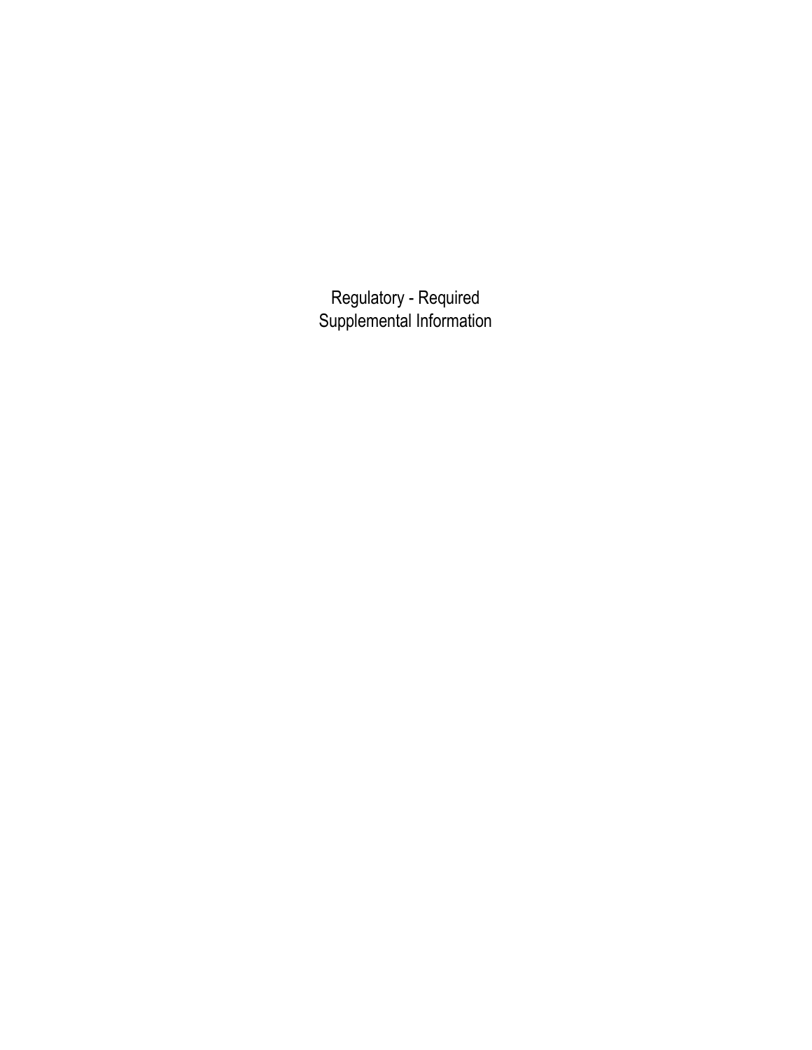# Regulatory - Required Supplemental Information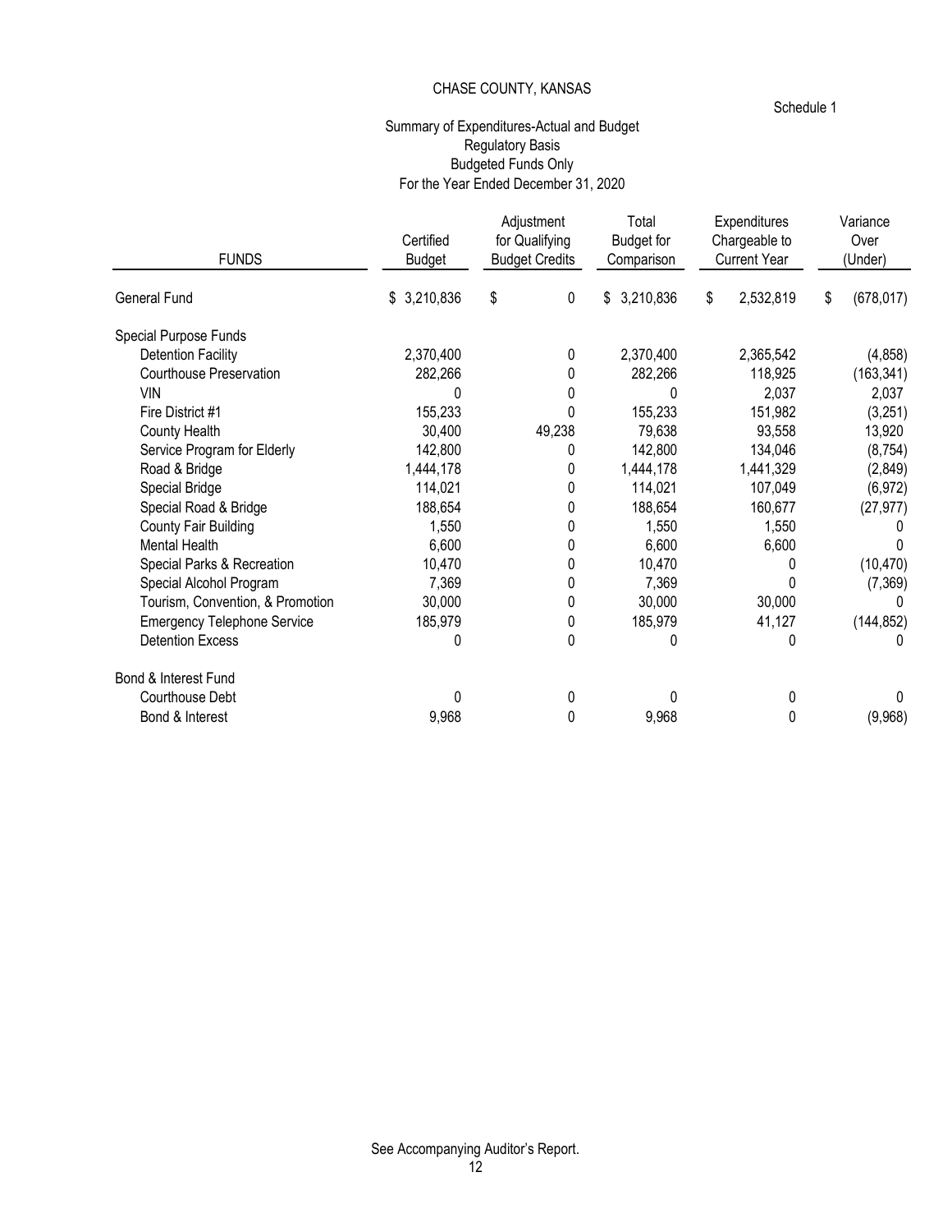CHASE COUNTY, KANSAS

Schedule 1

Summary of Expenditures-Actual and Budget
Regulatory Basis
Budgeted Funds Only
For the Year Ended December 31, 2020

| FUNDS | Certified Budget | Adjustment for Qualifying Budget Credits | Total Budget for Comparison | Expenditures Chargeable to Current Year | Variance Over (Under) |
|---|---|---|---|---|---|
| General Fund | $ 3,210,836 | $ 0 | $ 3,210,836 | $ 2,532,819 | $ (678,017) |
| Special Purpose Funds | | | | | |
| Detention Facility | 2,370,400 | 0 | 2,370,400 | 2,365,542 | (4,858) |
| Courthouse Preservation | 282,266 | 0 | 282,266 | 118,925 | (163,341) |
| VIN | 0 | 0 | 0 | 2,037 | 2,037 |
| Fire District #1 | 155,233 | 0 | 155,233 | 151,982 | (3,251) |
| County Health | 30,400 | 49,238 | 79,638 | 93,558 | 13,920 |
| Service Program for Elderly | 142,800 | 0 | 142,800 | 134,046 | (8,754) |
| Road & Bridge | 1,444,178 | 0 | 1,444,178 | 1,441,329 | (2,849) |
| Special Bridge | 114,021 | 0 | 114,021 | 107,049 | (6,972) |
| Special Road & Bridge | 188,654 | 0 | 188,654 | 160,677 | (27,977) |
| County Fair Building | 1,550 | 0 | 1,550 | 1,550 | 0 |
| Mental Health | 6,600 | 0 | 6,600 | 6,600 | 0 |
| Special Parks & Recreation | 10,470 | 0 | 10,470 | 0 | (10,470) |
| Special Alcohol Program | 7,369 | 0 | 7,369 | 0 | (7,369) |
| Tourism, Convention, & Promotion | 30,000 | 0 | 30,000 | 30,000 | 0 |
| Emergency Telephone Service | 185,979 | 0 | 185,979 | 41,127 | (144,852) |
| Detention Excess | 0 | 0 | 0 | 0 | 0 |
| Bond & Interest Fund | | | | | |
| Courthouse Debt | 0 | 0 | 0 | 0 | 0 |
| Bond & Interest | 9,968 | 0 | 9,968 | 0 | (9,968) |

See Accompanying Auditor's Report.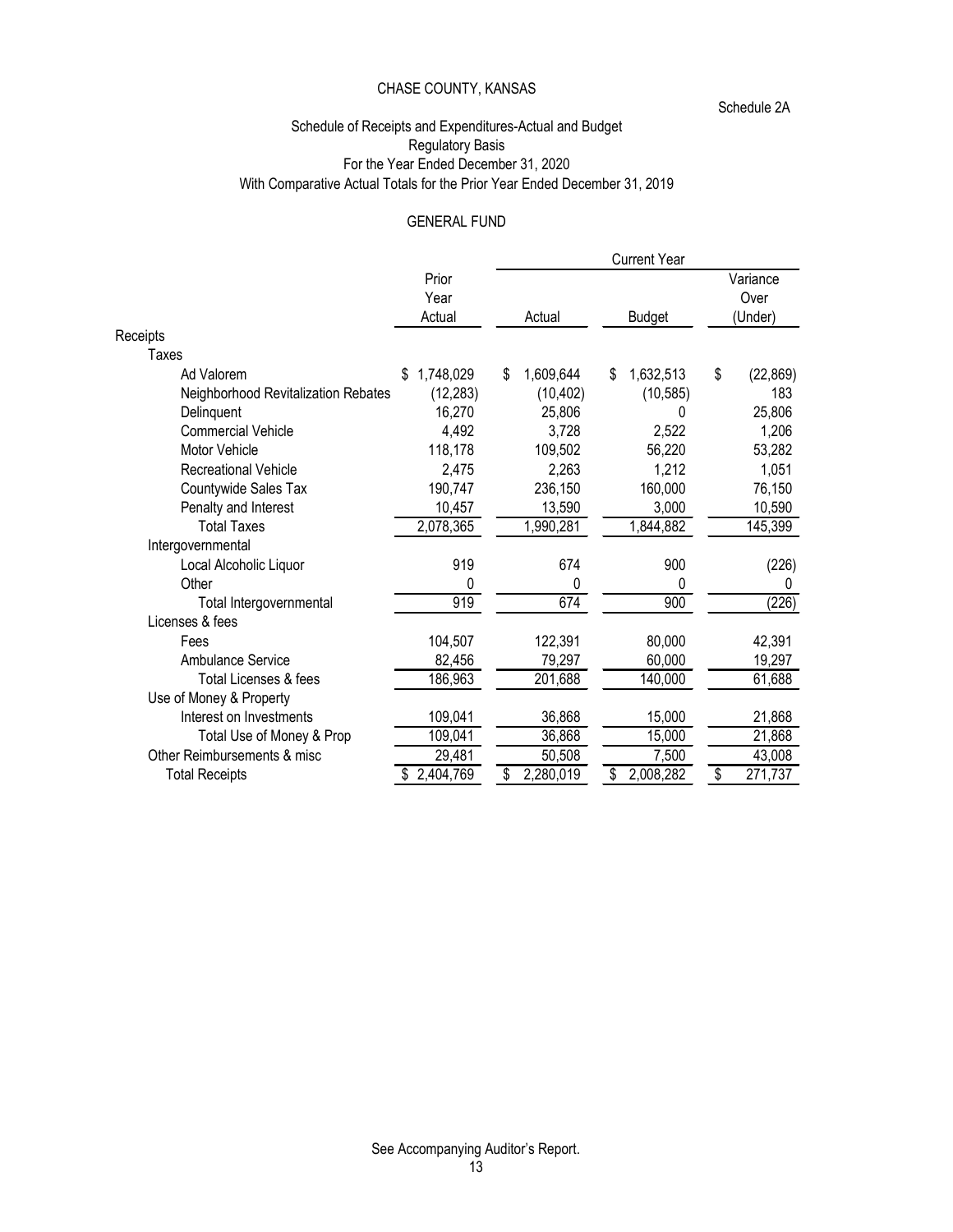CHASE COUNTY, KANSAS

Schedule 2A

Schedule of Receipts and Expenditures-Actual and Budget
Regulatory Basis
For the Year Ended December 31, 2020
With Comparative Actual Totals for the Prior Year Ended December 31, 2019

GENERAL FUND

| | Prior Year Actual | Current Year | | |
|---|---|---|---|---|
| | | Actual | Budget | Variance Over (Under) |
| **Receipts** | | | | |
| Taxes | | | | |
| Ad Valorem | $ 1,748,029 | $ 1,609,644 | $ 1,632,513 | $ (22,869) |
| Neighborhood Revitalization Rebates | (12,283) | (10,402) | (10,585) | 183 |
| Delinquent | 16,270 | 25,806 | 0 | 25,806 |
| Commercial Vehicle | 4,492 | 3,728 | 2,522 | 1,206 |
| Motor Vehicle | 118,178 | 109,502 | 56,220 | 53,282 |
| Recreational Vehicle | 2,475 | 2,263 | 1,212 | 1,051 |
| Countywide Sales Tax | 190,747 | 236,150 | 160,000 | 76,150 |
| Penalty and Interest | 10,457 | 13,590 | 3,000 | 10,590 |
| Total Taxes | 2,078,365 | 1,990,281 | 1,844,882 | 145,399 |
| Intergovernmental | | | | |
| Local Alcoholic Liquor | 919 | 674 | 900 | (226) |
| Other | 0 | 0 | 0 | 0 |
| Total Intergovernmental | 919 | 674 | 900 | (226) |
| Licenses & fees | | | | |
| Fees | 104,507 | 122,391 | 80,000 | 42,391 |
| Ambulance Service | 82,456 | 79,297 | 60,000 | 19,297 |
| Total Licenses & fees | 186,963 | 201,688 | 140,000 | 61,688 |
| Use of Money & Property | | | | |
| Interest on Investments | 109,041 | 36,868 | 15,000 | 21,868 |
| Total Use of Money & Prop | 109,041 | 36,868 | 15,000 | 21,868 |
| Other Reimbursements & misc | 29,481 | 50,508 | 7,500 | 43,008 |
| Total Receipts | $ 2,404,769 | $ 2,280,019 | $ 2,008,282 | $ 271,737 |

See Accompanying Auditor's Report.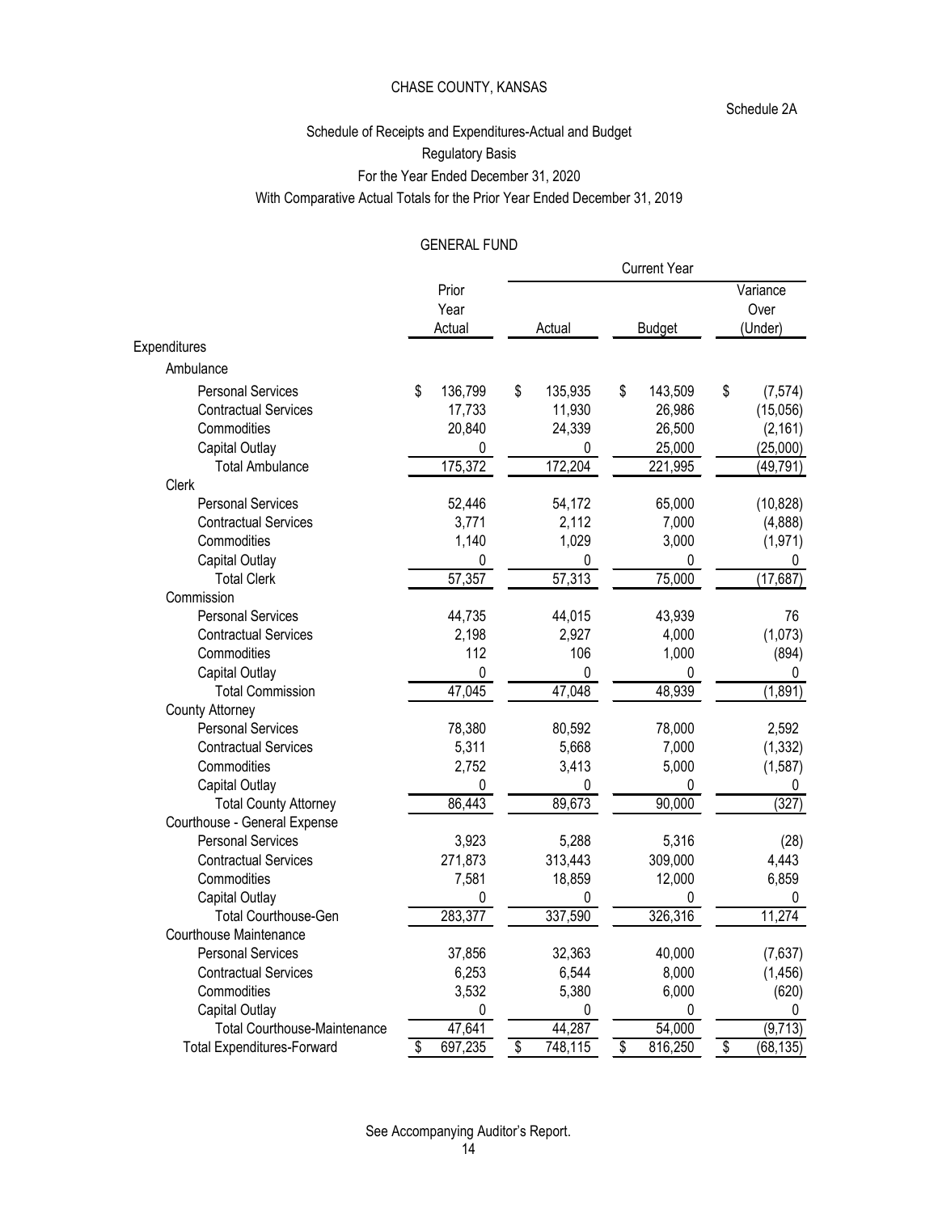CHASE COUNTY, KANSAS

Schedule 2A

## Schedule of Receipts and Expenditures-Actual and Budget

### Regulatory Basis

### For the Year Ended December 31, 2020

### With Comparative Actual Totals for the Prior Year Ended December 31, 2019

#### GENERAL FUND

| | Prior Year Actual | Current Year Actual | Current Year Budget | Current Year Variance Over (Under) |
|---|---|---|---|---|
| **Expenditures** | | | | |
| Ambulance | | | | |
| Personal Services | $ 136,799 | $ 135,935 | $ 143,509 | $ (7,574) |
| Contractual Services | 17,733 | 11,930 | 26,986 | (15,056) |
| Commodities | 20,840 | 24,339 | 26,500 | (2,161) |
| Capital Outlay | 0 | 0 | 25,000 | (25,000) |
| Total Ambulance | 175,372 | 172,204 | 221,995 | (49,791) |
| Clerk | | | | |
| Personal Services | 52,446 | 54,172 | 65,000 | (10,828) |
| Contractual Services | 3,771 | 2,112 | 7,000 | (4,888) |
| Commodities | 1,140 | 1,029 | 3,000 | (1,971) |
| Capital Outlay | 0 | 0 | 0 | 0 |
| Total Clerk | 57,357 | 57,313 | 75,000 | (17,687) |
| Commission | | | | |
| Personal Services | 44,735 | 44,015 | 43,939 | 76 |
| Contractual Services | 2,198 | 2,927 | 4,000 | (1,073) |
| Commodities | 112 | 106 | 1,000 | (894) |
| Capital Outlay | 0 | 0 | 0 | 0 |
| Total Commission | 47,045 | 47,048 | 48,939 | (1,891) |
| County Attorney | | | | |
| Personal Services | 78,380 | 80,592 | 78,000 | 2,592 |
| Contractual Services | 5,311 | 5,668 | 7,000 | (1,332) |
| Commodities | 2,752 | 3,413 | 5,000 | (1,587) |
| Capital Outlay | 0 | 0 | 0 | 0 |
| Total County Attorney | 86,443 | 89,673 | 90,000 | (327) |
| Courthouse - General Expense | | | | |
| Personal Services | 3,923 | 5,288 | 5,316 | (28) |
| Contractual Services | 271,873 | 313,443 | 309,000 | 4,443 |
| Commodities | 7,581 | 18,859 | 12,000 | 6,859 |
| Capital Outlay | 0 | 0 | 0 | 0 |
| Total Courthouse-Gen | 283,377 | 337,590 | 326,316 | 11,274 |
| Courthouse Maintenance | | | | |
| Personal Services | 37,856 | 32,363 | 40,000 | (7,637) |
| Contractual Services | 6,253 | 6,544 | 8,000 | (1,456) |
| Commodities | 3,532 | 5,380 | 6,000 | (620) |
| Capital Outlay | 0 | 0 | 0 | 0 |
| Total Courthouse-Maintenance | 47,641 | 44,287 | 54,000 | (9,713) |
| Total Expenditures-Forward | $ 697,235 | $ 748,115 | $ 816,250 | $ (68,135) |

See Accompanying Auditor's Report.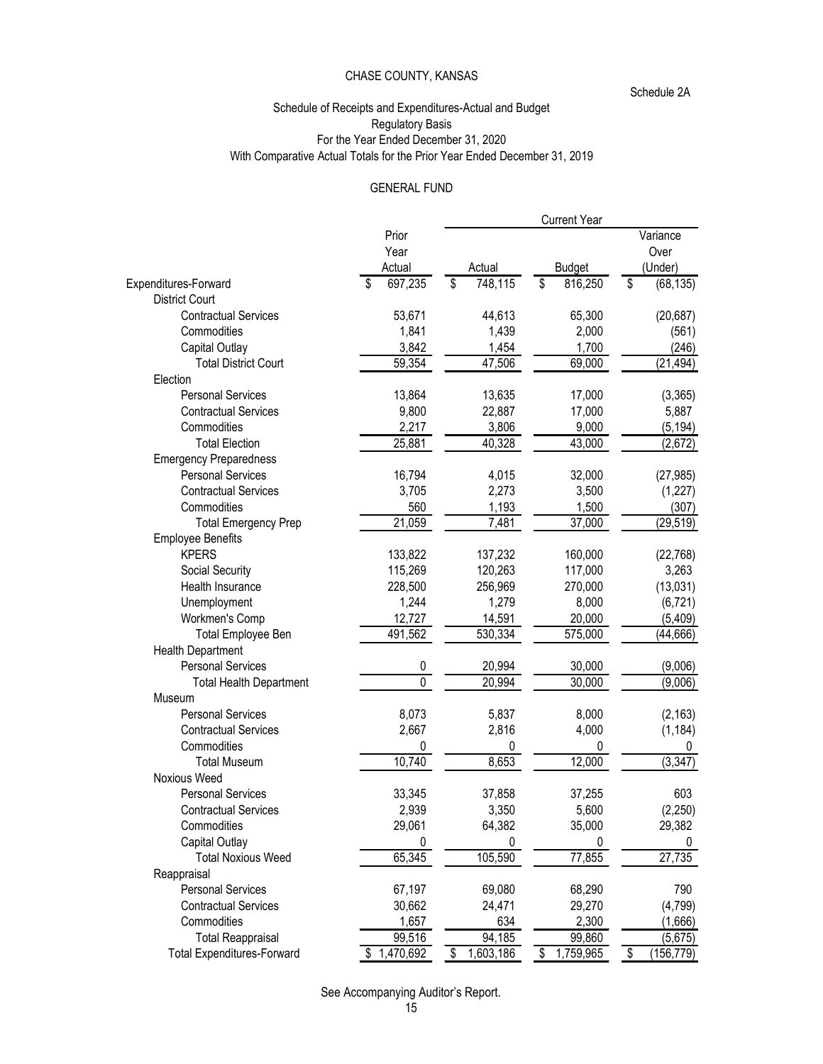CHASE COUNTY, KANSAS

Schedule 2A

Schedule of Receipts and Expenditures-Actual and Budget
Regulatory Basis
For the Year Ended December 31, 2020
With Comparative Actual Totals for the Prior Year Ended December 31, 2019

GENERAL FUND

| | Prior Year Actual | Current Year Actual | Current Year Budget | Current Year Variance Over (Under) |
|---|---|---|---|---|
| Expenditures-Forward | $ 697,235 | $ 748,115 | $ 816,250 | $ (68,135) |
| District Court | | | | |
| Contractual Services | 53,671 | 44,613 | 65,300 | (20,687) |
| Commodities | 1,841 | 1,439 | 2,000 | (561) |
| Capital Outlay | 3,842 | 1,454 | 1,700 | (246) |
| Total District Court | 59,354 | 47,506 | 69,000 | (21,494) |
| Election | | | | |
| Personal Services | 13,864 | 13,635 | 17,000 | (3,365) |
| Contractual Services | 9,800 | 22,887 | 17,000 | 5,887 |
| Commodities | 2,217 | 3,806 | 9,000 | (5,194) |
| Total Election | 25,881 | 40,328 | 43,000 | (2,672) |
| Emergency Preparedness | | | | |
| Personal Services | 16,794 | 4,015 | 32,000 | (27,985) |
| Contractual Services | 3,705 | 2,273 | 3,500 | (1,227) |
| Commodities | 560 | 1,193 | 1,500 | (307) |
| Total Emergency Prep | 21,059 | 7,481 | 37,000 | (29,519) |
| Employee Benefits | | | | |
| KPERS | 133,822 | 137,232 | 160,000 | (22,768) |
| Social Security | 115,269 | 120,263 | 117,000 | 3,263 |
| Health Insurance | 228,500 | 256,969 | 270,000 | (13,031) |
| Unemployment | 1,244 | 1,279 | 8,000 | (6,721) |
| Workmen's Comp | 12,727 | 14,591 | 20,000 | (5,409) |
| Total Employee Ben | 491,562 | 530,334 | 575,000 | (44,666) |
| Health Department | | | | |
| Personal Services | 0 | 20,994 | 30,000 | (9,006) |
| Total Health Department | 0 | 20,994 | 30,000 | (9,006) |
| Museum | | | | |
| Personal Services | 8,073 | 5,837 | 8,000 | (2,163) |
| Contractual Services | 2,667 | 2,816 | 4,000 | (1,184) |
| Commodities | 0 | 0 | 0 | 0 |
| Total Museum | 10,740 | 8,653 | 12,000 | (3,347) |
| Noxious Weed | | | | |
| Personal Services | 33,345 | 37,858 | 37,255 | 603 |
| Contractual Services | 2,939 | 3,350 | 5,600 | (2,250) |
| Commodities | 29,061 | 64,382 | 35,000 | 29,382 |
| Capital Outlay | 0 | 0 | 0 | 0 |
| Total Noxious Weed | 65,345 | 105,590 | 77,855 | 27,735 |
| Reappraisal | | | | |
| Personal Services | 67,197 | 69,080 | 68,290 | 790 |
| Contractual Services | 30,662 | 24,471 | 29,270 | (4,799) |
| Commodities | 1,657 | 634 | 2,300 | (1,666) |
| Total Reappraisal | 99,516 | 94,185 | 99,860 | (5,675) |
| Total Expenditures-Forward | $ 1,470,692 | $ 1,603,186 | $ 1,759,965 | $ (156,779) |

See Accompanying Auditor's Report.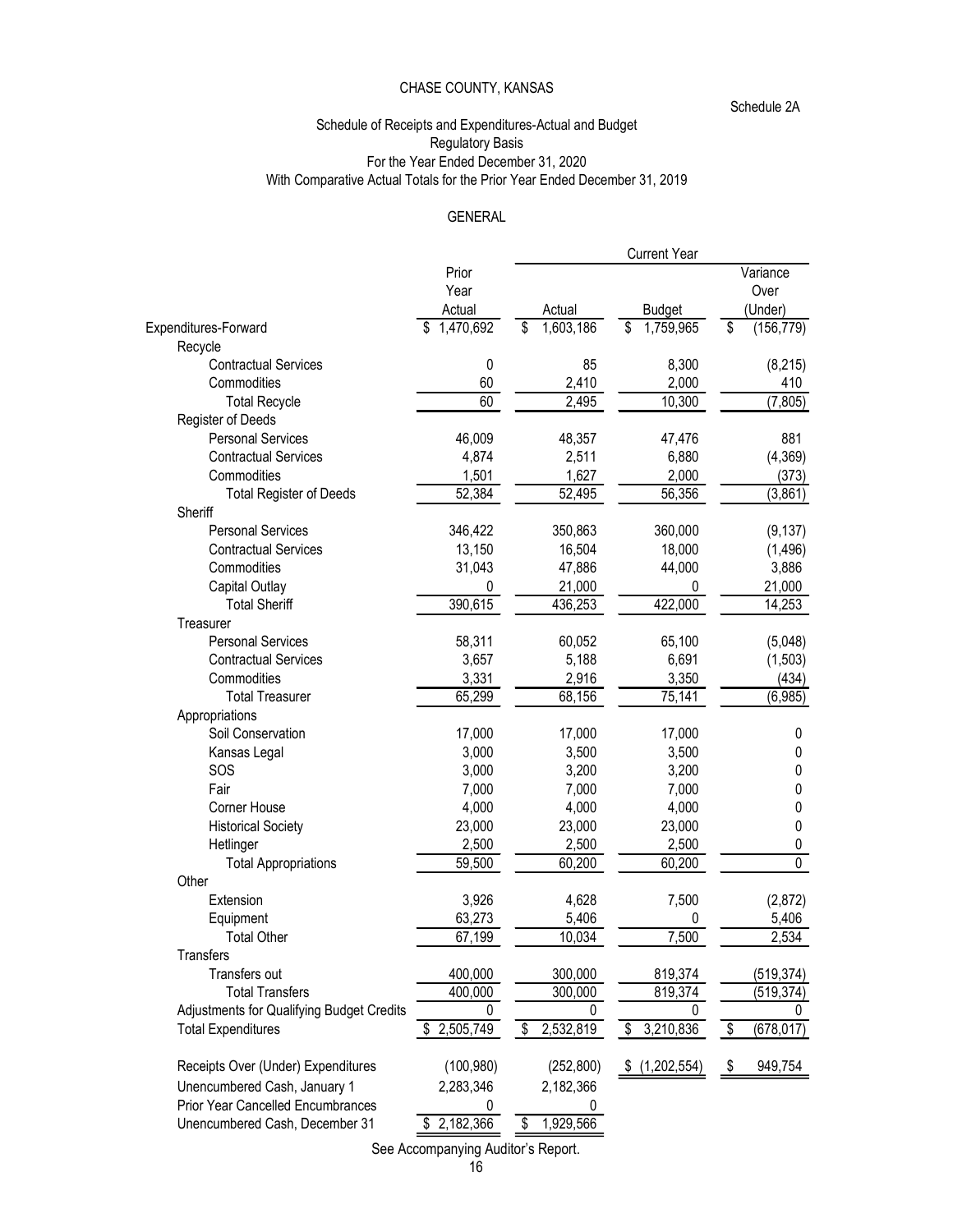CHASE COUNTY, KANSAS

Schedule 2A

Schedule of Receipts and Expenditures-Actual and Budget
Regulatory Basis
For the Year Ended December 31, 2020
With Comparative Actual Totals for the Prior Year Ended December 31, 2019

GENERAL

| | Prior Year Actual | Current Year Actual | Current Year Budget | Variance Over (Under) |
|---|---|---|---|---|
| Expenditures-Forward | $ 1,470,692 | $ 1,603,186 | $ 1,759,965 | $ (156,779) |
| Recycle | | | | |
| Contractual Services | 0 | 85 | 8,300 | (8,215) |
| Commodities | 60 | 2,410 | 2,000 | 410 |
| Total Recycle | 60 | 2,495 | 10,300 | (7,805) |
| Register of Deeds | | | | |
| Personal Services | 46,009 | 48,357 | 47,476 | 881 |
| Contractual Services | 4,874 | 2,511 | 6,880 | (4,369) |
| Commodities | 1,501 | 1,627 | 2,000 | (373) |
| Total Register of Deeds | 52,384 | 52,495 | 56,356 | (3,861) |
| Sheriff | | | | |
| Personal Services | 346,422 | 350,863 | 360,000 | (9,137) |
| Contractual Services | 13,150 | 16,504 | 18,000 | (1,496) |
| Commodities | 31,043 | 47,886 | 44,000 | 3,886 |
| Capital Outlay | 0 | 21,000 | 0 | 21,000 |
| Total Sheriff | 390,615 | 436,253 | 422,000 | 14,253 |
| Treasurer | | | | |
| Personal Services | 58,311 | 60,052 | 65,100 | (5,048) |
| Contractual Services | 3,657 | 5,188 | 6,691 | (1,503) |
| Commodities | 3,331 | 2,916 | 3,350 | (434) |
| Total Treasurer | 65,299 | 68,156 | 75,141 | (6,985) |
| Appropriations | | | | |
| Soil Conservation | 17,000 | 17,000 | 17,000 | 0 |
| Kansas Legal | 3,000 | 3,500 | 3,500 | 0 |
| SOS | 3,000 | 3,200 | 3,200 | 0 |
| Fair | 7,000 | 7,000 | 7,000 | 0 |
| Corner House | 4,000 | 4,000 | 4,000 | 0 |
| Historical Society | 23,000 | 23,000 | 23,000 | 0 |
| Hetlinger | 2,500 | 2,500 | 2,500 | 0 |
| Total Appropriations | 59,500 | 60,200 | 60,200 | 0 |
| Other | | | | |
| Extension | 3,926 | 4,628 | 7,500 | (2,872) |
| Equipment | 63,273 | 5,406 | 0 | 5,406 |
| Total Other | 67,199 | 10,034 | 7,500 | 2,534 |
| Transfers | | | | |
| Transfers out | 400,000 | 300,000 | 819,374 | (519,374) |
| Total Transfers | 400,000 | 300,000 | 819,374 | (519,374) |
| Adjustments for Qualifying Budget Credits | 0 | 0 | 0 | 0 |
| Total Expenditures | $ 2,505,749 | $ 2,532,819 | $ 3,210,836 | $ (678,017) |
| Receipts Over (Under) Expenditures | (100,980) | (252,800) | $ (1,202,554) | $ 949,754 |
| Unencumbered Cash, January 1 | 2,283,346 | 2,182,366 | | |
| Prior Year Cancelled Encumbrances | 0 | 0 | | |
| Unencumbered Cash, December 31 | $ 2,182,366 | $ 1,929,566 | | |

See Accompanying Auditor's Report.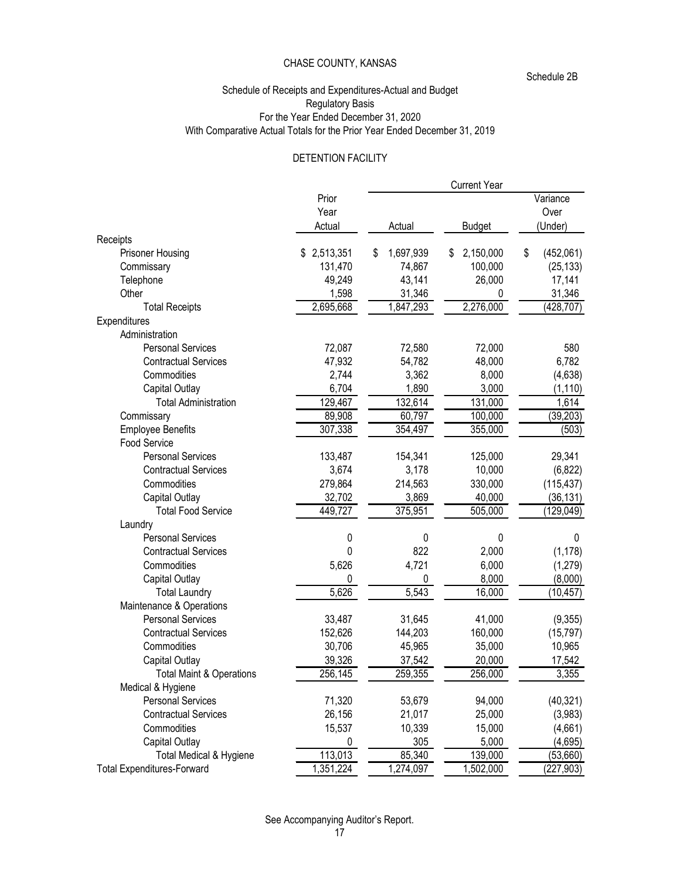# CHASE COUNTY, KANSAS

Schedule 2B

## Schedule of Receipts and Expenditures-Actual and Budget
### Regulatory Basis
### For the Year Ended December 31, 2020
### With Comparative Actual Totals for the Prior Year Ended December 31, 2019

### DETENTION FACILITY

| | Prior Year Actual | Current Year Actual | Current Year Budget | Current Year Variance Over (Under) |
|---|---|---|---|---|
| **Receipts** | | | | |
| Prisoner Housing | $ 2,513,351 | $ 1,697,939 | $ 2,150,000 | $ (452,061) |
| Commissary | 131,470 | 74,867 | 100,000 | (25,133) |
| Telephone | 49,249 | 43,141 | 26,000 | 17,141 |
| Other | 1,598 | 31,346 | 0 | 31,346 |
| Total Receipts | 2,695,668 | 1,847,293 | 2,276,000 | (428,707) |
| **Expenditures** | | | | |
| Administration | | | | |
| Personal Services | 72,087 | 72,580 | 72,000 | 580 |
| Contractual Services | 47,932 | 54,782 | 48,000 | 6,782 |
| Commodities | 2,744 | 3,362 | 8,000 | (4,638) |
| Capital Outlay | 6,704 | 1,890 | 3,000 | (1,110) |
| Total Administration | 129,467 | 132,614 | 131,000 | 1,614 |
| Commissary | 89,908 | 60,797 | 100,000 | (39,203) |
| Employee Benefits | 307,338 | 354,497 | 355,000 | (503) |
| Food Service | | | | |
| Personal Services | 133,487 | 154,341 | 125,000 | 29,341 |
| Contractual Services | 3,674 | 3,178 | 10,000 | (6,822) |
| Commodities | 279,864 | 214,563 | 330,000 | (115,437) |
| Capital Outlay | 32,702 | 3,869 | 40,000 | (36,131) |
| Total Food Service | 449,727 | 375,951 | 505,000 | (129,049) |
| Laundry | | | | |
| Personal Services | 0 | 0 | 0 | 0 |
| Contractual Services | 0 | 822 | 2,000 | (1,178) |
| Commodities | 5,626 | 4,721 | 6,000 | (1,279) |
| Capital Outlay | 0 | 0 | 8,000 | (8,000) |
| Total Laundry | 5,626 | 5,543 | 16,000 | (10,457) |
| Maintenance & Operations | | | | |
| Personal Services | 33,487 | 31,645 | 41,000 | (9,355) |
| Contractual Services | 152,626 | 144,203 | 160,000 | (15,797) |
| Commodities | 30,706 | 45,965 | 35,000 | 10,965 |
| Capital Outlay | 39,326 | 37,542 | 20,000 | 17,542 |
| Total Maint & Operations | 256,145 | 259,355 | 256,000 | 3,355 |
| Medical & Hygiene | | | | |
| Personal Services | 71,320 | 53,679 | 94,000 | (40,321) |
| Contractual Services | 26,156 | 21,017 | 25,000 | (3,983) |
| Commodities | 15,537 | 10,339 | 15,000 | (4,661) |
| Capital Outlay | 0 | 305 | 5,000 | (4,695) |
| Total Medical & Hygiene | 113,013 | 85,340 | 139,000 | (53,660) |
| Total Expenditures-Forward | 1,351,224 | 1,274,097 | 1,502,000 | (227,903) |

See Accompanying Auditor's Report.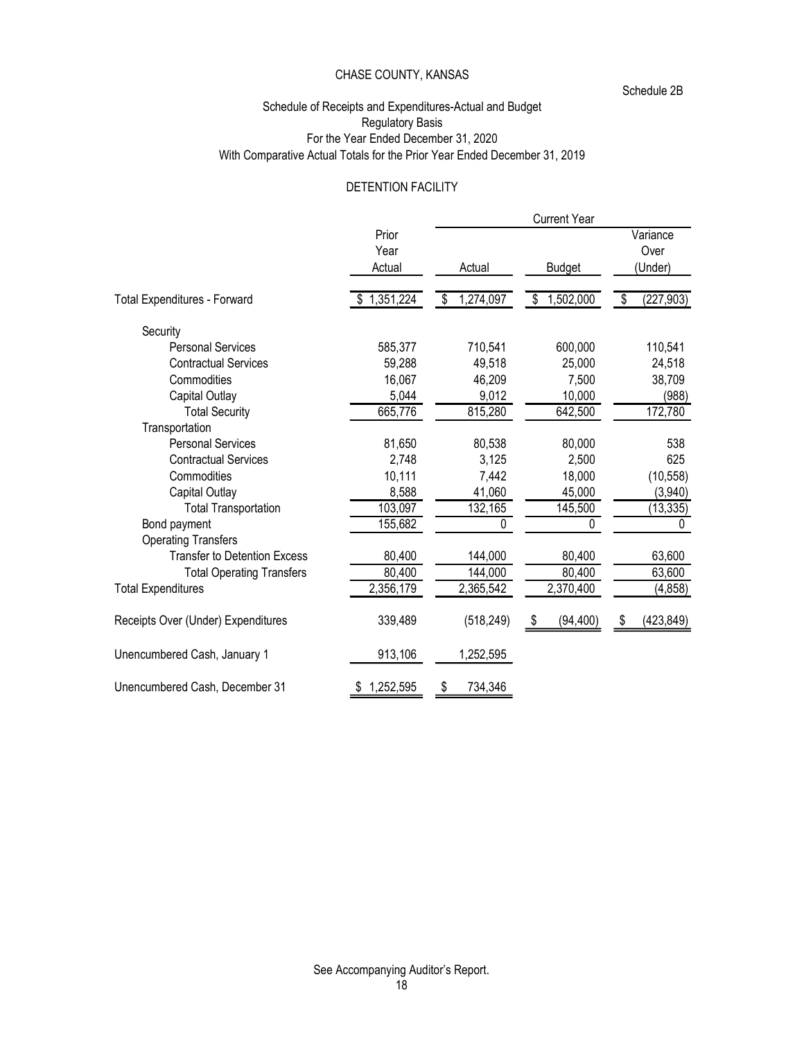CHASE COUNTY, KANSAS

Schedule 2B

Schedule of Receipts and Expenditures-Actual and Budget
Regulatory Basis
For the Year Ended December 31, 2020
With Comparative Actual Totals for the Prior Year Ended December 31, 2019

## DETENTION FACILITY

| | Prior Year Actual | Current Year Actual | Current Year Budget | Current Year Variance Over (Under) |
|---|---|---|---|---|
| Total Expenditures - Forward | $ 1,351,224 | $ 1,274,097 | $ 1,502,000 | $ (227,903) |
| Security | | | | |
| Personal Services | 585,377 | 710,541 | 600,000 | 110,541 |
| Contractual Services | 59,288 | 49,518 | 25,000 | 24,518 |
| Commodities | 16,067 | 46,209 | 7,500 | 38,709 |
| Capital Outlay | 5,044 | 9,012 | 10,000 | (988) |
| Total Security | 665,776 | 815,280 | 642,500 | 172,780 |
| Transportation | | | | |
| Personal Services | 81,650 | 80,538 | 80,000 | 538 |
| Contractual Services | 2,748 | 3,125 | 2,500 | 625 |
| Commodities | 10,111 | 7,442 | 18,000 | (10,558) |
| Capital Outlay | 8,588 | 41,060 | 45,000 | (3,940) |
| Total Transportation | 103,097 | 132,165 | 145,500 | (13,335) |
| Bond payment | 155,682 | 0 | 0 | 0 |
| Operating Transfers | | | | |
| Transfer to Detention Excess | 80,400 | 144,000 | 80,400 | 63,600 |
| Total Operating Transfers | 80,400 | 144,000 | 80,400 | 63,600 |
| Total Expenditures | 2,356,179 | 2,365,542 | 2,370,400 | (4,858) |
| Receipts Over (Under) Expenditures | 339,489 | (518,249) | $ (94,400) | $ (423,849) |
| Unencumbered Cash, January 1 | 913,106 | 1,252,595 | | |
| Unencumbered Cash, December 31 | $ 1,252,595 | $ 734,346 | | |

See Accompanying Auditor's Report.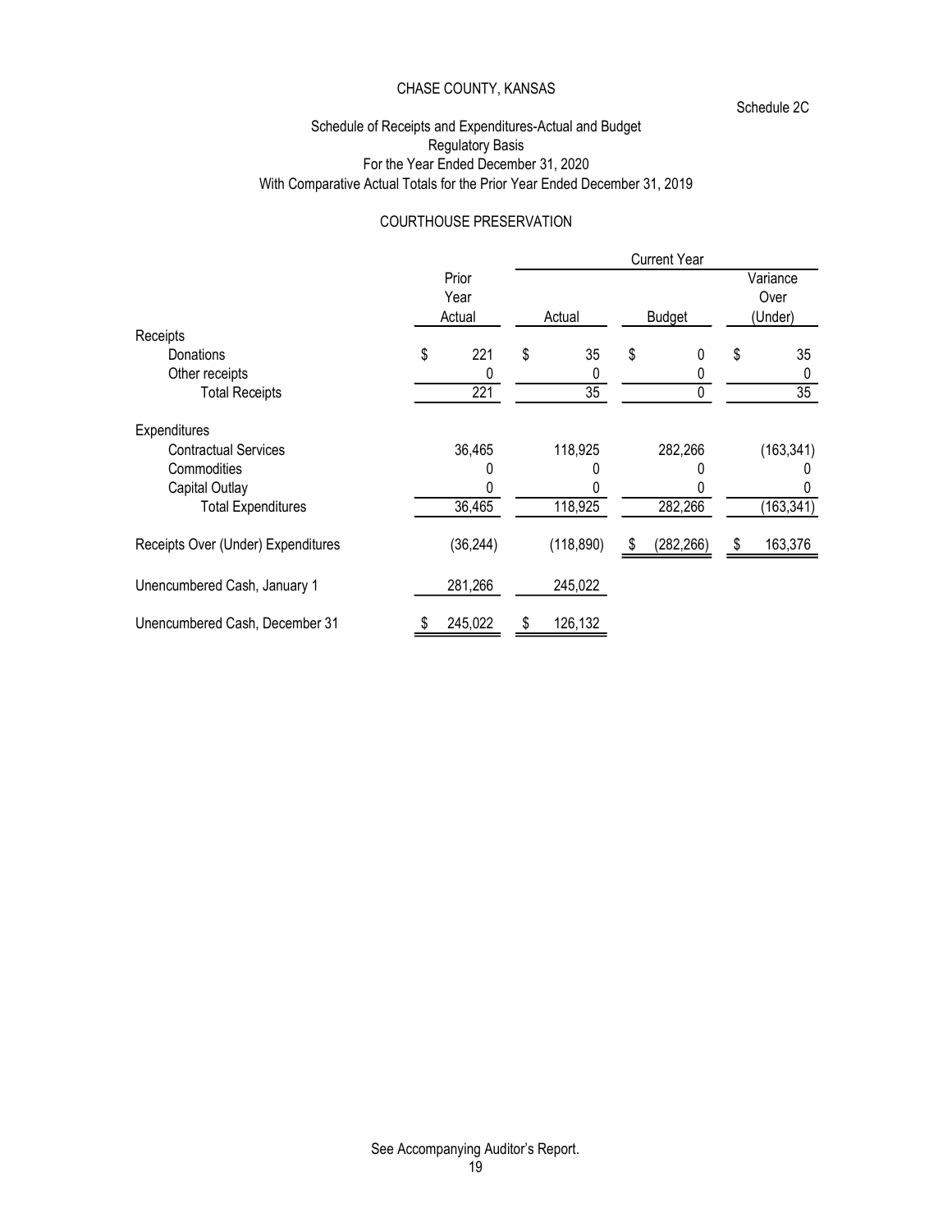# CHASE COUNTY, KANSAS

Schedule 2C

## Schedule of Receipts and Expenditures-Actual and Budget
### Regulatory Basis
### For the Year Ended December 31, 2020
### With Comparative Actual Totals for the Prior Year Ended December 31, 2019

### COURTHOUSE PRESERVATION

| | Prior Year Actual | Current Year Actual | Current Year Budget | Current Year Variance Over (Under) |
|---|---|---|---|---|
| **Receipts** | | | | |
| Donations | $ 221 | $ 35 | $ 0 | $ 35 |
| Other receipts | 0 | 0 | 0 | 0 |
| Total Receipts | 221 | 35 | 0 | 35 |
| **Expenditures** | | | | |
| Contractual Services | 36,465 | 118,925 | 282,266 | (163,341) |
| Commodities | 0 | 0 | 0 | 0 |
| Capital Outlay | 0 | 0 | 0 | 0 |
| Total Expenditures | 36,465 | 118,925 | 282,266 | (163,341) |
| Receipts Over (Under) Expenditures | (36,244) | (118,890) | $ (282,266) | $ 163,376 |
| Unencumbered Cash, January 1 | 281,266 | 245,022 | | |
| Unencumbered Cash, December 31 | $ 245,022 | $ 126,132 | | |

See Accompanying Auditor's Report.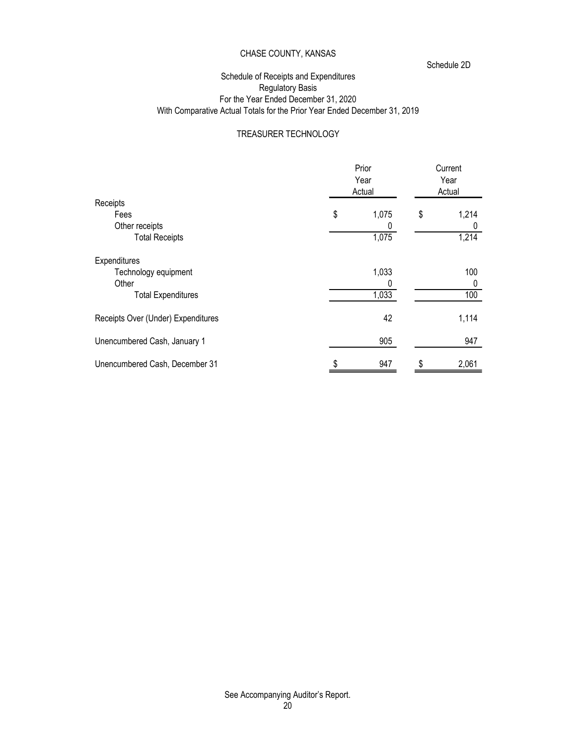CHASE COUNTY, KANSAS

Schedule 2D

Schedule of Receipts and Expenditures
Regulatory Basis
For the Year Ended December 31, 2020
With Comparative Actual Totals for the Prior Year Ended December 31, 2019

TREASURER TECHNOLOGY

| | Prior Year Actual | Current Year Actual |
|---|---|---|
| Receipts | | |
| Fees | $ 1,075 | $ 1,214 |
| Other receipts | 0 | 0 |
| Total Receipts | 1,075 | 1,214 |
| Expenditures | | |
| Technology equipment | 1,033 | 100 |
| Other | 0 | 0 |
| Total Expenditures | 1,033 | 100 |
| Receipts Over (Under) Expenditures | 42 | 1,114 |
| Unencumbered Cash, January 1 | 905 | 947 |
| Unencumbered Cash, December 31 | $ 947 | $ 2,061 |

See Accompanying Auditor's Report.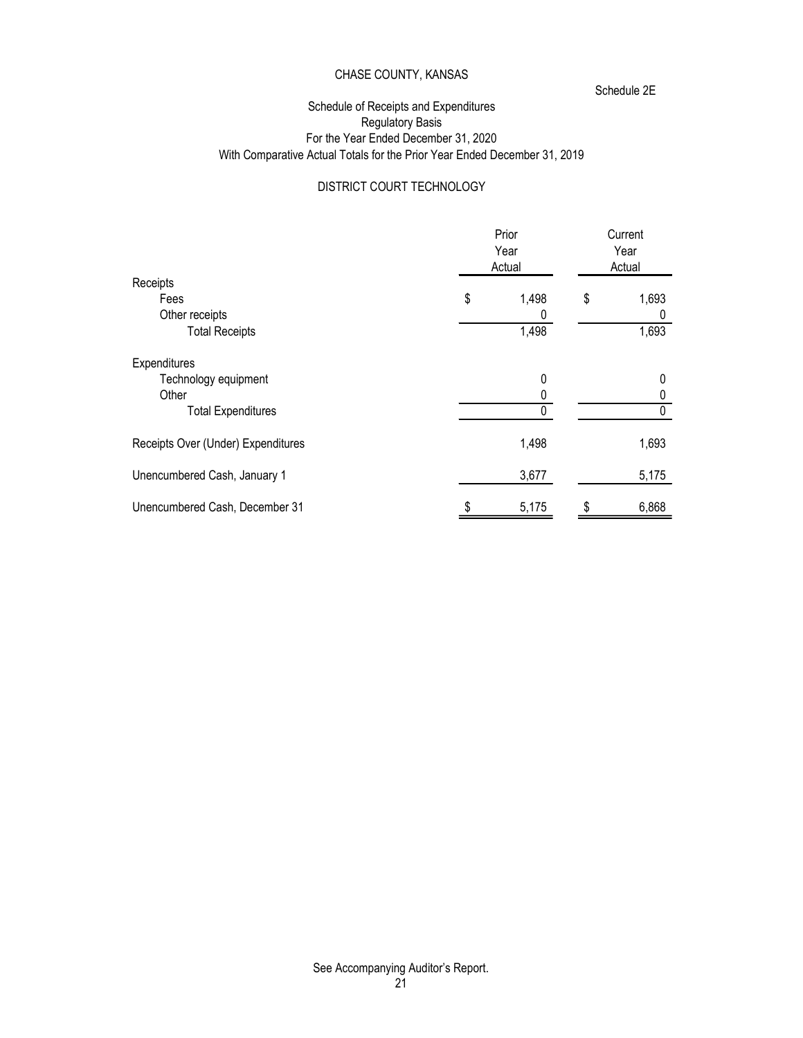CHASE COUNTY, KANSAS

Schedule 2E

Schedule of Receipts and Expenditures
Regulatory Basis
For the Year Ended December 31, 2020
With Comparative Actual Totals for the Prior Year Ended December 31, 2019

DISTRICT COURT TECHNOLOGY

| | Prior Year Actual | Current Year Actual |
|---|---|---|
| Receipts | | |
| Fees | $ 1,498 | $ 1,693 |
| Other receipts | 0 | 0 |
| Total Receipts | 1,498 | 1,693 |
| Expenditures | | |
| Technology equipment | 0 | 0 |
| Other | 0 | 0 |
| Total Expenditures | 0 | 0 |
| Receipts Over (Under) Expenditures | 1,498 | 1,693 |
| Unencumbered Cash, January 1 | 3,677 | 5,175 |
| Unencumbered Cash, December 31 | $ 5,175 | $ 6,868 |

See Accompanying Auditor's Report.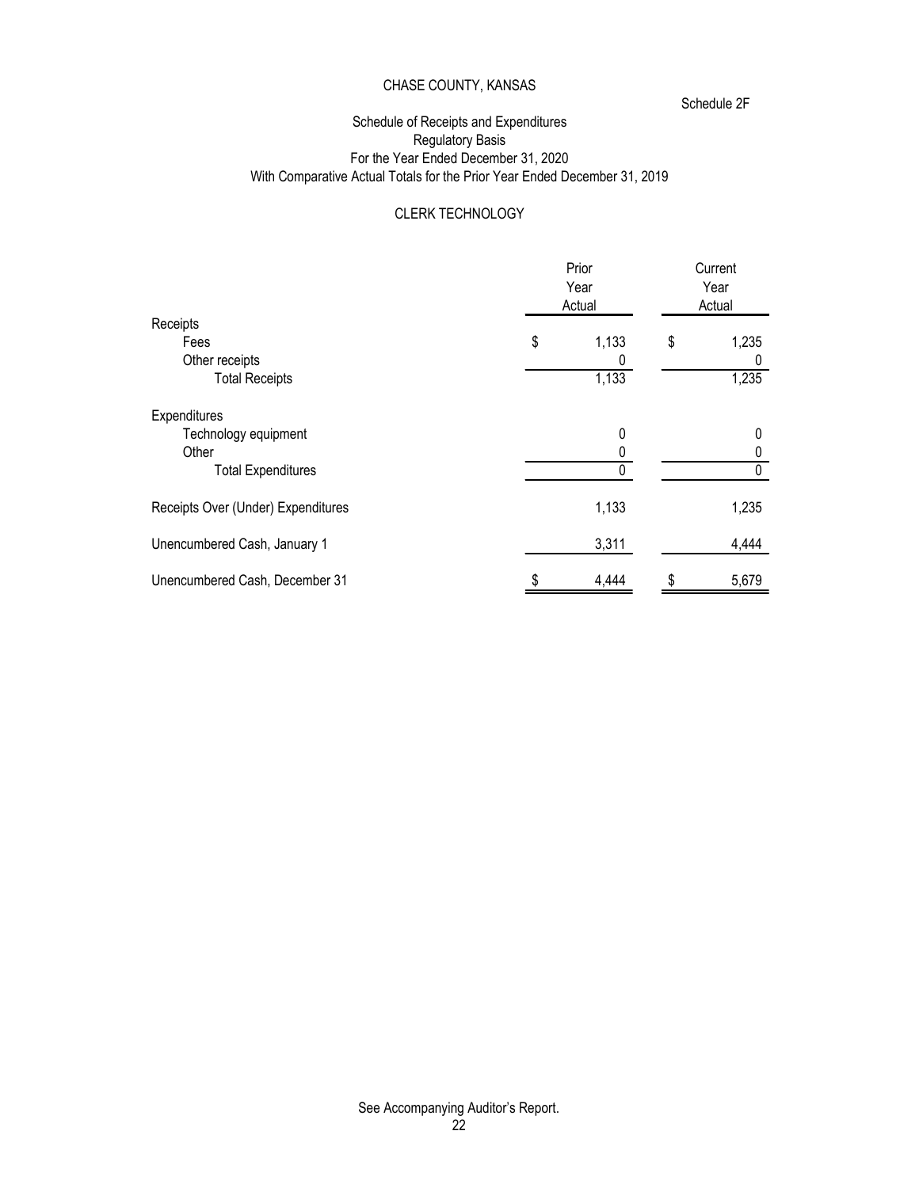CHASE COUNTY, KANSAS

Schedule 2F

Schedule of Receipts and Expenditures
Regulatory Basis
For the Year Ended December 31, 2020
With Comparative Actual Totals for the Prior Year Ended December 31, 2019

CLERK TECHNOLOGY

| | Prior Year Actual | Current Year Actual |
|---|---|---|
| Receipts | | |
| Fees | $ 1,133 | $ 1,235 |
| Other receipts | 0 | 0 |
| Total Receipts | 1,133 | 1,235 |
| Expenditures | | |
| Technology equipment | 0 | 0 |
| Other | 0 | 0 |
| Total Expenditures | 0 | 0 |
| Receipts Over (Under) Expenditures | 1,133 | 1,235 |
| Unencumbered Cash, January 1 | 3,311 | 4,444 |
| Unencumbered Cash, December 31 | $ 4,444 | $ 5,679 |

See Accompanying Auditor's Report.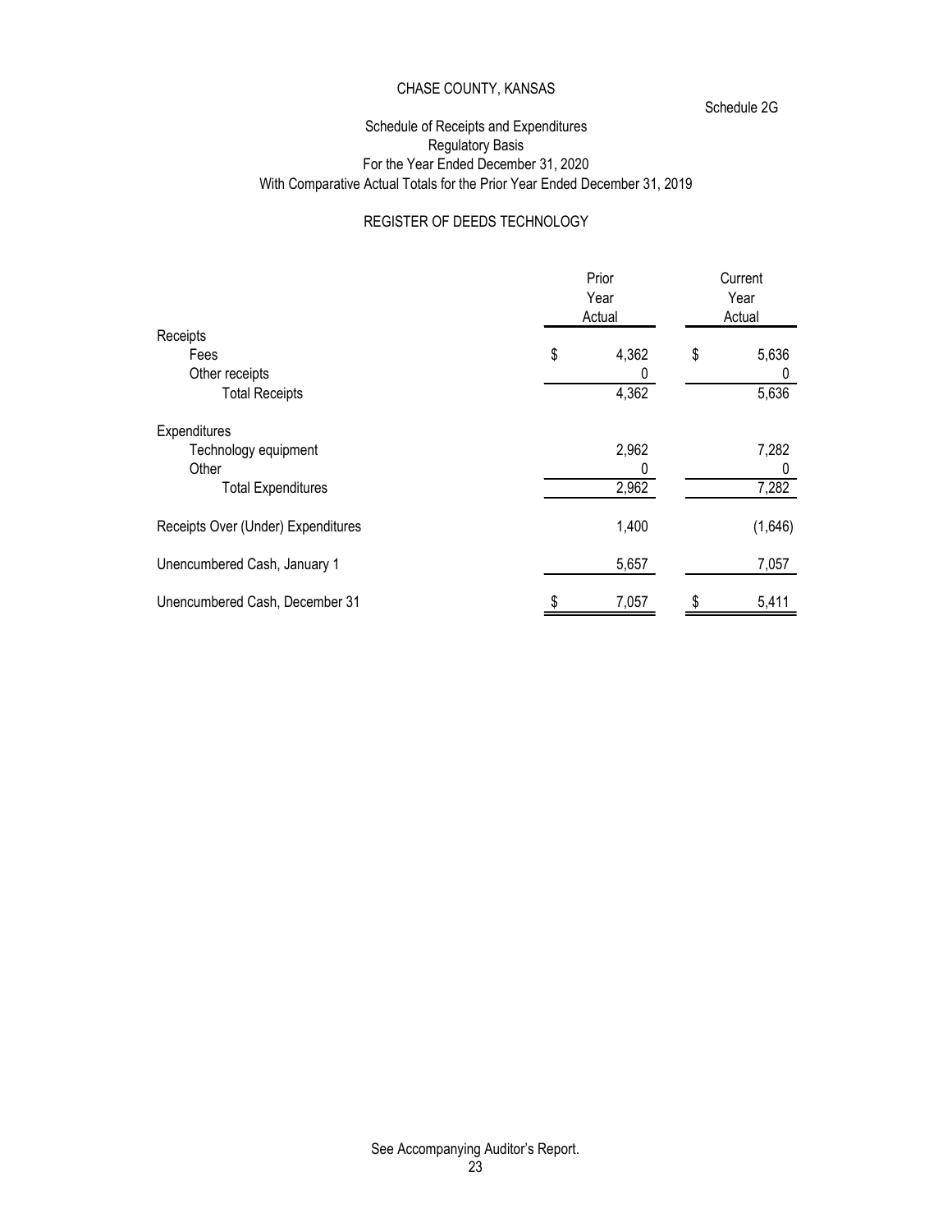CHASE COUNTY, KANSAS

Schedule 2G

Schedule of Receipts and Expenditures
Regulatory Basis
For the Year Ended December 31, 2020
With Comparative Actual Totals for the Prior Year Ended December 31, 2019

REGISTER OF DEEDS TECHNOLOGY

| | Prior Year Actual | Current Year Actual |
|---|---|---|
| Receipts | | |
| Fees | $ 4,362 | $ 5,636 |
| Other receipts | 0 | 0 |
| Total Receipts | 4,362 | 5,636 |
| Expenditures | | |
| Technology equipment | 2,962 | 7,282 |
| Other | 0 | 0 |
| Total Expenditures | 2,962 | 7,282 |
| Receipts Over (Under) Expenditures | 1,400 | (1,646) |
| Unencumbered Cash, January 1 | 5,657 | 7,057 |
| Unencumbered Cash, December 31 | $ 7,057 | $ 5,411 |

See Accompanying Auditor's Report.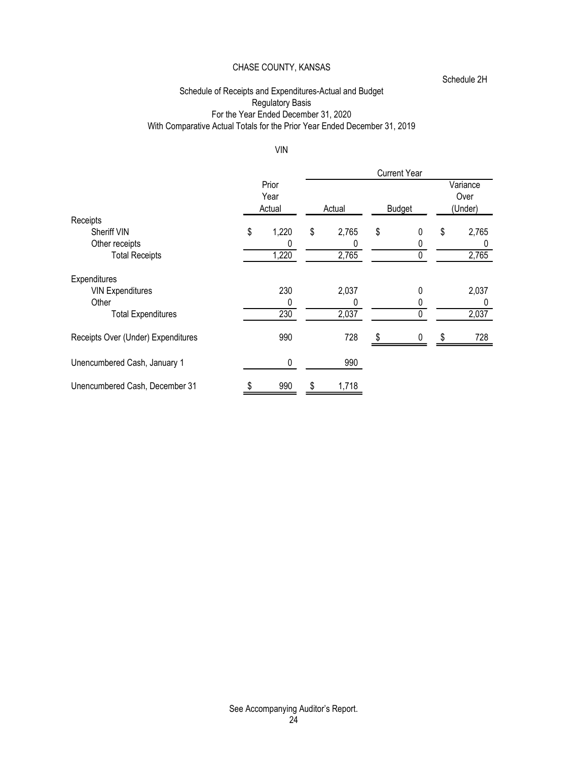CHASE COUNTY, KANSAS

Schedule 2H

Schedule of Receipts and Expenditures-Actual and Budget
Regulatory Basis
For the Year Ended December 31, 2020
With Comparative Actual Totals for the Prior Year Ended December 31, 2019

VIN

| | Prior Year Actual | Current Year | | |
|---|---|---|---|---|
| | | Actual | Budget | Variance Over (Under) |
| Receipts | | | | |
| Sheriff VIN | $ 1,220 | $ 2,765 | $ 0 | $ 2,765 |
| Other receipts | 0 | 0 | 0 | 0 |
| Total Receipts | 1,220 | 2,765 | 0 | 2,765 |
| Expenditures | | | | |
| VIN Expenditures | 230 | 2,037 | 0 | 2,037 |
| Other | 0 | 0 | 0 | 0 |
| Total Expenditures | 230 | 2,037 | 0 | 2,037 |
| Receipts Over (Under) Expenditures | 990 | 728 | $ 0 | $ 728 |
| Unencumbered Cash, January 1 | 0 | 990 | | |
| Unencumbered Cash, December 31 | $ 990 | $ 1,718 | | |

See Accompanying Auditor's Report.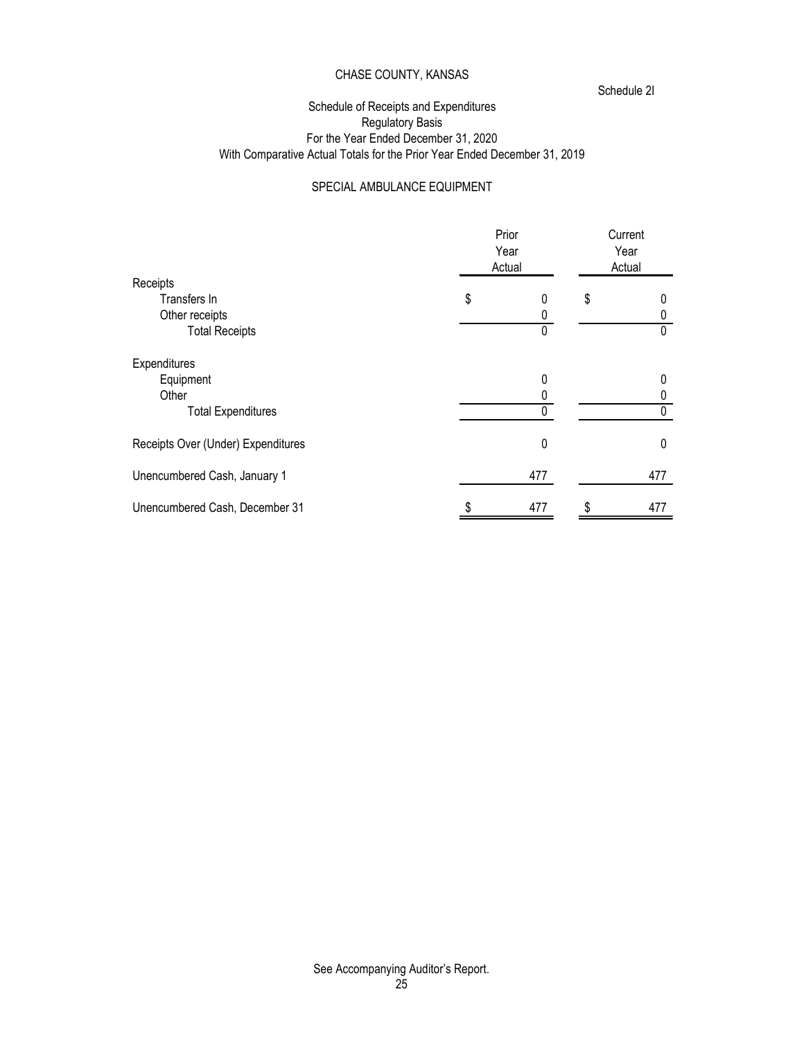# CHASE COUNTY, KANSAS

Schedule 2I

## Schedule of Receipts and Expenditures
### Regulatory Basis
### For the Year Ended December 31, 2020
### With Comparative Actual Totals for the Prior Year Ended December 31, 2019

### SPECIAL AMBULANCE EQUIPMENT

| | Prior Year Actual | Current Year Actual |
|---|---|---|
| Receipts | | |
| Transfers In | $ 0 | $ 0 |
| Other receipts | 0 | 0 |
| Total Receipts | 0 | 0 |
| Expenditures | | |
| Equipment | 0 | 0 |
| Other | 0 | 0 |
| Total Expenditures | 0 | 0 |
| Receipts Over (Under) Expenditures | 0 | 0 |
| Unencumbered Cash, January 1 | 477 | 477 |
| Unencumbered Cash, December 31 | $ 477 | $ 477 |

See Accompanying Auditor's Report.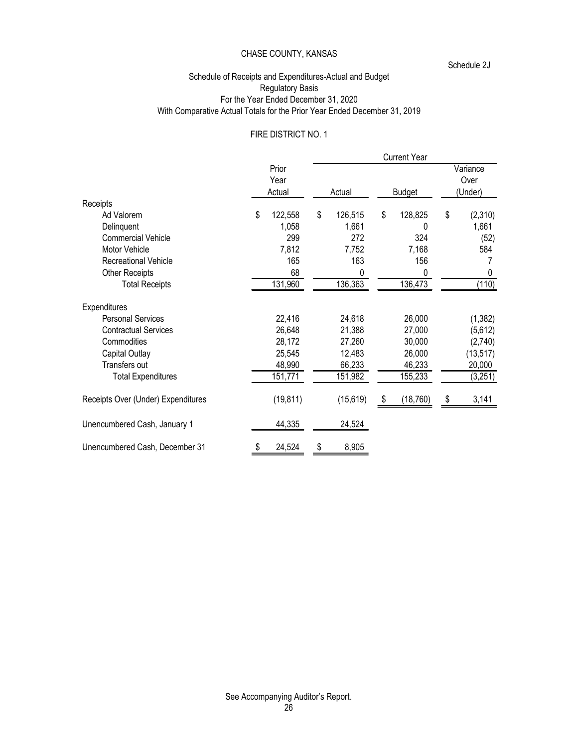# CHASE COUNTY, KANSAS

Schedule 2J

## Schedule of Receipts and Expenditures-Actual and Budget
### Regulatory Basis
### For the Year Ended December 31, 2020
### With Comparative Actual Totals for the Prior Year Ended December 31, 2019

### FIRE DISTRICT NO. 1

| | Prior Year Actual | Current Year Actual | Current Year Budget | Current Year Variance Over (Under) |
|---|---|---|---|---|
| **Receipts** | | | | |
| Ad Valorem | $ 122,558 | $ 126,515 | $ 128,825 | $ (2,310) |
| Delinquent | 1,058 | 1,661 | 0 | 1,661 |
| Commercial Vehicle | 299 | 272 | 324 | (52) |
| Motor Vehicle | 7,812 | 7,752 | 7,168 | 584 |
| Recreational Vehicle | 165 | 163 | 156 | 7 |
| Other Receipts | 68 | 0 | 0 | 0 |
| Total Receipts | 131,960 | 136,363 | 136,473 | (110) |
| **Expenditures** | | | | |
| Personal Services | 22,416 | 24,618 | 26,000 | (1,382) |
| Contractual Services | 26,648 | 21,388 | 27,000 | (5,612) |
| Commodities | 28,172 | 27,260 | 30,000 | (2,740) |
| Capital Outlay | 25,545 | 12,483 | 26,000 | (13,517) |
| Transfers out | 48,990 | 66,233 | 46,233 | 20,000 |
| Total Expenditures | 151,771 | 151,982 | 155,233 | (3,251) |
| Receipts Over (Under) Expenditures | (19,811) | (15,619) | $ (18,760) | $ 3,141 |
| Unencumbered Cash, January 1 | 44,335 | 24,524 | | |
| Unencumbered Cash, December 31 | $ 24,524 | $ 8,905 | | |

See Accompanying Auditor's Report.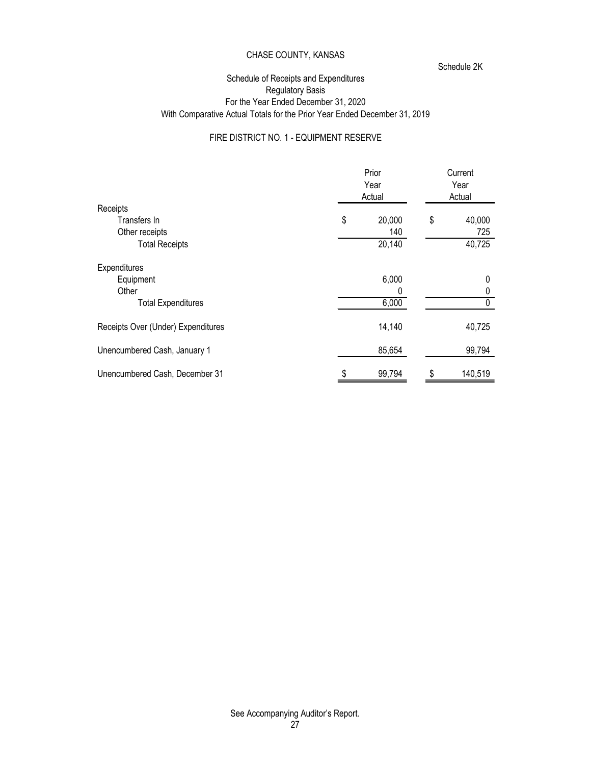CHASE COUNTY, KANSAS

Schedule 2K

## Schedule of Receipts and Expenditures
### Regulatory Basis
### For the Year Ended December 31, 2020
### With Comparative Actual Totals for the Prior Year Ended December 31, 2019

### FIRE DISTRICT NO. 1 - EQUIPMENT RESERVE

| | Prior Year Actual | Current Year Actual |
|---|---|---|
| Receipts | | |
| Transfers In | $ 20,000 | $ 40,000 |
| Other receipts | 140 | 725 |
| Total Receipts | 20,140 | 40,725 |
| Expenditures | | |
| Equipment | 6,000 | 0 |
| Other | 0 | 0 |
| Total Expenditures | 6,000 | 0 |
| Receipts Over (Under) Expenditures | 14,140 | 40,725 |
| Unencumbered Cash, January 1 | 85,654 | 99,794 |
| Unencumbered Cash, December 31 | $ 99,794 | $ 140,519 |

See Accompanying Auditor's Report.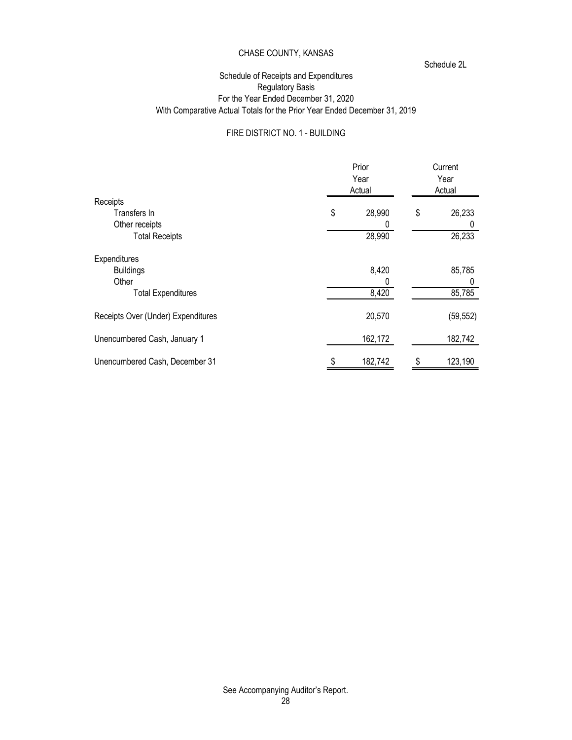CHASE COUNTY, KANSAS

Schedule 2L

Schedule of Receipts and Expenditures
Regulatory Basis
For the Year Ended December 31, 2020
With Comparative Actual Totals for the Prior Year Ended December 31, 2019

FIRE DISTRICT NO. 1 - BUILDING

| | Prior Year Actual | Current Year Actual |
|---|---|---|
| Receipts | | |
| Transfers In | $ 28,990 | $ 26,233 |
| Other receipts | 0 | 0 |
| Total Receipts | 28,990 | 26,233 |
| Expenditures | | |
| Buildings | 8,420 | 85,785 |
| Other | 0 | 0 |
| Total Expenditures | 8,420 | 85,785 |
| Receipts Over (Under) Expenditures | 20,570 | (59,552) |
| Unencumbered Cash, January 1 | 162,172 | 182,742 |
| Unencumbered Cash, December 31 | $ 182,742 | $ 123,190 |

See Accompanying Auditor's Report.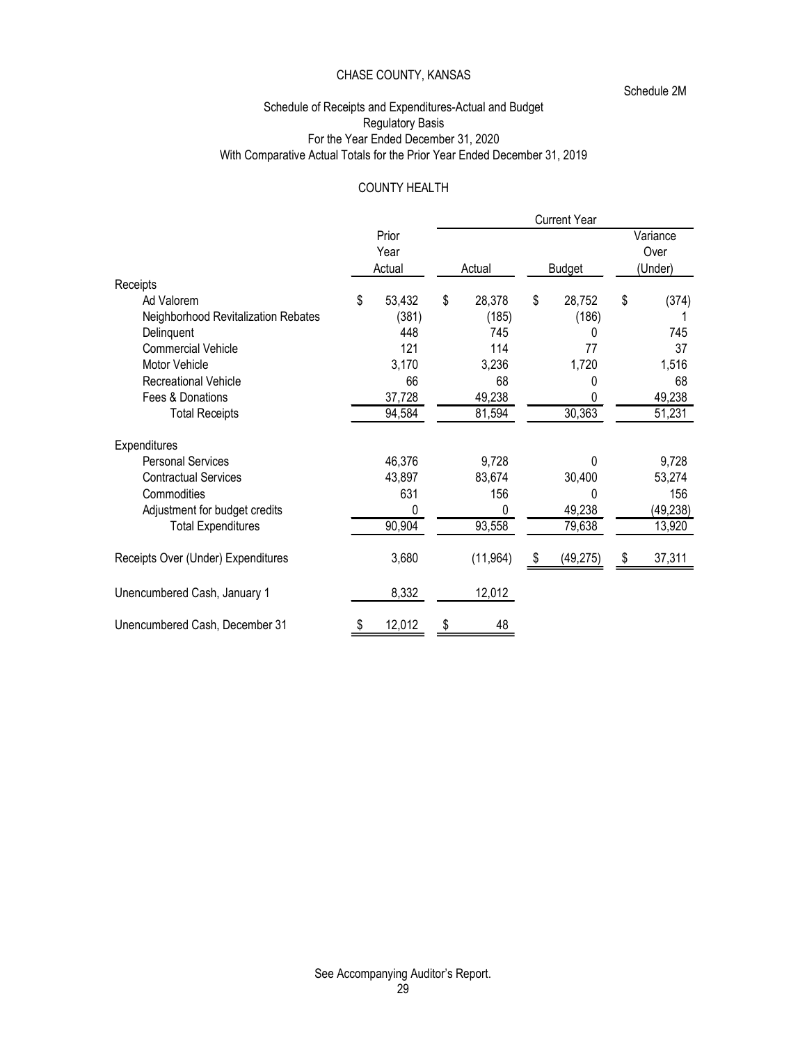CHASE COUNTY, KANSAS

Schedule 2M

Schedule of Receipts and Expenditures-Actual and Budget
Regulatory Basis
For the Year Ended December 31, 2020
With Comparative Actual Totals for the Prior Year Ended December 31, 2019

COUNTY HEALTH

| | Prior Year Actual | Current Year Actual | Current Year Budget | Current Year Variance Over (Under) |
|---|---|---|---|---|
| **Receipts** | | | | |
| Ad Valorem | $ 53,432 | $ 28,378 | $ 28,752 | $ (374) |
| Neighborhood Revitalization Rebates | (381) | (185) | (186) | 1 |
| Delinquent | 448 | 745 | 0 | 745 |
| Commercial Vehicle | 121 | 114 | 77 | 37 |
| Motor Vehicle | 3,170 | 3,236 | 1,720 | 1,516 |
| Recreational Vehicle | 66 | 68 | 0 | 68 |
| Fees & Donations | 37,728 | 49,238 | 0 | 49,238 |
| Total Receipts | 94,584 | 81,594 | 30,363 | 51,231 |
| **Expenditures** | | | | |
| Personal Services | 46,376 | 9,728 | 0 | 9,728 |
| Contractual Services | 43,897 | 83,674 | 30,400 | 53,274 |
| Commodities | 631 | 156 | 0 | 156 |
| Adjustment for budget credits | 0 | 0 | 49,238 | (49,238) |
| Total Expenditures | 90,904 | 93,558 | 79,638 | 13,920 |
| Receipts Over (Under) Expenditures | 3,680 | (11,964) | $ (49,275) | $ 37,311 |
| Unencumbered Cash, January 1 | 8,332 | 12,012 | | |
| Unencumbered Cash, December 31 | $ 12,012 | $ 48 | | |

See Accompanying Auditor's Report.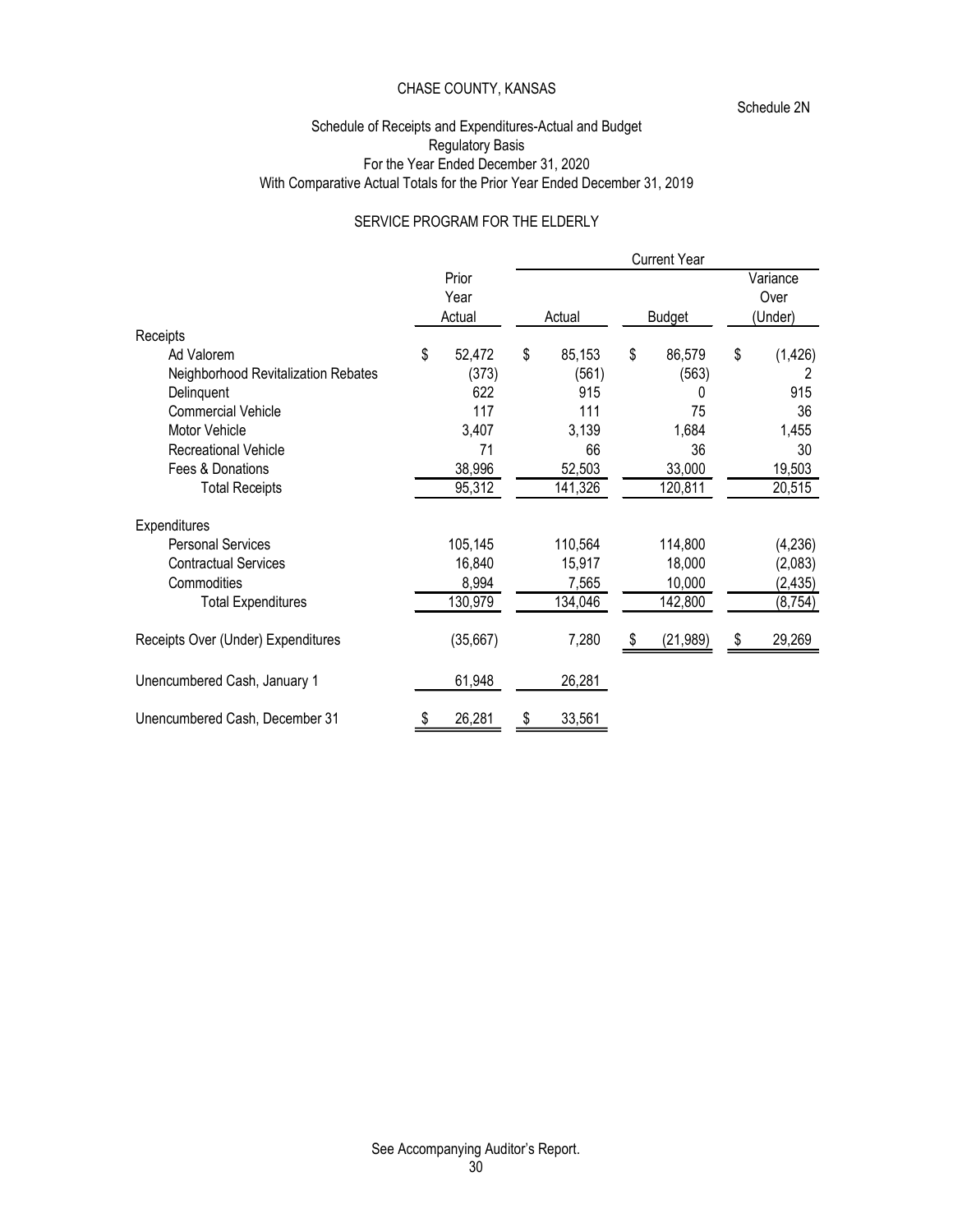CHASE COUNTY, KANSAS

Schedule 2N

Schedule of Receipts and Expenditures-Actual and Budget
Regulatory Basis
For the Year Ended December 31, 2020
With Comparative Actual Totals for the Prior Year Ended December 31, 2019

SERVICE PROGRAM FOR THE ELDERLY

| | Prior Year Actual | Current Year | | |
|---|---|---|---|---|
| | | Actual | Budget | Variance Over (Under) |
| **Receipts** | | | | |
| Ad Valorem | $ 52,472 | $ 85,153 | $ 86,579 | $ (1,426) |
| Neighborhood Revitalization Rebates | (373) | (561) | (563) | 2 |
| Delinquent | 622 | 915 | 0 | 915 |
| Commercial Vehicle | 117 | 111 | 75 | 36 |
| Motor Vehicle | 3,407 | 3,139 | 1,684 | 1,455 |
| Recreational Vehicle | 71 | 66 | 36 | 30 |
| Fees & Donations | 38,996 | 52,503 | 33,000 | 19,503 |
| Total Receipts | 95,312 | 141,326 | 120,811 | 20,515 |
| **Expenditures** | | | | |
| Personal Services | 105,145 | 110,564 | 114,800 | (4,236) |
| Contractual Services | 16,840 | 15,917 | 18,000 | (2,083) |
| Commodities | 8,994 | 7,565 | 10,000 | (2,435) |
| Total Expenditures | 130,979 | 134,046 | 142,800 | (8,754) |
| Receipts Over (Under) Expenditures | (35,667) | 7,280 | $ (21,989) | $ 29,269 |
| Unencumbered Cash, January 1 | 61,948 | 26,281 | | |
| Unencumbered Cash, December 31 | $ 26,281 | $ 33,561 | | |

See Accompanying Auditor's Report.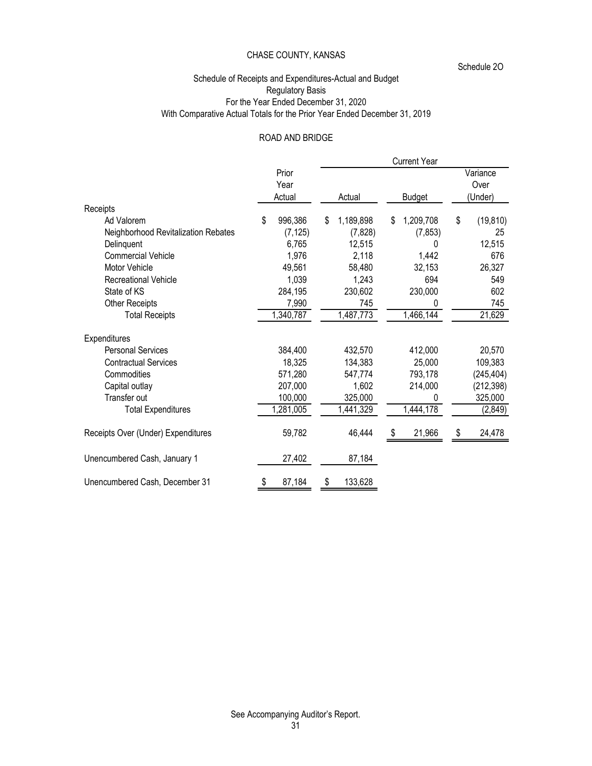CHASE COUNTY, KANSAS

Schedule 2O

Schedule of Receipts and Expenditures-Actual and Budget
Regulatory Basis
For the Year Ended December 31, 2020
With Comparative Actual Totals for the Prior Year Ended December 31, 2019

ROAD AND BRIDGE

| | Prior Year Actual | Current Year Actual | Current Year Budget | Current Year Variance Over (Under) |
|---|---|---|---|---|
| **Receipts** | | | | |
| Ad Valorem | $ 996,386 | $ 1,189,898 | $ 1,209,708 | $ (19,810) |
| Neighborhood Revitalization Rebates | (7,125) | (7,828) | (7,853) | 25 |
| Delinquent | 6,765 | 12,515 | 0 | 12,515 |
| Commercial Vehicle | 1,976 | 2,118 | 1,442 | 676 |
| Motor Vehicle | 49,561 | 58,480 | 32,153 | 26,327 |
| Recreational Vehicle | 1,039 | 1,243 | 694 | 549 |
| State of KS | 284,195 | 230,602 | 230,000 | 602 |
| Other Receipts | 7,990 | 745 | 0 | 745 |
| Total Receipts | 1,340,787 | 1,487,773 | 1,466,144 | 21,629 |
| **Expenditures** | | | | |
| Personal Services | 384,400 | 432,570 | 412,000 | 20,570 |
| Contractual Services | 18,325 | 134,383 | 25,000 | 109,383 |
| Commodities | 571,280 | 547,774 | 793,178 | (245,404) |
| Capital outlay | 207,000 | 1,602 | 214,000 | (212,398) |
| Transfer out | 100,000 | 325,000 | 0 | 325,000 |
| Total Expenditures | 1,281,005 | 1,441,329 | 1,444,178 | (2,849) |
| Receipts Over (Under) Expenditures | 59,782 | 46,444 | $ 21,966 | $ 24,478 |
| Unencumbered Cash, January 1 | 27,402 | 87,184 | | |
| Unencumbered Cash, December 31 | $ 87,184 | $ 133,628 | | |

See Accompanying Auditor's Report.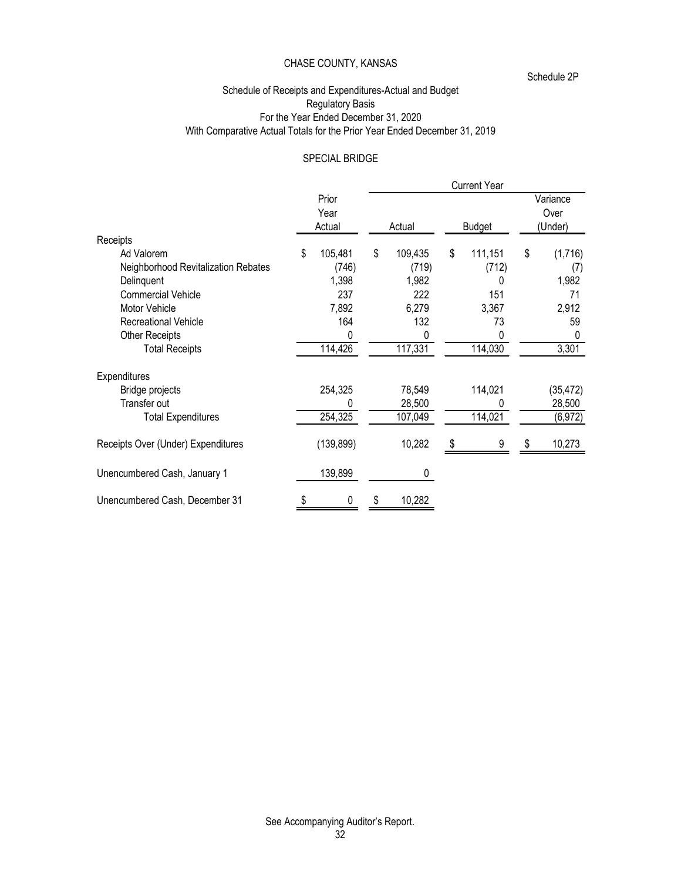CHASE COUNTY, KANSAS

Schedule 2P

Schedule of Receipts and Expenditures-Actual and Budget
Regulatory Basis
For the Year Ended December 31, 2020
With Comparative Actual Totals for the Prior Year Ended December 31, 2019

SPECIAL BRIDGE

| | Prior Year Actual | Current Year | | |
|---|---|---|---|---|
| | | Actual | Budget | Variance Over (Under) |
| **Receipts** | | | | |
| Ad Valorem | $ 105,481 | $ 109,435 | $ 111,151 | $ (1,716) |
| Neighborhood Revitalization Rebates | (746) | (719) | (712) | (7) |
| Delinquent | 1,398 | 1,982 | 0 | 1,982 |
| Commercial Vehicle | 237 | 222 | 151 | 71 |
| Motor Vehicle | 7,892 | 6,279 | 3,367 | 2,912 |
| Recreational Vehicle | 164 | 132 | 73 | 59 |
| Other Receipts | 0 | 0 | 0 | 0 |
| Total Receipts | 114,426 | 117,331 | 114,030 | 3,301 |
| **Expenditures** | | | | |
| Bridge projects | 254,325 | 78,549 | 114,021 | (35,472) |
| Transfer out | 0 | 28,500 | 0 | 28,500 |
| Total Expenditures | 254,325 | 107,049 | 114,021 | (6,972) |
| Receipts Over (Under) Expenditures | (139,899) | 10,282 | $ 9 | $ 10,273 |
| Unencumbered Cash, January 1 | 139,899 | 0 | | |
| Unencumbered Cash, December 31 | $ 0 | $ 10,282 | | |

See Accompanying Auditor's Report.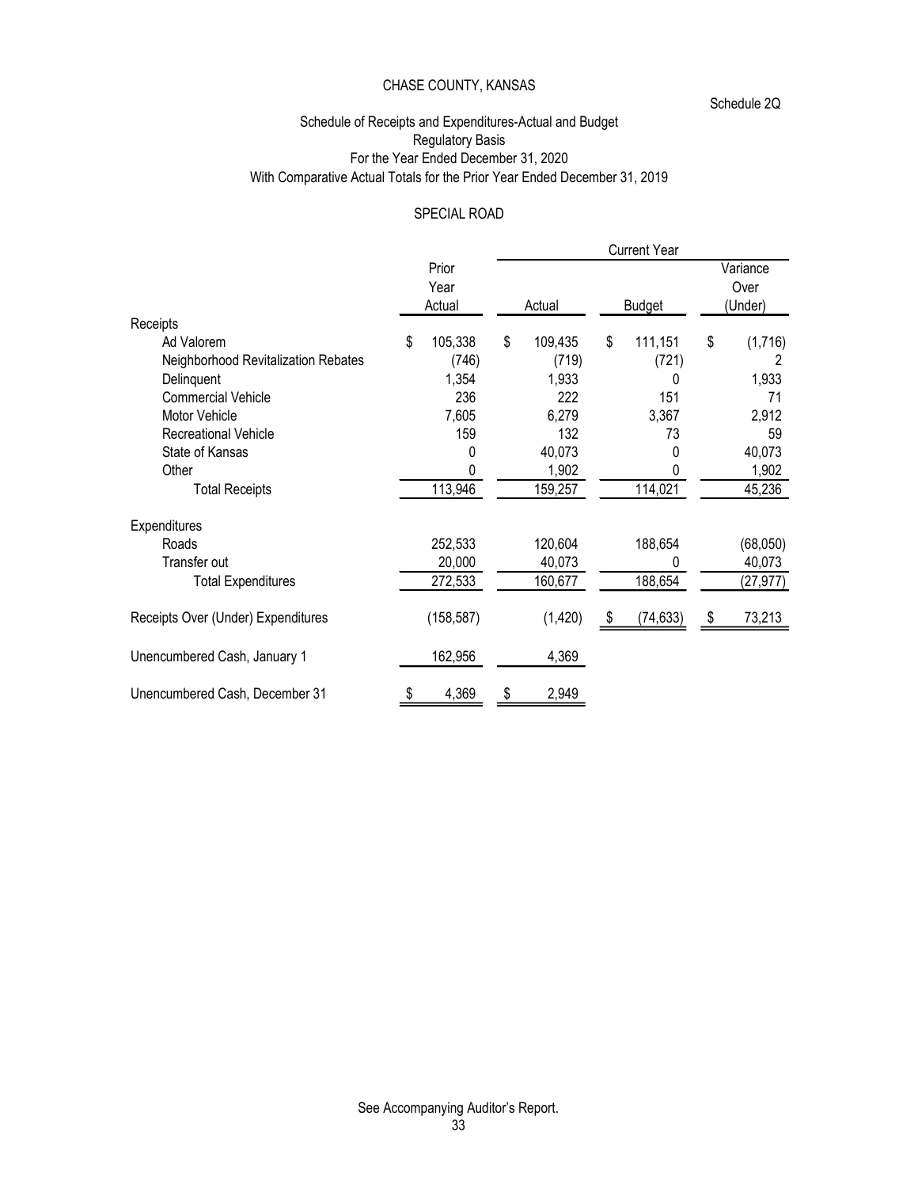CHASE COUNTY, KANSAS

Schedule 2Q

## Schedule of Receipts and Expenditures-Actual and Budget
## Regulatory Basis
## For the Year Ended December 31, 2020
## With Comparative Actual Totals for the Prior Year Ended December 31, 2019

### SPECIAL ROAD

| | Prior Year Actual | Current Year Actual | Current Year Budget | Current Year Variance Over (Under) |
|---|---|---|---|---|
| **Receipts** | | | | |
| Ad Valorem | $ 105,338 | $ 109,435 | $ 111,151 | $ (1,716) |
| Neighborhood Revitalization Rebates | (746) | (719) | (721) | 2 |
| Delinquent | 1,354 | 1,933 | 0 | 1,933 |
| Commercial Vehicle | 236 | 222 | 151 | 71 |
| Motor Vehicle | 7,605 | 6,279 | 3,367 | 2,912 |
| Recreational Vehicle | 159 | 132 | 73 | 59 |
| State of Kansas | 0 | 40,073 | 0 | 40,073 |
| Other | 0 | 1,902 | 0 | 1,902 |
| Total Receipts | 113,946 | 159,257 | 114,021 | 45,236 |
| **Expenditures** | | | | |
| Roads | 252,533 | 120,604 | 188,654 | (68,050) |
| Transfer out | 20,000 | 40,073 | 0 | 40,073 |
| Total Expenditures | 272,533 | 160,677 | 188,654 | (27,977) |
| Receipts Over (Under) Expenditures | (158,587) | (1,420) | $ (74,633) | $ 73,213 |
| Unencumbered Cash, January 1 | 162,956 | 4,369 | | |
| Unencumbered Cash, December 31 | $ 4,369 | $ 2,949 | | |

See Accompanying Auditor's Report.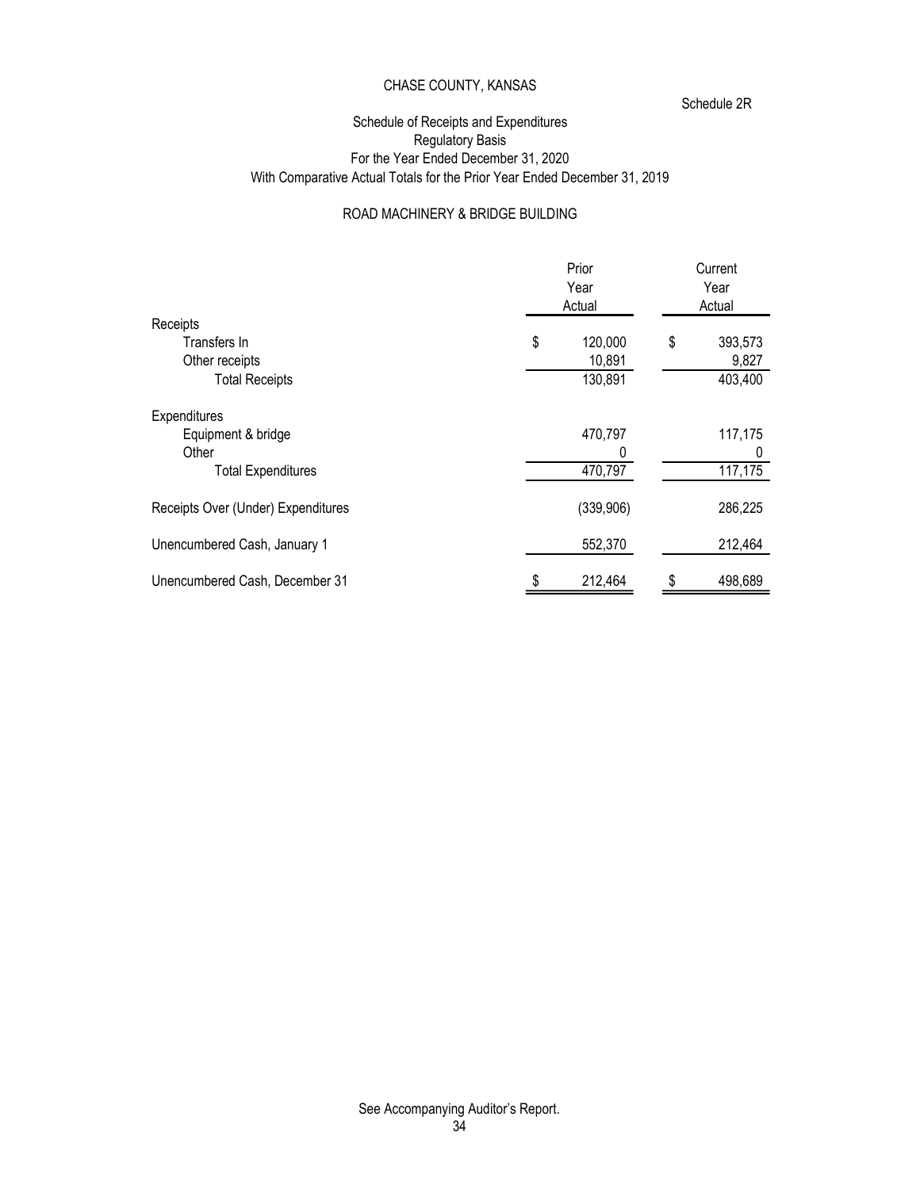CHASE COUNTY, KANSAS

Schedule 2R

Schedule of Receipts and Expenditures
Regulatory Basis
For the Year Ended December 31, 2020
With Comparative Actual Totals for the Prior Year Ended December 31, 2019

ROAD MACHINERY & BRIDGE BUILDING

| | Prior Year Actual | Current Year Actual |
|---|---|---|
| Receipts | | |
| Transfers In | $ 120,000 | $ 393,573 |
| Other receipts | 10,891 | 9,827 |
| Total Receipts | 130,891 | 403,400 |
| Expenditures | | |
| Equipment & bridge | 470,797 | 117,175 |
| Other | 0 | 0 |
| Total Expenditures | 470,797 | 117,175 |
| Receipts Over (Under) Expenditures | (339,906) | 286,225 |
| Unencumbered Cash, January 1 | 552,370 | 212,464 |
| Unencumbered Cash, December 31 | $ 212,464 | $ 498,689 |

See Accompanying Auditor's Report.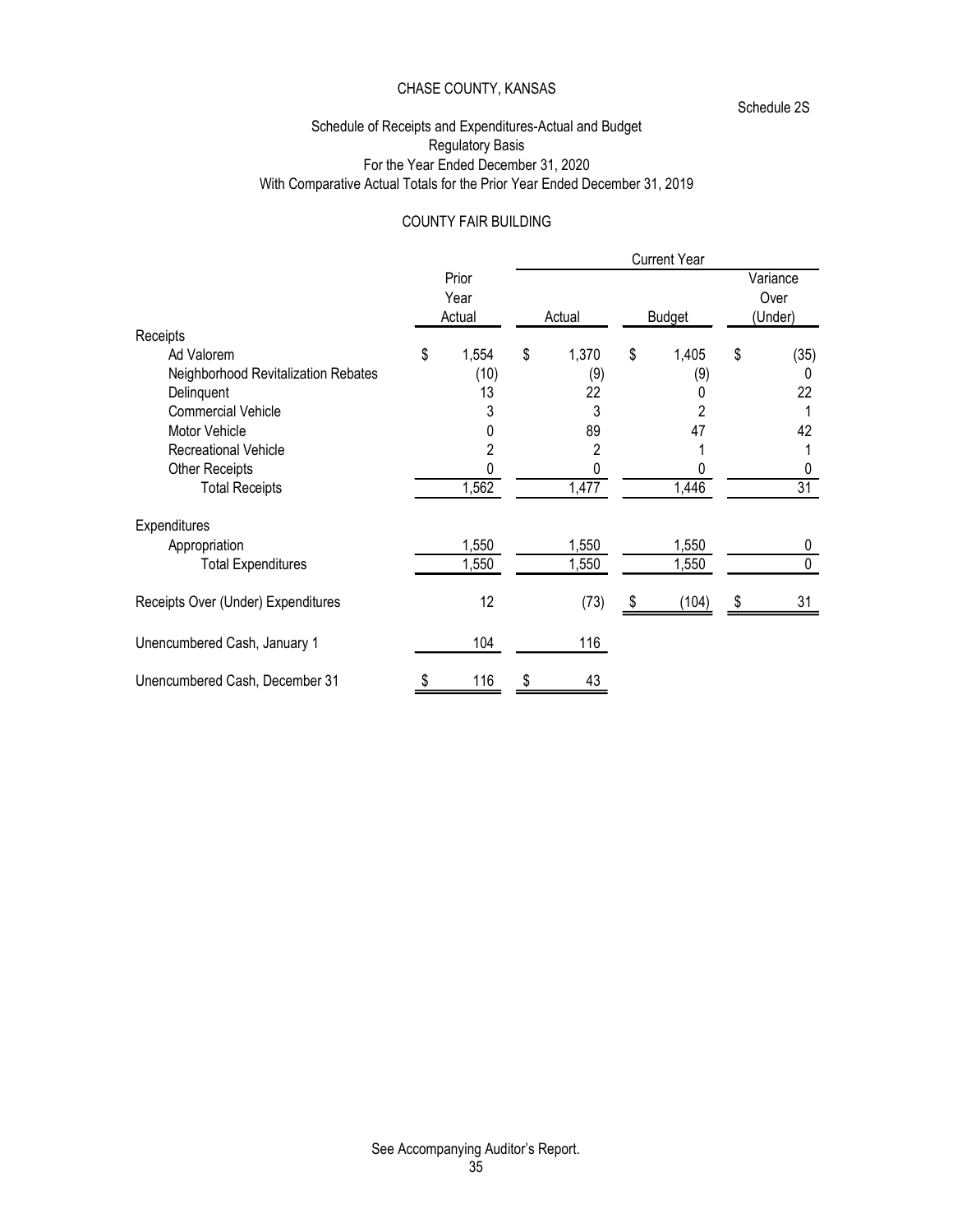# CHASE COUNTY, KANSAS

Schedule 2S

## Schedule of Receipts and Expenditures-Actual and Budget
## Regulatory Basis
## For the Year Ended December 31, 2020
## With Comparative Actual Totals for the Prior Year Ended December 31, 2019

### COUNTY FAIR BUILDING

| | Prior Year Actual | Current Year Actual | Current Year Budget | Current Year Variance Over (Under) |
|---|---|---|---|---|
| **Receipts** | | | | |
| Ad Valorem | $ 1,554 | $ 1,370 | $ 1,405 | $ (35) |
| Neighborhood Revitalization Rebates | (10) | (9) | (9) | 0 |
| Delinquent | 13 | 22 | 0 | 22 |
| Commercial Vehicle | 3 | 3 | 2 | 1 |
| Motor Vehicle | 0 | 89 | 47 | 42 |
| Recreational Vehicle | 2 | 2 | 1 | 1 |
| Other Receipts | 0 | 0 | 0 | 0 |
| Total Receipts | 1,562 | 1,477 | 1,446 | 31 |
| **Expenditures** | | | | |
| Appropriation | 1,550 | 1,550 | 1,550 | 0 |
| Total Expenditures | 1,550 | 1,550 | 1,550 | 0 |
| Receipts Over (Under) Expenditures | 12 | (73) | $ (104) | $ 31 |
| Unencumbered Cash, January 1 | 104 | 116 | | |
| Unencumbered Cash, December 31 | $ 116 | $ 43 | | |

See Accompanying Auditor's Report.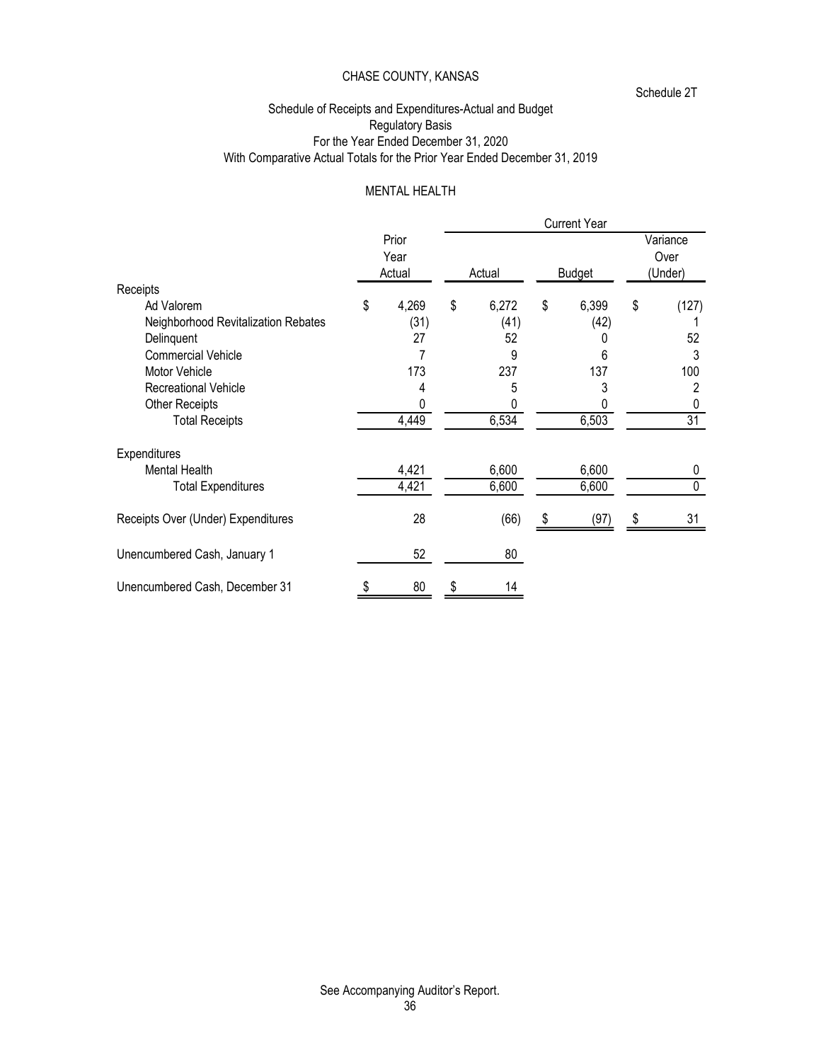CHASE COUNTY, KANSAS

Schedule 2T

# Schedule of Receipts and Expenditures-Actual and Budget
## Regulatory Basis
## For the Year Ended December 31, 2020
## With Comparative Actual Totals for the Prior Year Ended December 31, 2019

### MENTAL HEALTH

| | Prior Year Actual | Current Year Actual | Current Year Budget | Current Year Variance Over (Under) |
|---|---|---|---|---|
| **Receipts** | | | | |
| Ad Valorem | $ 4,269 | $ 6,272 | $ 6,399 | $ (127) |
| Neighborhood Revitalization Rebates | (31) | (41) | (42) | 1 |
| Delinquent | 27 | 52 | 0 | 52 |
| Commercial Vehicle | 7 | 9 | 6 | 3 |
| Motor Vehicle | 173 | 237 | 137 | 100 |
| Recreational Vehicle | 4 | 5 | 3 | 2 |
| Other Receipts | 0 | 0 | 0 | 0 |
| Total Receipts | 4,449 | 6,534 | 6,503 | 31 |
| **Expenditures** | | | | |
| Mental Health | 4,421 | 6,600 | 6,600 | 0 |
| Total Expenditures | 4,421 | 6,600 | 6,600 | 0 |
| Receipts Over (Under) Expenditures | 28 | (66) | $ (97) | $ 31 |
| Unencumbered Cash, January 1 | 52 | 80 | | |
| Unencumbered Cash, December 31 | $ 80 | $ 14 | | |

See Accompanying Auditor's Report.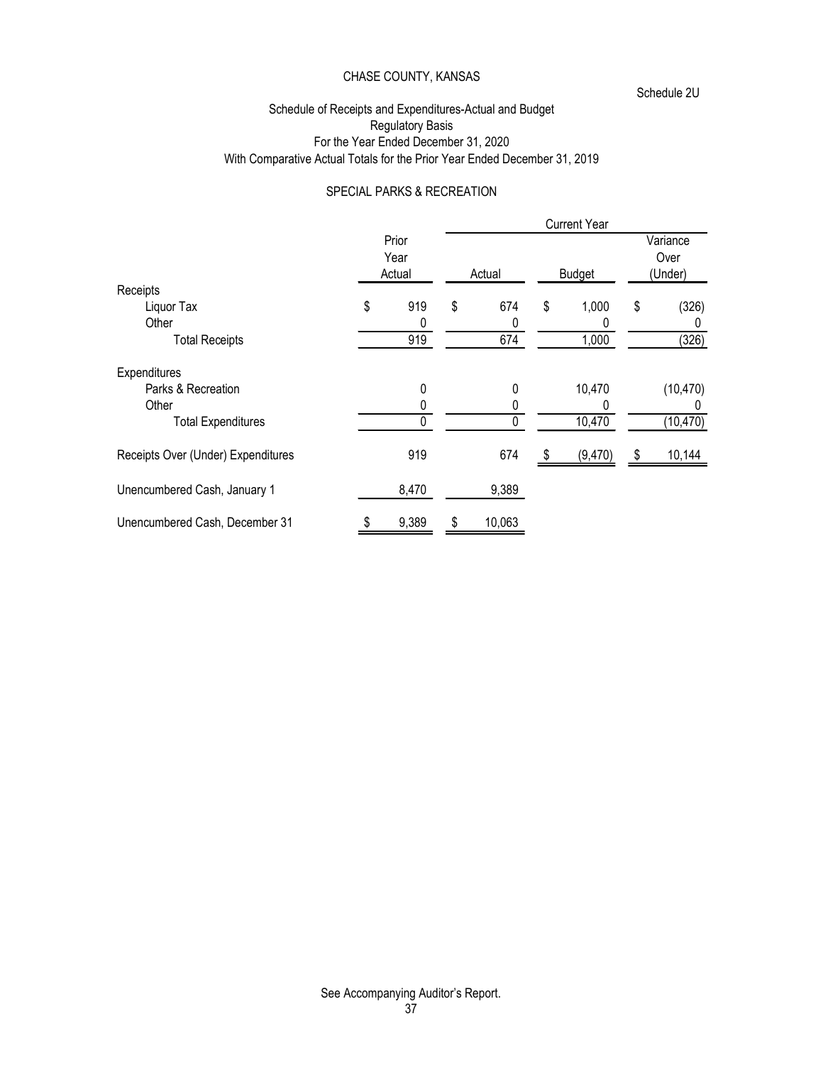CHASE COUNTY, KANSAS

Schedule 2U

Schedule of Receipts and Expenditures-Actual and Budget
Regulatory Basis
For the Year Ended December 31, 2020
With Comparative Actual Totals for the Prior Year Ended December 31, 2019

SPECIAL PARKS & RECREATION

| | Prior Year Actual | Current Year Actual | Current Year Budget | Current Year Variance Over (Under) |
|---|---|---|---|---|
| **Receipts** | | | | |
| Liquor Tax | $ 919 | $ 674 | $ 1,000 | $ (326) |
| Other | 0 | 0 | 0 | 0 |
| Total Receipts | 919 | 674 | 1,000 | (326) |
| **Expenditures** | | | | |
| Parks & Recreation | 0 | 0 | 10,470 | (10,470) |
| Other | 0 | 0 | 0 | 0 |
| Total Expenditures | 0 | 0 | 10,470 | (10,470) |
| Receipts Over (Under) Expenditures | 919 | 674 | $ (9,470) | $ 10,144 |
| Unencumbered Cash, January 1 | 8,470 | 9,389 | | |
| Unencumbered Cash, December 31 | $ 9,389 | $ 10,063 | | |

See Accompanying Auditor's Report.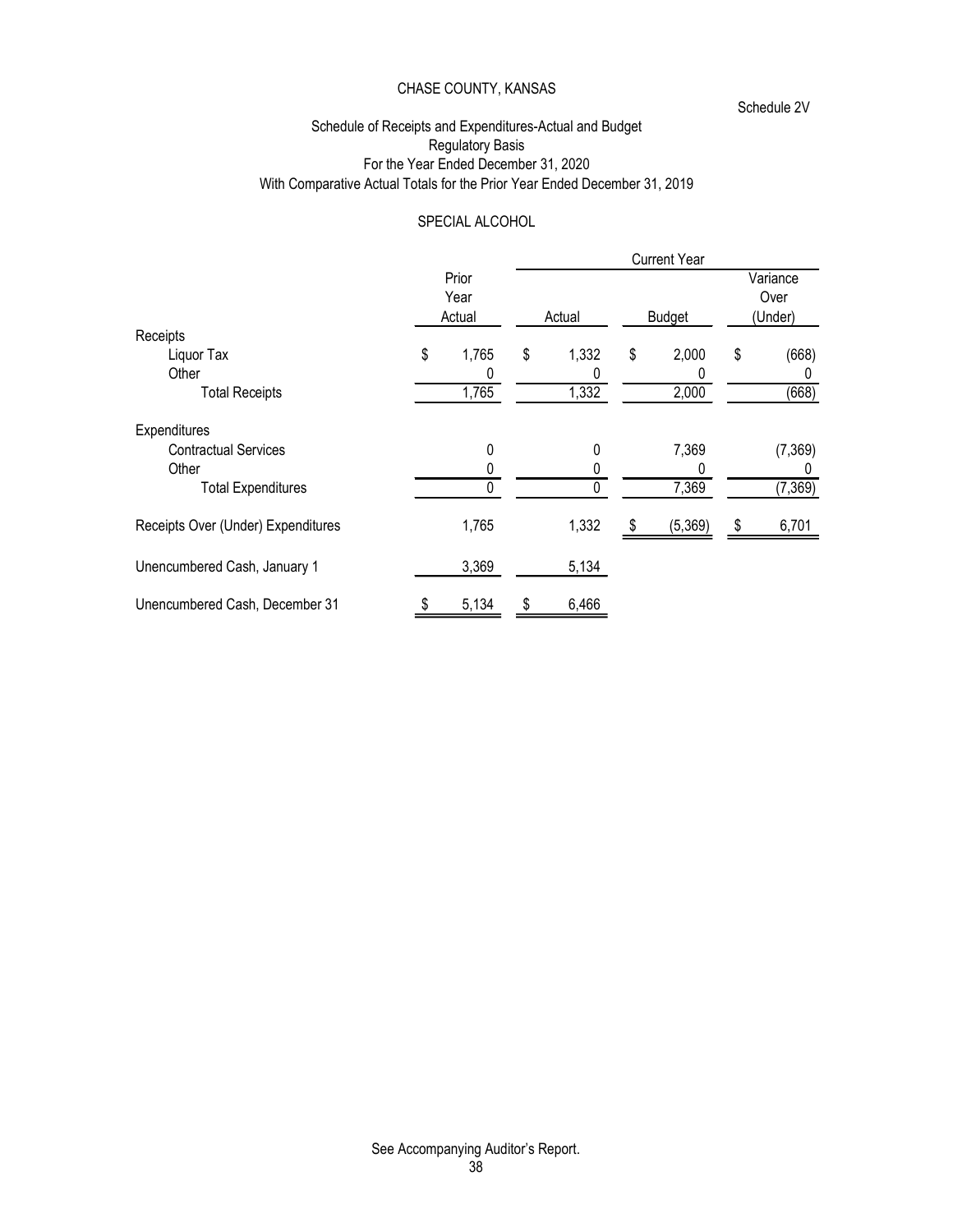CHASE COUNTY, KANSAS

Schedule 2V

Schedule of Receipts and Expenditures-Actual and Budget
Regulatory Basis
For the Year Ended December 31, 2020
With Comparative Actual Totals for the Prior Year Ended December 31, 2019

SPECIAL ALCOHOL

| | Prior Year Actual | Current Year Actual | Current Year Budget | Variance Over (Under) |
|---|---|---|---|---|
| **Receipts** | | | | |
| Liquor Tax | $ 1,765 | $ 1,332 | $ 2,000 | $ (668) |
| Other | 0 | 0 | 0 | 0 |
| Total Receipts | 1,765 | 1,332 | 2,000 | (668) |
| **Expenditures** | | | | |
| Contractual Services | 0 | 0 | 7,369 | (7,369) |
| Other | 0 | 0 | 0 | 0 |
| Total Expenditures | 0 | 0 | 7,369 | (7,369) |
| Receipts Over (Under) Expenditures | 1,765 | 1,332 | $ (5,369) | $ 6,701 |
| Unencumbered Cash, January 1 | 3,369 | 5,134 | | |
| Unencumbered Cash, December 31 | $ 5,134 | $ 6,466 | | |

See Accompanying Auditor's Report.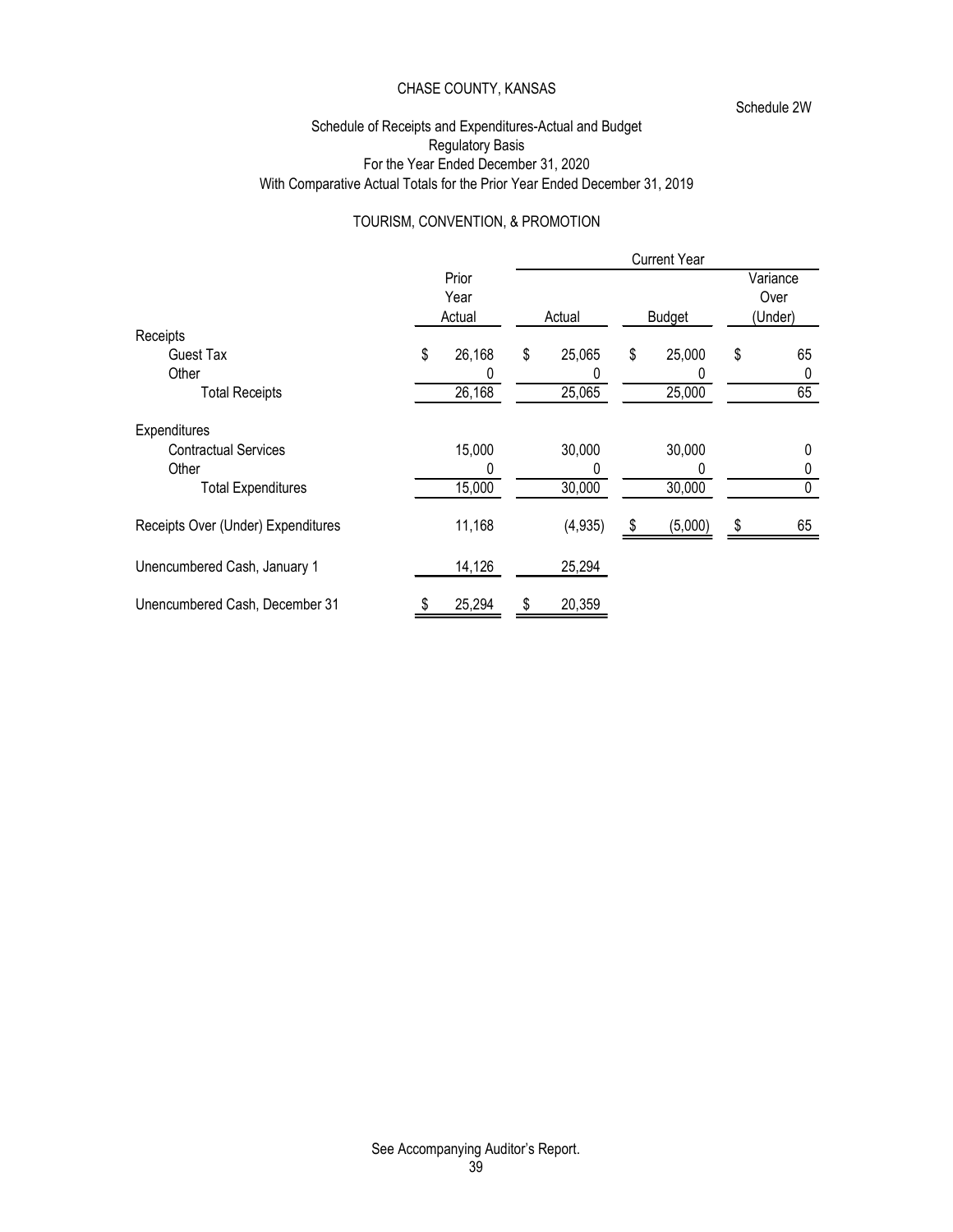CHASE COUNTY, KANSAS

Schedule 2W

Schedule of Receipts and Expenditures-Actual and Budget
Regulatory Basis
For the Year Ended December 31, 2020
With Comparative Actual Totals for the Prior Year Ended December 31, 2019

TOURISM, CONVENTION, & PROMOTION

| | Prior Year Actual | Current Year Actual | Current Year Budget | Current Year Variance Over (Under) |
|---|---|---|---|---|
| **Receipts** | | | | |
| Guest Tax | $ 26,168 | $ 25,065 | $ 25,000 | $ 65 |
| Other | 0 | 0 | 0 | 0 |
| Total Receipts | 26,168 | 25,065 | 25,000 | 65 |
| **Expenditures** | | | | |
| Contractual Services | 15,000 | 30,000 | 30,000 | 0 |
| Other | 0 | 0 | 0 | 0 |
| Total Expenditures | 15,000 | 30,000 | 30,000 | 0 |
| Receipts Over (Under) Expenditures | 11,168 | (4,935) | $ (5,000) | $ 65 |
| Unencumbered Cash, January 1 | 14,126 | 25,294 | | |
| Unencumbered Cash, December 31 | $ 25,294 | $ 20,359 | | |

See Accompanying Auditor's Report.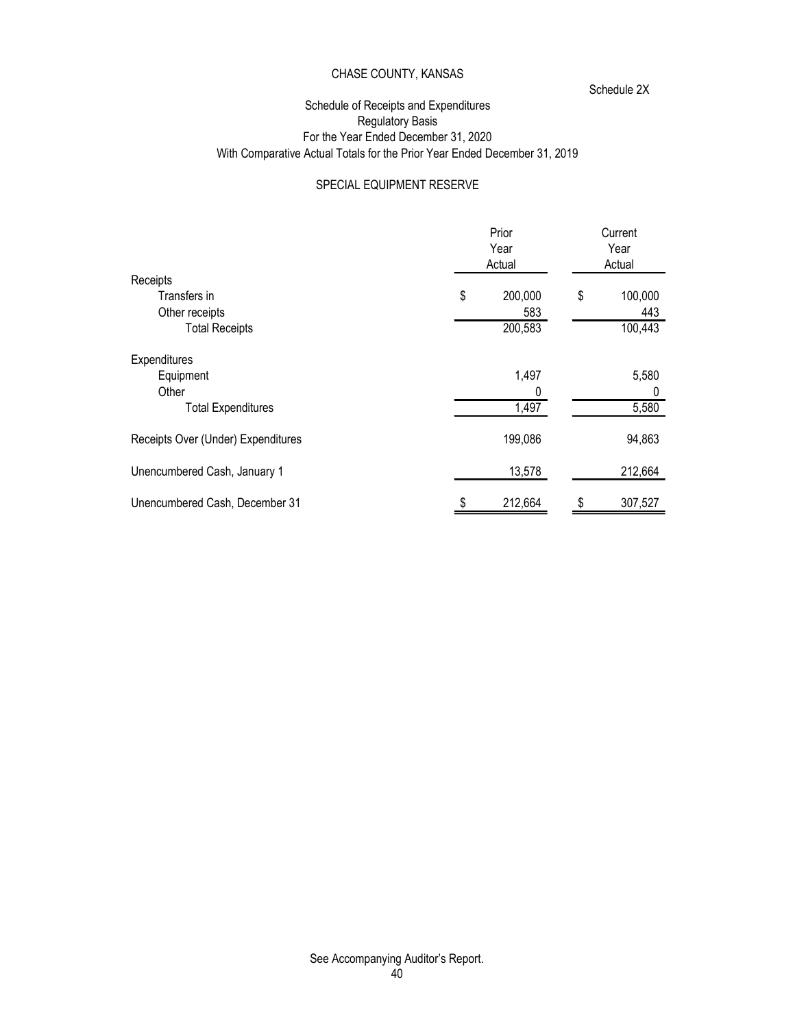CHASE COUNTY, KANSAS

Schedule 2X

Schedule of Receipts and Expenditures
Regulatory Basis
For the Year Ended December 31, 2020
With Comparative Actual Totals for the Prior Year Ended December 31, 2019

SPECIAL EQUIPMENT RESERVE

| | Prior Year Actual | Current Year Actual |
|---|---|---|
| **Receipts** | | |
| Transfers in | $ 200,000 | $ 100,000 |
| Other receipts | 583 | 443 |
| Total Receipts | 200,583 | 100,443 |
| **Expenditures** | | |
| Equipment | 1,497 | 5,580 |
| Other | 0 | 0 |
| Total Expenditures | 1,497 | 5,580 |
| Receipts Over (Under) Expenditures | 199,086 | 94,863 |
| Unencumbered Cash, January 1 | 13,578 | 212,664 |
| Unencumbered Cash, December 31 | $ 212,664 | $ 307,527 |

See Accompanying Auditor's Report.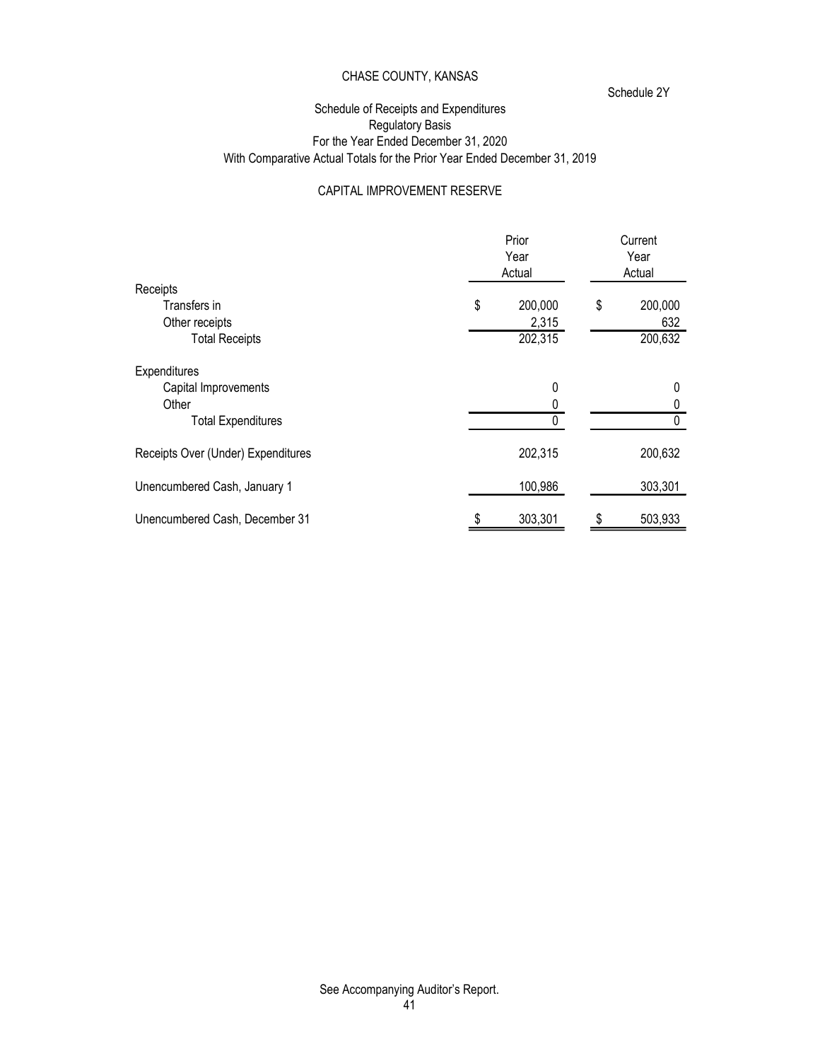# CHASE COUNTY, KANSAS

Schedule 2Y

## Schedule of Receipts and Expenditures
## Regulatory Basis
## For the Year Ended December 31, 2020
## With Comparative Actual Totals for the Prior Year Ended December 31, 2019

### CAPITAL IMPROVEMENT RESERVE

| | Prior Year Actual | Current Year Actual |
|---|---|---|
| Receipts | | |
| Transfers in | $ 200,000 | $ 200,000 |
| Other receipts | 2,315 | 632 |
| Total Receipts | 202,315 | 200,632 |
| Expenditures | | |
| Capital Improvements | 0 | 0 |
| Other | 0 | 0 |
| Total Expenditures | 0 | 0 |
| Receipts Over (Under) Expenditures | 202,315 | 200,632 |
| Unencumbered Cash, January 1 | 100,986 | 303,301 |
| Unencumbered Cash, December 31 | $ 303,301 | $ 503,933 |

See Accompanying Auditor's Report.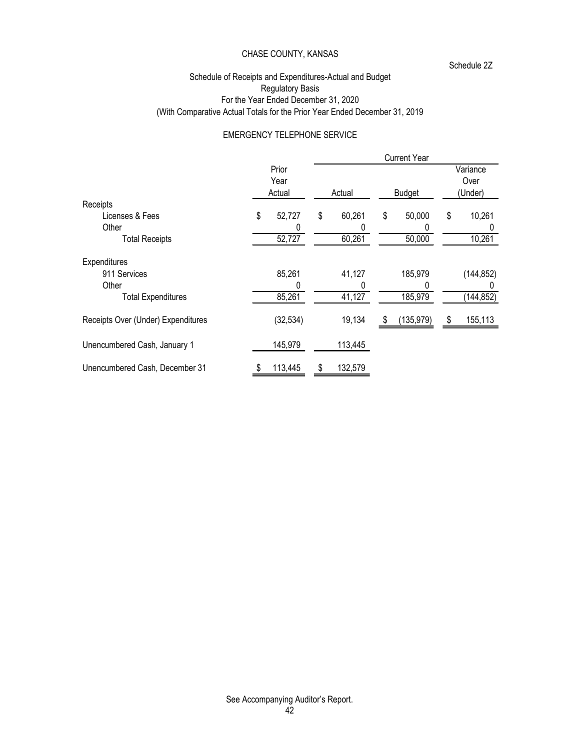CHASE COUNTY, KANSAS

Schedule 2Z

Schedule of Receipts and Expenditures-Actual and Budget
Regulatory Basis
For the Year Ended December 31, 2020
(With Comparative Actual Totals for the Prior Year Ended December 31, 2019

EMERGENCY TELEPHONE SERVICE

| | Prior Year Actual | Current Year Actual | Current Year Budget | Current Year Variance Over (Under) |
|---|---|---|---|---|
| Receipts | | | | |
| Licenses & Fees | $ 52,727 | $ 60,261 | $ 50,000 | $ 10,261 |
| Other | 0 | 0 | 0 | 0 |
| Total Receipts | 52,727 | 60,261 | 50,000 | 10,261 |
| Expenditures | | | | |
| 911 Services | 85,261 | 41,127 | 185,979 | (144,852) |
| Other | 0 | 0 | 0 | 0 |
| Total Expenditures | 85,261 | 41,127 | 185,979 | (144,852) |
| Receipts Over (Under) Expenditures | (32,534) | 19,134 | $ (135,979) | $ 155,113 |
| Unencumbered Cash, January 1 | 145,979 | 113,445 | | |
| Unencumbered Cash, December 31 | $ 113,445 | $ 132,579 | | |

See Accompanying Auditor's Report.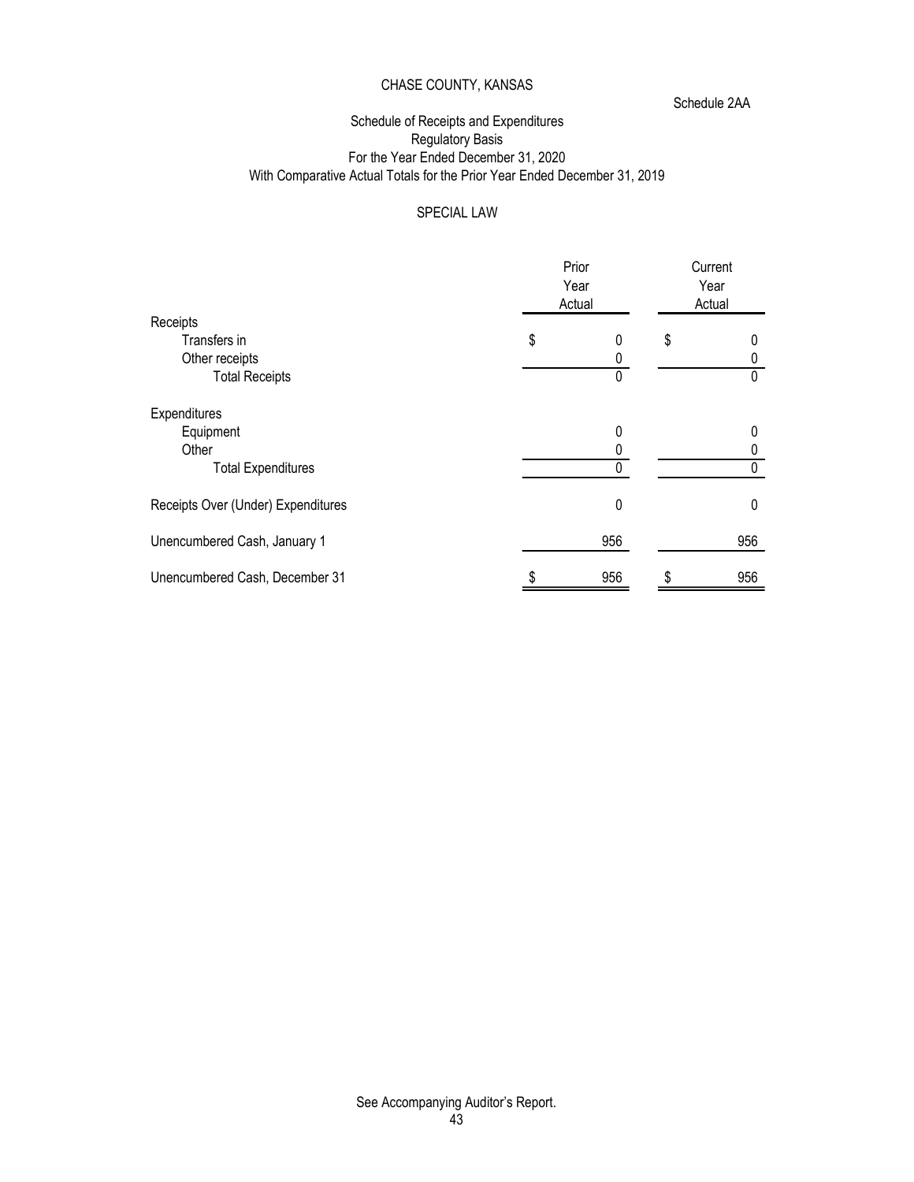# CHASE COUNTY, KANSAS

Schedule 2AA

## Schedule of Receipts and Expenditures
### Regulatory Basis
### For the Year Ended December 31, 2020
### With Comparative Actual Totals for the Prior Year Ended December 31, 2019

### SPECIAL LAW

| | Prior Year Actual | Current Year Actual |
|---|---|---|
| **Receipts** | | |
| Transfers in | $ 0 | $ 0 |
| Other receipts | 0 | 0 |
| Total Receipts | 0 | 0 |
| **Expenditures** | | |
| Equipment | 0 | 0 |
| Other | 0 | 0 |
| Total Expenditures | 0 | 0 |
| Receipts Over (Under) Expenditures | 0 | 0 |
| Unencumbered Cash, January 1 | 956 | 956 |
| Unencumbered Cash, December 31 | $ 956 | $ 956 |

See Accompanying Auditor's Report.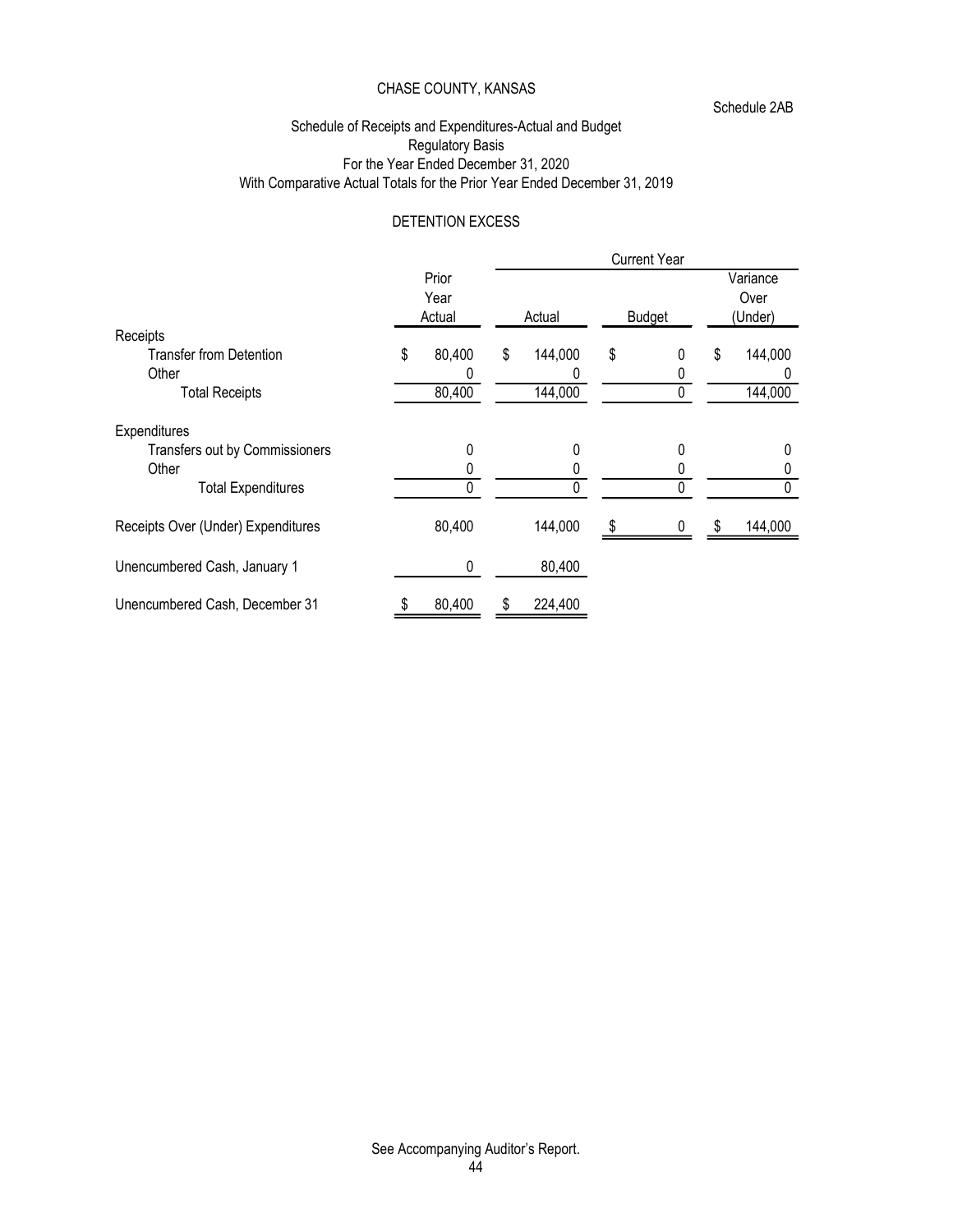# CHASE COUNTY, KANSAS

Schedule 2AB

## Schedule of Receipts and Expenditures-Actual and Budget
### Regulatory Basis
### For the Year Ended December 31, 2020
### With Comparative Actual Totals for the Prior Year Ended December 31, 2019

### DETENTION EXCESS

| | Prior Year Actual | Current Year | | |
|---|---|---|---|---|
| | | Actual | Budget | Variance Over (Under) |
| **Receipts** | | | | |
| Transfer from Detention | $ 80,400 | $ 144,000 | $ 0 | $ 144,000 |
| Other | 0 | 0 | 0 | 0 |
| Total Receipts | 80,400 | 144,000 | 0 | 144,000 |
| **Expenditures** | | | | |
| Transfers out by Commissioners | 0 | 0 | 0 | 0 |
| Other | 0 | 0 | 0 | 0 |
| Total Expenditures | 0 | 0 | 0 | 0 |
| Receipts Over (Under) Expenditures | 80,400 | 144,000 | $ 0 | $ 144,000 |
| Unencumbered Cash, January 1 | 0 | 80,400 | | |
| Unencumbered Cash, December 31 | $ 80,400 | $ 224,400 | | |

See Accompanying Auditor's Report.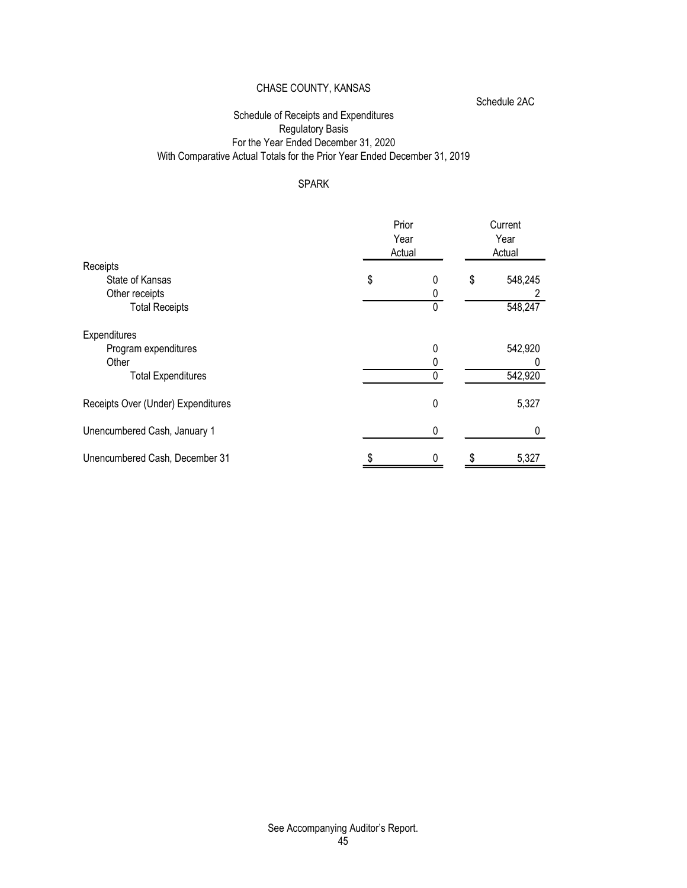CHASE COUNTY, KANSAS

Schedule 2AC

Schedule of Receipts and Expenditures
Regulatory Basis
For the Year Ended December 31, 2020
With Comparative Actual Totals for the Prior Year Ended December 31, 2019

SPARK

| | Prior Year Actual | Current Year Actual |
|---|---|---|
| Receipts | | |
| State of Kansas | $ 0 | $ 548,245 |
| Other receipts | 0 | 2 |
| Total Receipts | 0 | 548,247 |
| Expenditures | | |
| Program expenditures | 0 | 542,920 |
| Other | 0 | 0 |
| Total Expenditures | 0 | 542,920 |
| Receipts Over (Under) Expenditures | 0 | 5,327 |
| Unencumbered Cash, January 1 | 0 | 0 |
| Unencumbered Cash, December 31 | $ 0 | $ 5,327 |

See Accompanying Auditor's Report.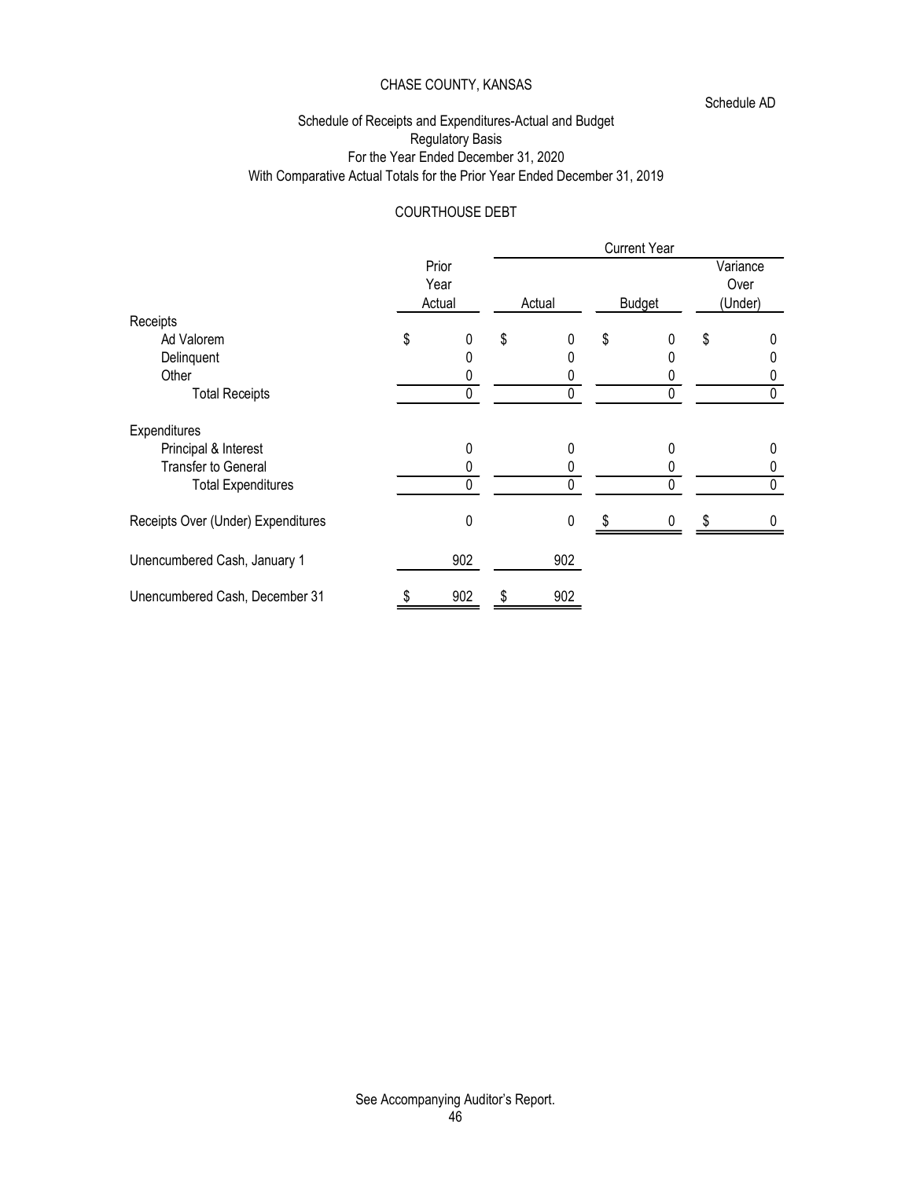CHASE COUNTY, KANSAS

Schedule AD

Schedule of Receipts and Expenditures-Actual and Budget
Regulatory Basis
For the Year Ended December 31, 2020
With Comparative Actual Totals for the Prior Year Ended December 31, 2019

COURTHOUSE DEBT

| | Prior Year Actual | Current Year | | |
|---|---|---|---|---|
| | | Actual | Budget | Variance Over (Under) |
| Receipts | | | | |
| Ad Valorem | $ 0 | $ 0 | $ 0 | $ 0 |
| Delinquent | 0 | 0 | 0 | 0 |
| Other | 0 | 0 | 0 | 0 |
| Total Receipts | 0 | 0 | 0 | 0 |
| Expenditures | | | | |
| Principal & Interest | 0 | 0 | 0 | 0 |
| Transfer to General | 0 | 0 | 0 | 0 |
| Total Expenditures | 0 | 0 | 0 | 0 |
| Receipts Over (Under) Expenditures | 0 | 0 | $ 0 | $ 0 |
| Unencumbered Cash, January 1 | 902 | 902 | | |
| Unencumbered Cash, December 31 | $ 902 | $ 902 | | |

See Accompanying Auditor's Report.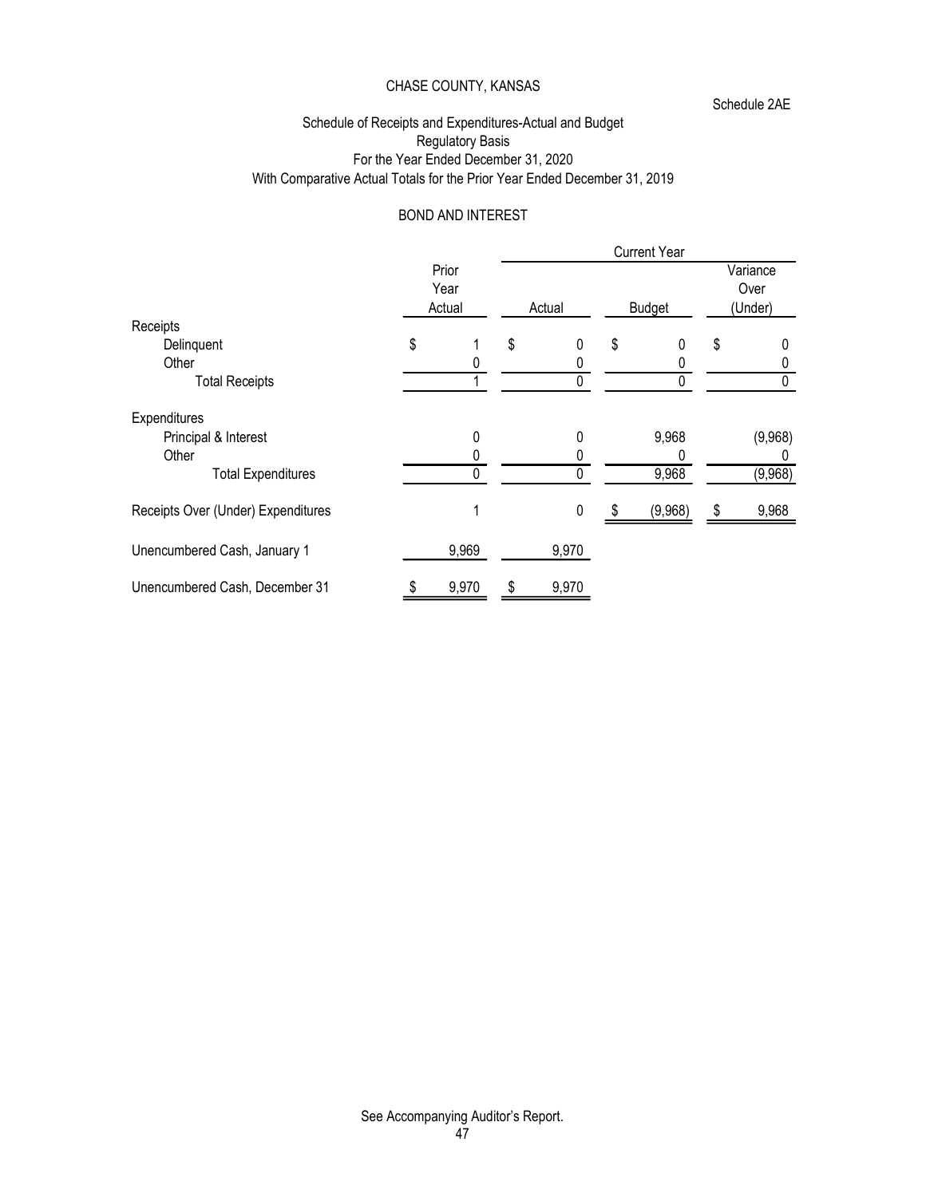CHASE COUNTY, KANSAS

Schedule 2AE

Schedule of Receipts and Expenditures-Actual and Budget
Regulatory Basis
For the Year Ended December 31, 2020
With Comparative Actual Totals for the Prior Year Ended December 31, 2019

BOND AND INTEREST

| | Prior Year Actual | Current Year Actual | Current Year Budget | Current Year Variance Over (Under) |
|---|---|---|---|---|
| Receipts | | | | |
| Delinquent | $ 1 | $ 0 | $ 0 | $ 0 |
| Other | 0 | 0 | 0 | 0 |
| Total Receipts | 1 | 0 | 0 | 0 |
| Expenditures | | | | |
| Principal & Interest | 0 | 0 | 9,968 | (9,968) |
| Other | 0 | 0 | 0 | 0 |
| Total Expenditures | 0 | 0 | 9,968 | (9,968) |
| Receipts Over (Under) Expenditures | 1 | 0 | $ (9,968) | $ 9,968 |
| Unencumbered Cash, January 1 | 9,969 | 9,970 | | |
| Unencumbered Cash, December 31 | $ 9,970 | $ 9,970 | | |

See Accompanying Auditor's Report.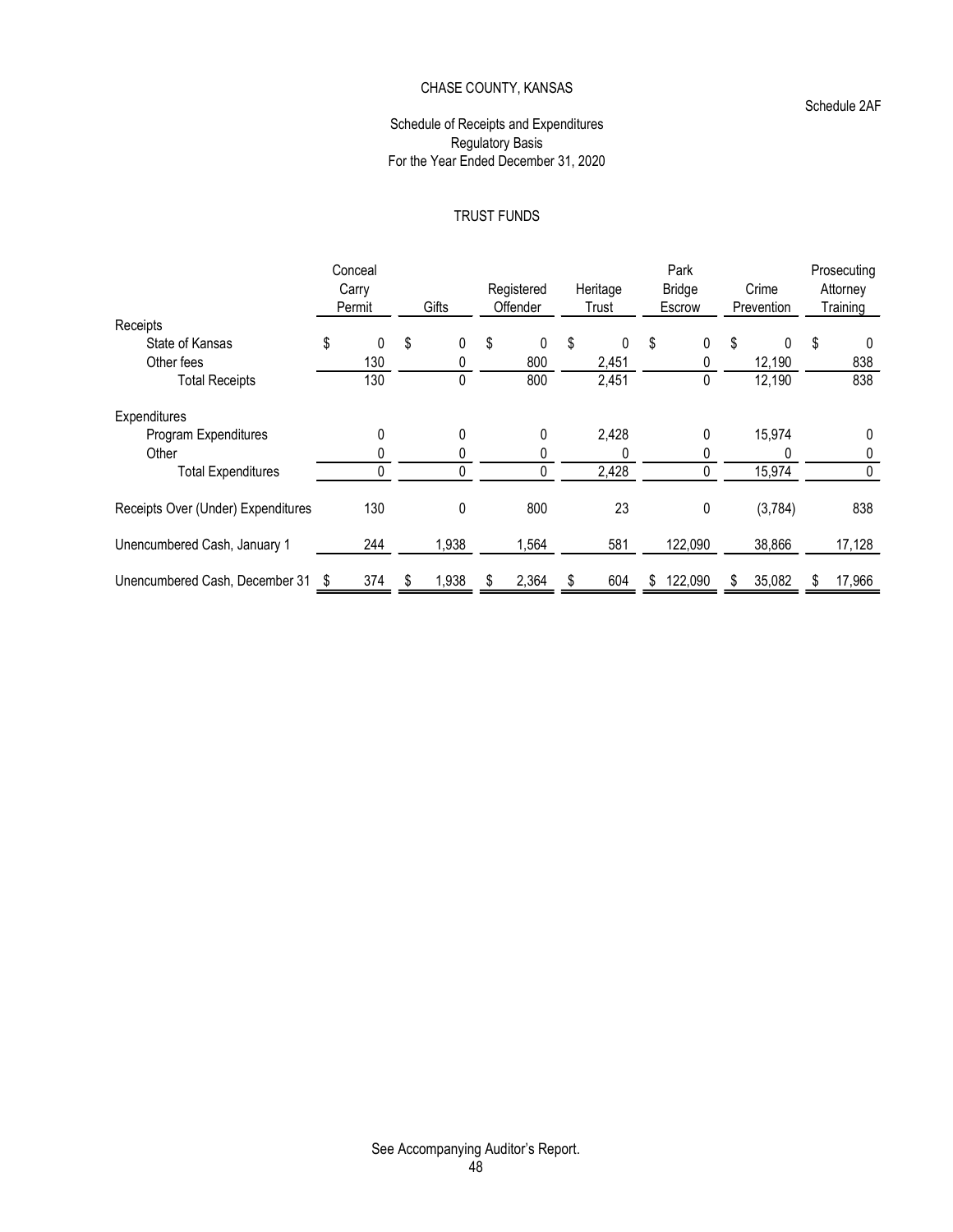CHASE COUNTY, KANSAS

Schedule 2AF

Schedule of Receipts and Expenditures
Regulatory Basis
For the Year Ended December 31, 2020

TRUST FUNDS

| | Conceal Carry Permit | Gifts | Registered Offender | Heritage Trust | Park Bridge Escrow | Crime Prevention | Prosecuting Attorney Training |
|---|---|---|---|---|---|---|---|
| Receipts | | | | | | | |
| State of Kansas | $ 0 | $ 0 | $ 0 | $ 0 | $ 0 | $ 0 | $ 0 |
| Other fees | 130 | 0 | 800 | 2,451 | 0 | 12,190 | 838 |
| Total Receipts | 130 | 0 | 800 | 2,451 | 0 | 12,190 | 838 |
| Expenditures | | | | | | | |
| Program Expenditures | 0 | 0 | 0 | 2,428 | 0 | 15,974 | 0 |
| Other | 0 | 0 | 0 | 0 | 0 | 0 | 0 |
| Total Expenditures | 0 | 0 | 0 | 2,428 | 0 | 15,974 | 0 |
| Receipts Over (Under) Expenditures | 130 | 0 | 800 | 23 | 0 | (3,784) | 838 |
| Unencumbered Cash, January 1 | 244 | 1,938 | 1,564 | 581 | 122,090 | 38,866 | 17,128 |
| Unencumbered Cash, December 31 | $ 374 | $ 1,938 | $ 2,364 | $ 604 | $ 122,090 | $ 35,082 | $ 17,966 |

See Accompanying Auditor's Report.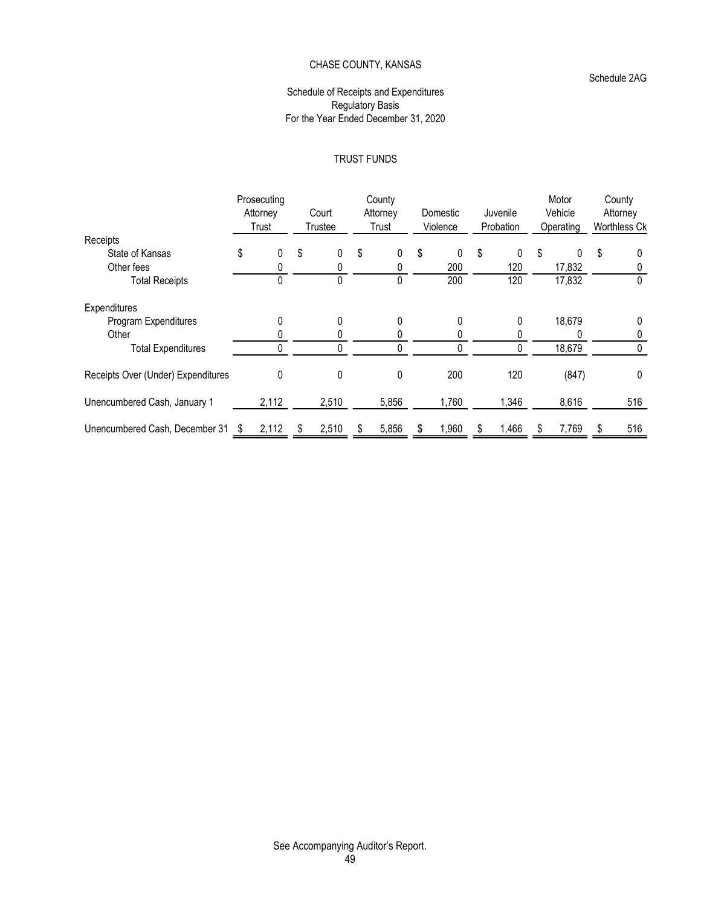# CHASE COUNTY, KANSAS

Schedule 2AG

## Schedule of Receipts and Expenditures
### Regulatory Basis
### For the Year Ended December 31, 2020

### TRUST FUNDS

| | Prosecuting Attorney Trust | Court Trustee | County Attorney Trust | Domestic Violence | Juvenile Probation | Motor Vehicle Operating | County Attorney Worthless Ck |
|---|---|---|---|---|---|---|---|
| Receipts | | | | | | | |
| State of Kansas | $ 0 | $ 0 | $ 0 | $ 0 | $ 0 | $ 0 | $ 0 |
| Other fees | 0 | 0 | 0 | 200 | 120 | 17,832 | 0 |
| Total Receipts | 0 | 0 | 0 | 200 | 120 | 17,832 | 0 |
| Expenditures | | | | | | | |
| Program Expenditures | 0 | 0 | 0 | 0 | 0 | 18,679 | 0 |
| Other | 0 | 0 | 0 | 0 | 0 | 0 | 0 |
| Total Expenditures | 0 | 0 | 0 | 0 | 0 | 18,679 | 0 |
| Receipts Over (Under) Expenditures | 0 | 0 | 0 | 200 | 120 | (847) | 0 |
| Unencumbered Cash, January 1 | 2,112 | 2,510 | 5,856 | 1,760 | 1,346 | 8,616 | 516 |
| Unencumbered Cash, December 31 | $ 2,112 | $ 2,510 | $ 5,856 | $ 1,960 | $ 1,466 | $ 7,769 | $ 516 |

See Accompanying Auditor's Report.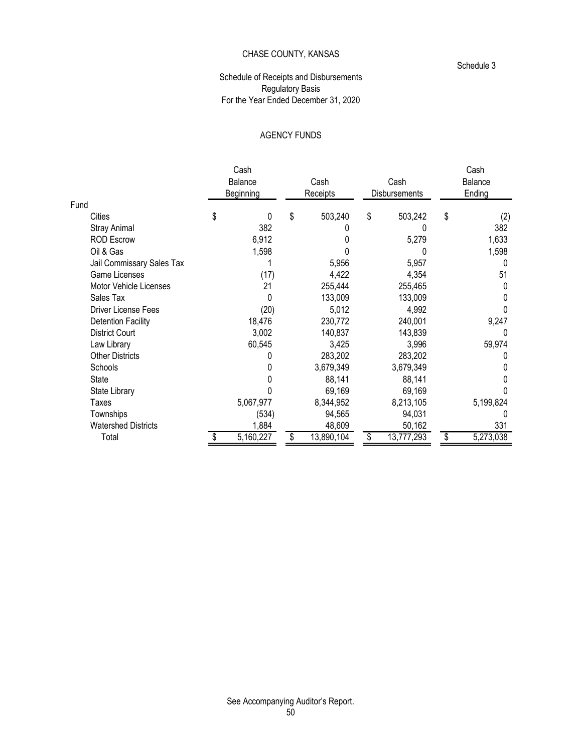CHASE COUNTY, KANSAS

Schedule 3

Schedule of Receipts and Disbursements
Regulatory Basis
For the Year Ended December 31, 2020

AGENCY FUNDS

| Fund | Cash Balance Beginning | Cash Receipts | Cash Disbursements | Cash Balance Ending |
|---|---|---|---|---|
| Cities | $ 0 | $ 503,240 | $ 503,242 | $ (2) |
| Stray Animal | 382 | 0 | 0 | 382 |
| ROD Escrow | 6,912 | 0 | 5,279 | 1,633 |
| Oil & Gas | 1,598 | 0 | 0 | 1,598 |
| Jail Commissary Sales Tax | 1 | 5,956 | 5,957 | 0 |
| Game Licenses | (17) | 4,422 | 4,354 | 51 |
| Motor Vehicle Licenses | 21 | 255,444 | 255,465 | 0 |
| Sales Tax | 0 | 133,009 | 133,009 | 0 |
| Driver License Fees | (20) | 5,012 | 4,992 | 0 |
| Detention Facility | 18,476 | 230,772 | 240,001 | 9,247 |
| District Court | 3,002 | 140,837 | 143,839 | 0 |
| Law Library | 60,545 | 3,425 | 3,996 | 59,974 |
| Other Districts | 0 | 283,202 | 283,202 | 0 |
| Schools | 0 | 3,679,349 | 3,679,349 | 0 |
| State | 0 | 88,141 | 88,141 | 0 |
| State Library | 0 | 69,169 | 69,169 | 0 |
| Taxes | 5,067,977 | 8,344,952 | 8,213,105 | 5,199,824 |
| Townships | (534) | 94,565 | 94,031 | 0 |
| Watershed Districts | 1,884 | 48,609 | 50,162 | 331 |
| Total | $ 5,160,227 | $ 13,890,104 | $ 13,777,293 | $ 5,273,038 |

See Accompanying Auditor's Report.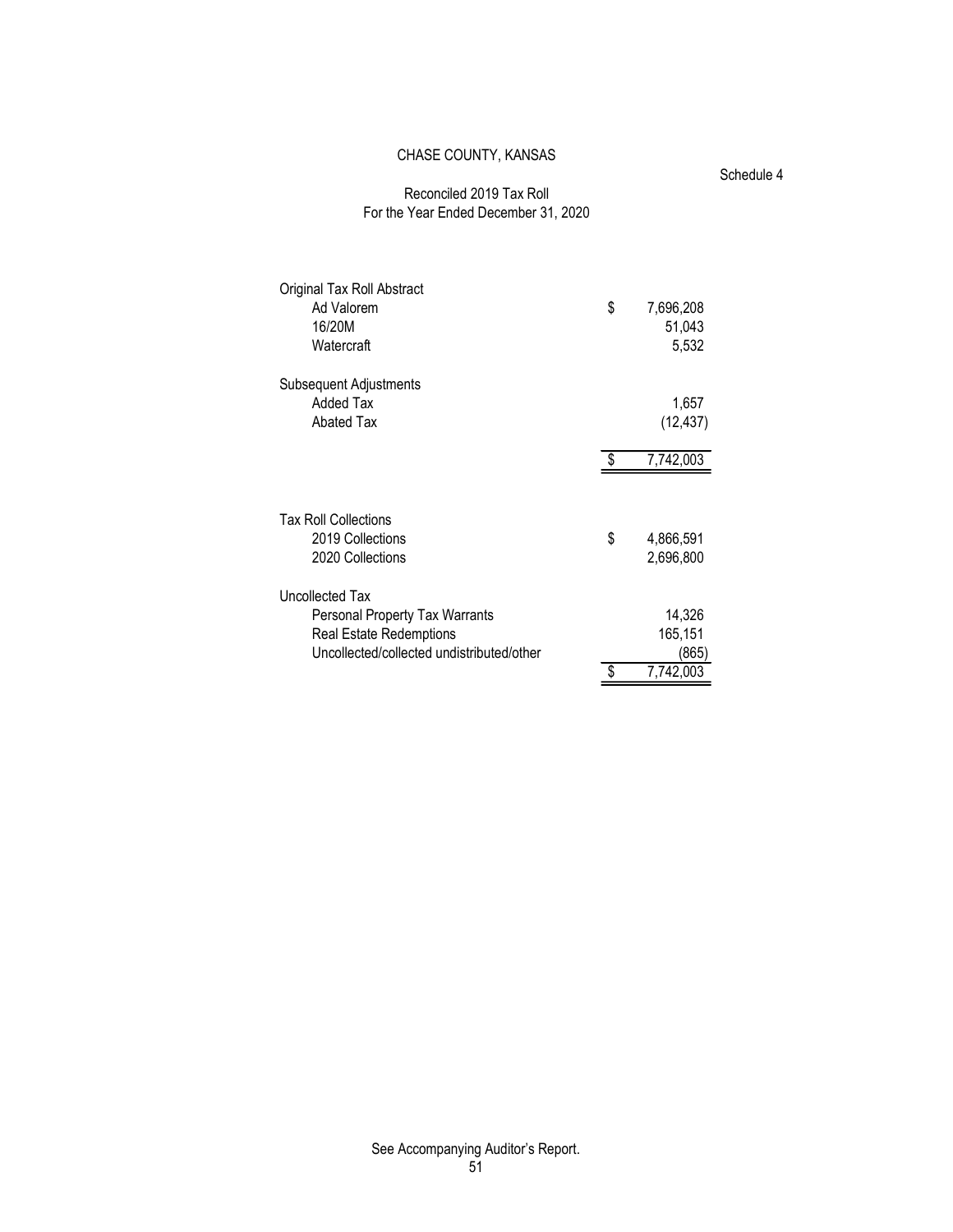# CHASE COUNTY, KANSAS

Schedule 4

## Reconciled 2019 Tax Roll
For the Year Ended December 31, 2020

| | | |
|---|---|---|
| **Original Tax Roll Abstract** | | |
| Ad Valorem | $ | 7,696,208 |
| 16/20M | | 51,043 |
| Watercraft | | 5,532 |
| **Subsequent Adjustments** | | |
| Added Tax | | 1,657 |
| Abated Tax | | (12,437) |
| | $ | 7,742,003 |

| | | |
|---|---|---|
| **Tax Roll Collections** | | |
| 2019 Collections | $ | 4,866,591 |
| 2020 Collections | | 2,696,800 |
| **Uncollected Tax** | | |
| Personal Property Tax Warrants | | 14,326 |
| Real Estate Redemptions | | 165,151 |
| Uncollected/collected undistributed/other | | (865) |
| | $ | 7,742,003 |

See Accompanying Auditor's Report.